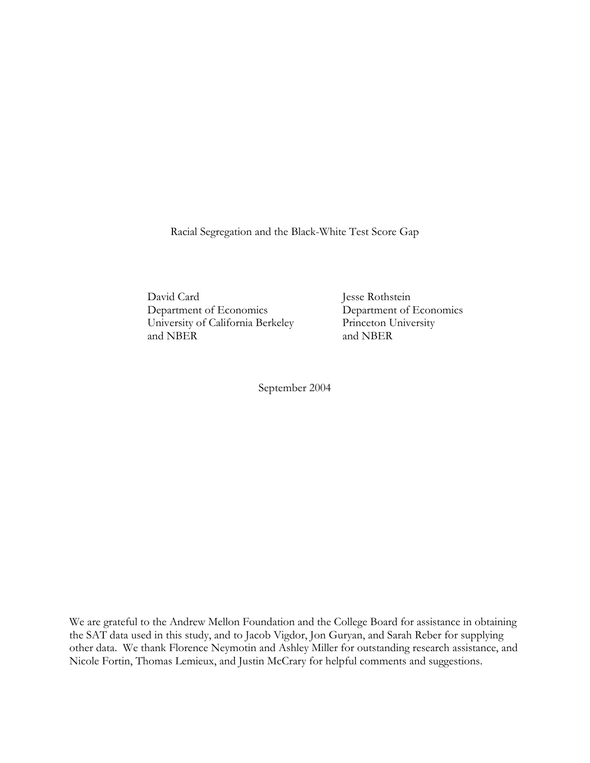# Racial Segregation and the Black-White Test Score Gap

David Card
Department of Economics
University of California Berkeley
and NBER

Jesse Rothstein
Department of Economics
Princeton University
and NBER

September 2004

We are grateful to the Andrew Mellon Foundation and the College Board for assistance in obtaining the SAT data used in this study, and to Jacob Vigdor, Jon Guryan, and Sarah Reber for supplying other data. We thank Florence Neymotin and Ashley Miller for outstanding research assistance, and Nicole Fortin, Thomas Lemieux, and Justin McCrary for helpful comments and suggestions.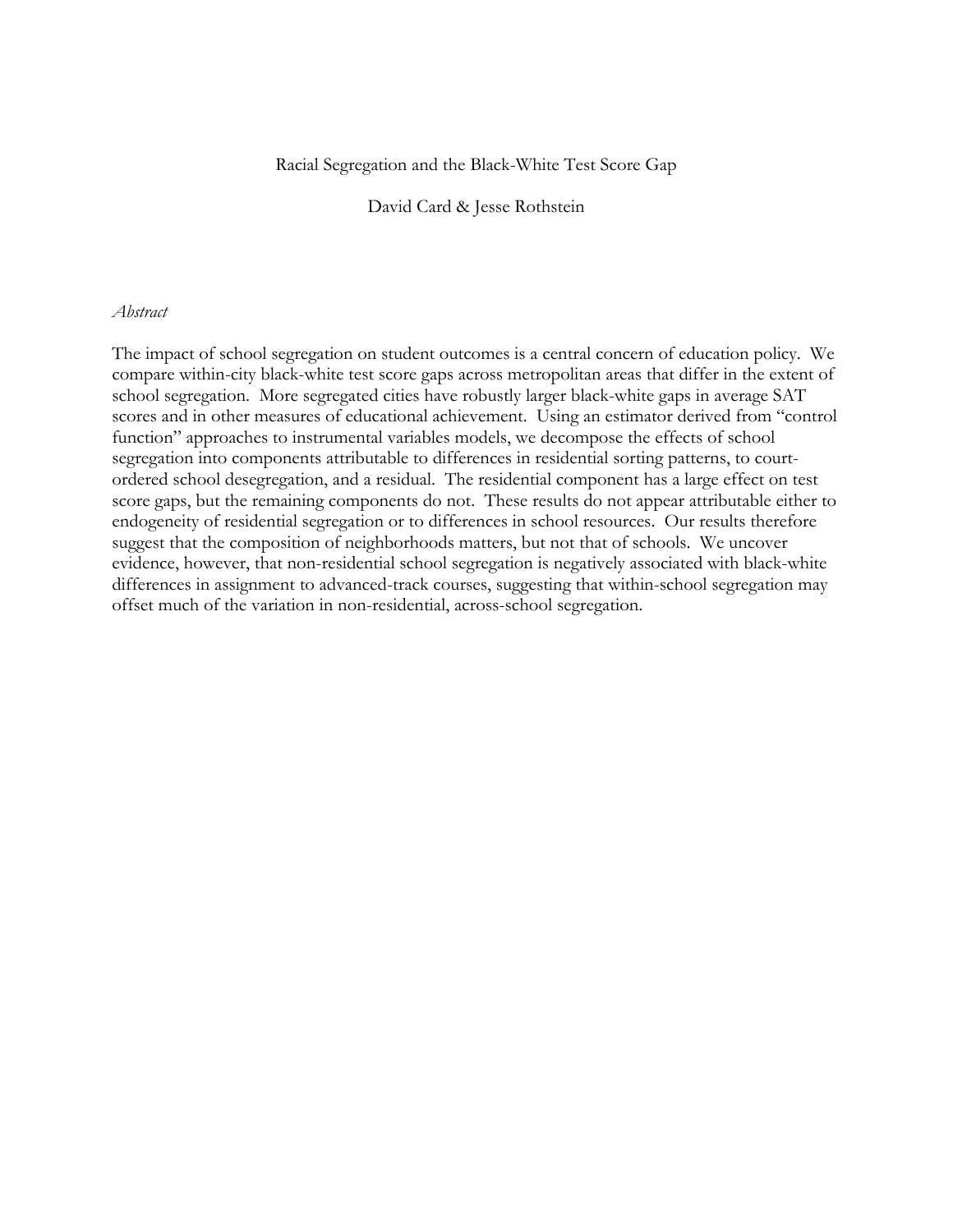# Racial Segregation and the Black-White Test Score Gap

David Card & Jesse Rothstein

*Abstract*

The impact of school segregation on student outcomes is a central concern of education policy. We compare within-city black-white test score gaps across metropolitan areas that differ in the extent of school segregation. More segregated cities have robustly larger black-white gaps in average SAT scores and in other measures of educational achievement. Using an estimator derived from "control function" approaches to instrumental variables models, we decompose the effects of school segregation into components attributable to differences in residential sorting patterns, to court-ordered school desegregation, and a residual. The residential component has a large effect on test score gaps, but the remaining components do not. These results do not appear attributable either to endogeneity of residential segregation or to differences in school resources. Our results therefore suggest that the composition of neighborhoods matters, but not that of schools. We uncover evidence, however, that non-residential school segregation is negatively associated with black-white differences in assignment to advanced-track courses, suggesting that within-school segregation may offset much of the variation in non-residential, across-school segregation.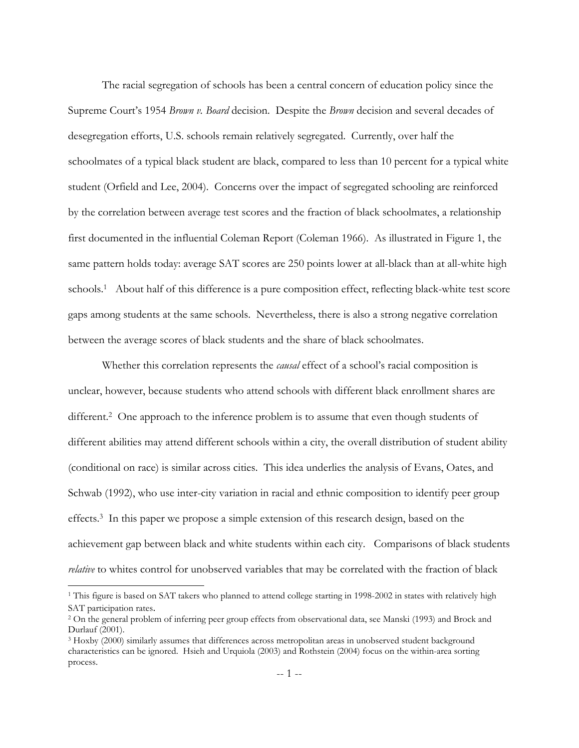The racial segregation of schools has been a central concern of education policy since the Supreme Court's 1954 *Brown v. Board* decision. Despite the *Brown* decision and several decades of desegregation efforts, U.S. schools remain relatively segregated. Currently, over half the schoolmates of a typical black student are black, compared to less than 10 percent for a typical white student (Orfield and Lee, 2004). Concerns over the impact of segregated schooling are reinforced by the correlation between average test scores and the fraction of black schoolmates, a relationship first documented in the influential Coleman Report (Coleman 1966). As illustrated in Figure 1, the same pattern holds today: average SAT scores are 250 points lower at all-black than at all-white high schools.[1] About half of this difference is a pure composition effect, reflecting black-white test score gaps among students at the same schools. Nevertheless, there is also a strong negative correlation between the average scores of black students and the share of black schoolmates.

Whether this correlation represents the *causal* effect of a school's racial composition is unclear, however, because students who attend schools with different black enrollment shares are different.[2] One approach to the inference problem is to assume that even though students of different abilities may attend different schools within a city, the overall distribution of student ability (conditional on race) is similar across cities. This idea underlies the analysis of Evans, Oates, and Schwab (1992), who use inter-city variation in racial and ethnic composition to identify peer group effects.[3] In this paper we propose a simple extension of this research design, based on the achievement gap between black and white students within each city. Comparisons of black students *relative* to whites control for unobserved variables that may be correlated with the fraction of black

[1] This figure is based on SAT takers who planned to attend college starting in 1998-2002 in states with relatively high SAT participation rates.

[2] On the general problem of inferring peer group effects from observational data, see Manski (1993) and Brock and Durlauf (2001).

[3] Hoxby (2000) similarly assumes that differences across metropolitan areas in unobserved student background characteristics can be ignored. Hsieh and Urquiola (2003) and Rothstein (2004) focus on the within-area sorting process.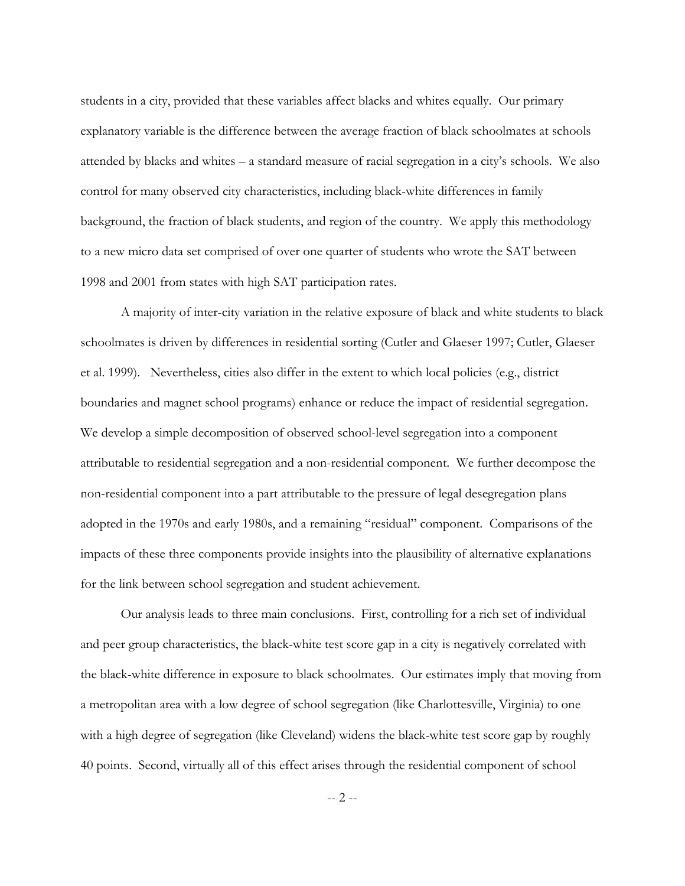students in a city, provided that these variables affect blacks and whites equally. Our primary explanatory variable is the difference between the average fraction of black schoolmates at schools attended by blacks and whites – a standard measure of racial segregation in a city's schools. We also control for many observed city characteristics, including black-white differences in family background, the fraction of black students, and region of the country. We apply this methodology to a new micro data set comprised of over one quarter of students who wrote the SAT between 1998 and 2001 from states with high SAT participation rates.

A majority of inter-city variation in the relative exposure of black and white students to black schoolmates is driven by differences in residential sorting (Cutler and Glaeser 1997; Cutler, Glaeser et al. 1999). Nevertheless, cities also differ in the extent to which local policies (e.g., district boundaries and magnet school programs) enhance or reduce the impact of residential segregation. We develop a simple decomposition of observed school-level segregation into a component attributable to residential segregation and a non-residential component. We further decompose the non-residential component into a part attributable to the pressure of legal desegregation plans adopted in the 1970s and early 1980s, and a remaining "residual" component. Comparisons of the impacts of these three components provide insights into the plausibility of alternative explanations for the link between school segregation and student achievement.

Our analysis leads to three main conclusions. First, controlling for a rich set of individual and peer group characteristics, the black-white test score gap in a city is negatively correlated with the black-white difference in exposure to black schoolmates. Our estimates imply that moving from a metropolitan area with a low degree of school segregation (like Charlottesville, Virginia) to one with a high degree of segregation (like Cleveland) widens the black-white test score gap by roughly 40 points. Second, virtually all of this effect arises through the residential component of school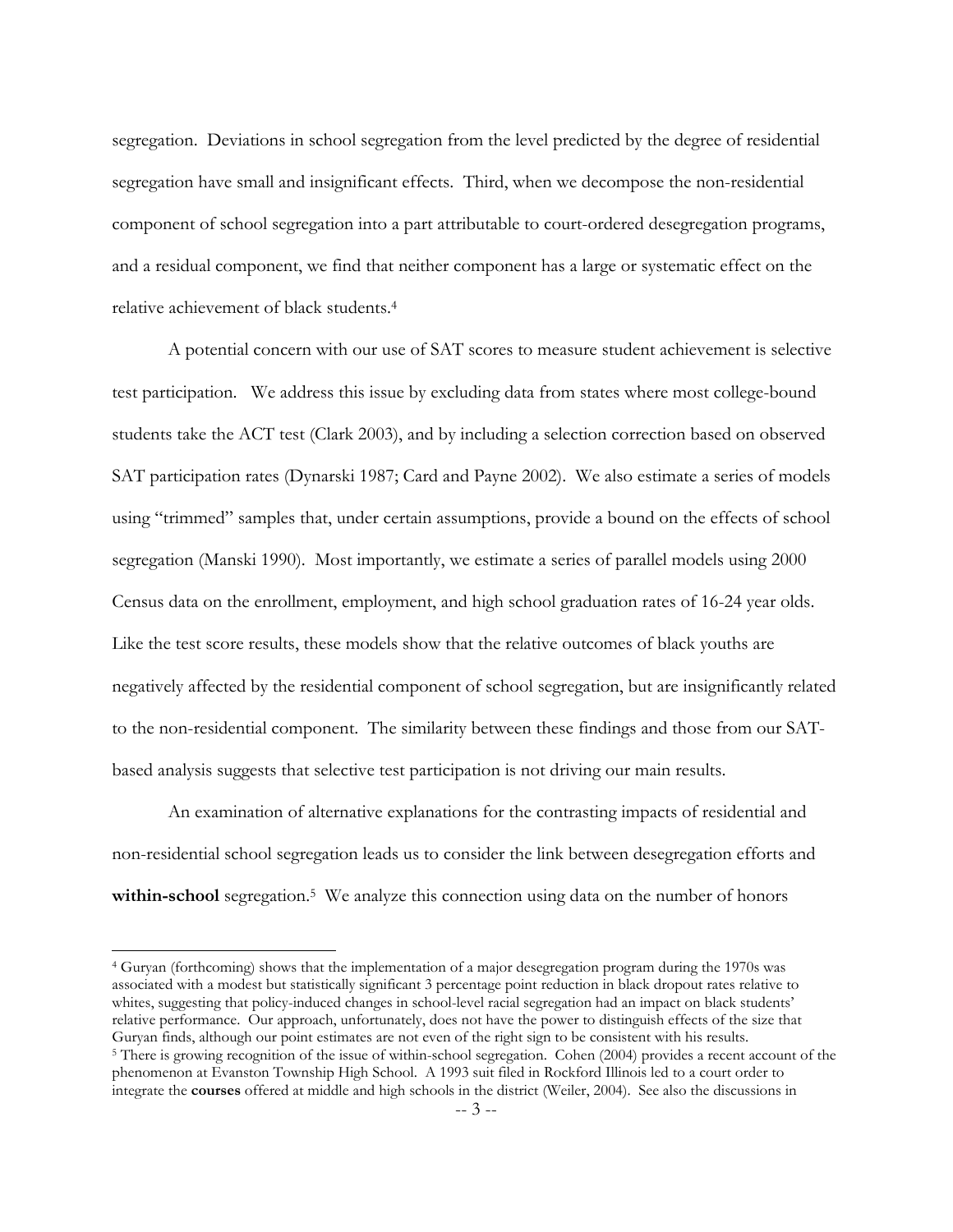segregation. Deviations in school segregation from the level predicted by the degree of residential segregation have small and insignificant effects. Third, when we decompose the non-residential component of school segregation into a part attributable to court-ordered desegregation programs, and a residual component, we find that neither component has a large or systematic effect on the relative achievement of black students.[4]

A potential concern with our use of SAT scores to measure student achievement is selective test participation. We address this issue by excluding data from states where most college-bound students take the ACT test (Clark 2003), and by including a selection correction based on observed SAT participation rates (Dynarski 1987; Card and Payne 2002). We also estimate a series of models using "trimmed" samples that, under certain assumptions, provide a bound on the effects of school segregation (Manski 1990). Most importantly, we estimate a series of parallel models using 2000 Census data on the enrollment, employment, and high school graduation rates of 16-24 year olds. Like the test score results, these models show that the relative outcomes of black youths are negatively affected by the residential component of school segregation, but are insignificantly related to the non-residential component. The similarity between these findings and those from our SAT-based analysis suggests that selective test participation is not driving our main results.

An examination of alternative explanations for the contrasting impacts of residential and non-residential school segregation leads us to consider the link between desegregation efforts and **within-school** segregation.[5] We analyze this connection using data on the number of honors

[4] Guryan (forthcoming) shows that the implementation of a major desegregation program during the 1970s was associated with a modest but statistically significant 3 percentage point reduction in black dropout rates relative to whites, suggesting that policy-induced changes in school-level racial segregation had an impact on black students' relative performance. Our approach, unfortunately, does not have the power to distinguish effects of the size that Guryan finds, although our point estimates are not even of the right sign to be consistent with his results.

[5] There is growing recognition of the issue of within-school segregation. Cohen (2004) provides a recent account of the phenomenon at Evanston Township High School. A 1993 suit filed in Rockford Illinois led to a court order to integrate the **courses** offered at middle and high schools in the district (Weiler, 2004). See also the discussions in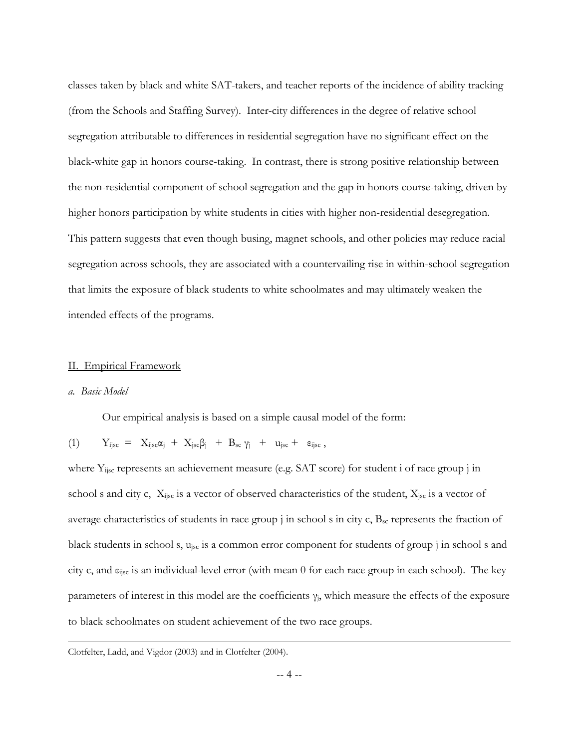classes taken by black and white SAT-takers, and teacher reports of the incidence of ability tracking (from the Schools and Staffing Survey). Inter-city differences in the degree of relative school segregation attributable to differences in residential segregation have no significant effect on the black-white gap in honors course-taking. In contrast, there is strong positive relationship between the non-residential component of school segregation and the gap in honors course-taking, driven by higher honors participation by white students in cities with higher non-residential desegregation. This pattern suggests that even though busing, magnet schools, and other policies may reduce racial segregation across schools, they are associated with a countervailing rise in within-school segregation that limits the exposure of black students to white schoolmates and may ultimately weaken the intended effects of the programs.

## II. Empirical Framework

### *a. Basic Model*

Our empirical analysis is based on a simple causal model of the form:

$$Y_{ijsc} = X_{ijsc}\alpha_j + X_{jsc}\beta_j + B_{sc}\gamma_j + u_{jsc} + \varepsilon_{ijsc}, \quad (1)$$

where $Y_{ijsc}$ represents an achievement measure (e.g. SAT score) for student i of race group j in school s and city c, $X_{ijsc}$ is a vector of observed characteristics of the student, $X_{jsc}$ is a vector of average characteristics of students in race group j in school s in city c, $B_{sc}$ represents the fraction of black students in school s, $u_{jsc}$ is a common error component for students of group j in school s and city c, and $\varepsilon_{ijsc}$ is an individual-level error (with mean 0 for each race group in each school). The key parameters of interest in this model are the coefficients $\gamma_j$, which measure the effects of the exposure to black schoolmates on student achievement of the two race groups.

---

Clotfelter, Ladd, and Vigdor (2003) and in Clotfelter (2004).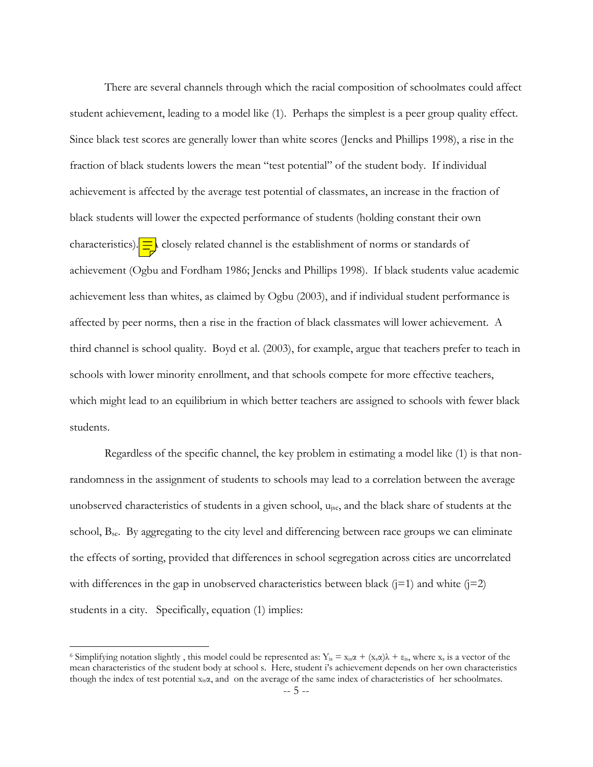There are several channels through which the racial composition of schoolmates could affect student achievement, leading to a model like (1). Perhaps the simplest is a peer group quality effect. Since black test scores are generally lower than white scores (Jencks and Phillips 1998), a rise in the fraction of black students lowers the mean "test potential" of the student body. If individual achievement is affected by the average test potential of classmates, an increase in the fraction of black students will lower the expected performance of students (holding constant their own characteristics).[6] A closely related channel is the establishment of norms or standards of achievement (Ogbu and Fordham 1986; Jencks and Phillips 1998). If black students value academic achievement less than whites, as claimed by Ogbu (2003), and if individual student performance is affected by peer norms, then a rise in the fraction of black classmates will lower achievement. A third channel is school quality. Boyd et al. (2003), for example, argue that teachers prefer to teach in schools with lower minority enrollment, and that schools compete for more effective teachers, which might lead to an equilibrium in which better teachers are assigned to schools with fewer black students.

Regardless of the specific channel, the key problem in estimating a model like (1) is that non-randomness in the assignment of students to schools may lead to a correlation between the average unobserved characteristics of students in a given school, $u_{jsc}$, and the black share of students at the school, $B_{sc}$. By aggregating to the city level and differencing between race groups we can eliminate the effects of sorting, provided that differences in school segregation across cities are uncorrelated with differences in the gap in unobserved characteristics between black ($j=1$) and white ($j=2$) students in a city. Specifically, equation (1) implies:

[6] Simplifying notation slightly , this model could be represented as: $Y_{is} = x_{is}\alpha + (x_s\alpha)\lambda + \varepsilon_{is}$, where $x_s$ is a vector of the mean characteristics of the student body at school s. Here, student i's achievement depends on her own characteristics though the index of test potential $x_{is}\alpha$, and on the average of the same index of characteristics of her schoolmates.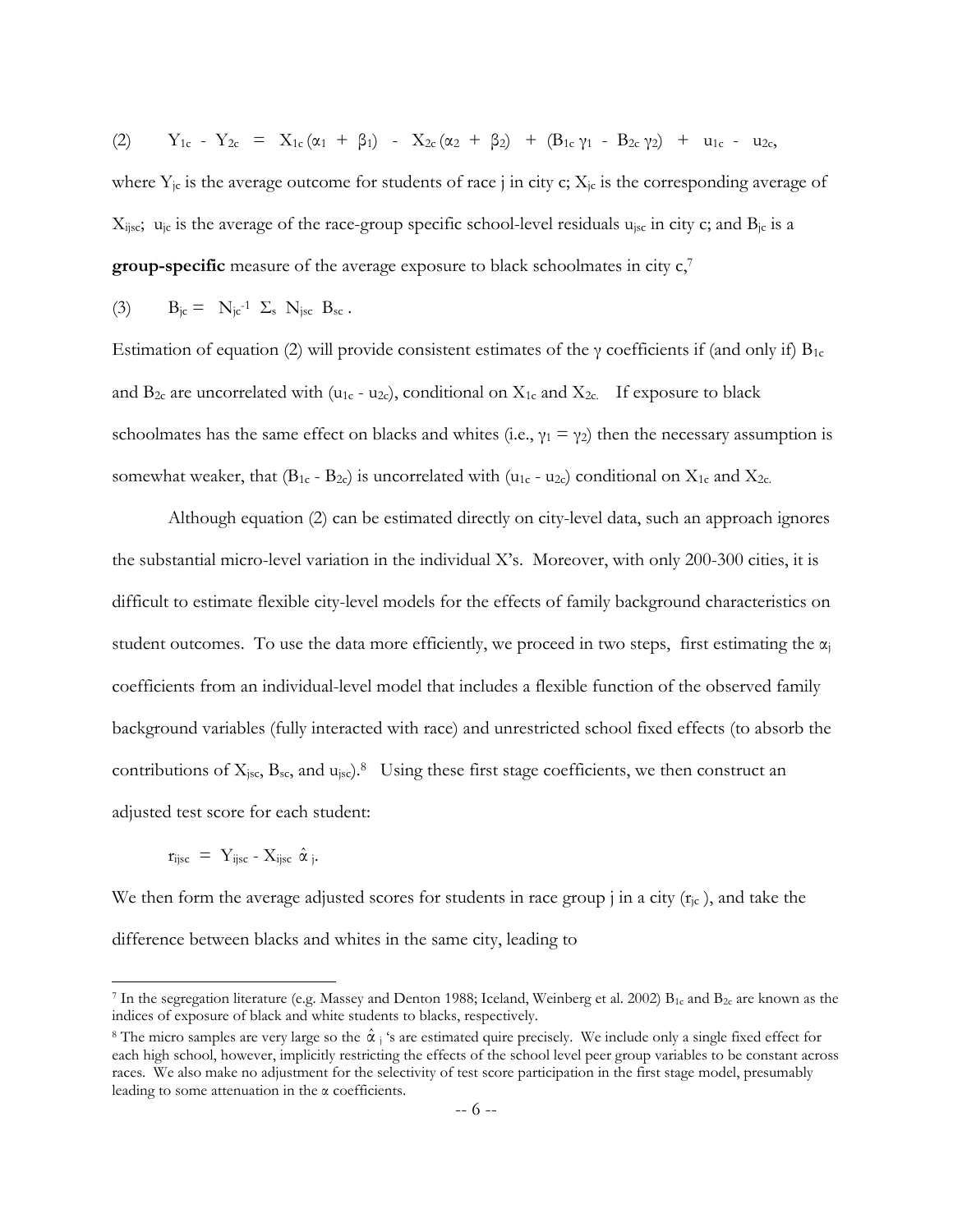$$(2) \qquad Y_{1c} - Y_{2c} = X_{1c}(\alpha_1 + \beta_1) - X_{2c}(\alpha_2 + \beta_2) + (B_{1c}\gamma_1 - B_{2c}\gamma_2) + u_{1c} - u_{2c},$$

where $Y_{jc}$ is the average outcome for students of race j in city c; $X_{jc}$ is the corresponding average of $X_{ijsc}$; $u_{jc}$ is the average of the race-group specific school-level residuals $u_{jsc}$ in city c; and $B_{jc}$ is a **group-specific** measure of the average exposure to black schoolmates in city c,[7]

$$(3) \qquad B_{jc} = N_{jc}^{-1} \Sigma_s N_{jsc} B_{sc}.$$

Estimation of equation (2) will provide consistent estimates of the γ coefficients if (and only if) $B_{1c}$ and $B_{2c}$ are uncorrelated with $(u_{1c} - u_{2c})$, conditional on $X_{1c}$ and $X_{2c}$. If exposure to black schoolmates has the same effect on blacks and whites (i.e., $\gamma_1 = \gamma_2$) then the necessary assumption is somewhat weaker, that $(B_{1c} - B_{2c})$ is uncorrelated with $(u_{1c} - u_{2c})$ conditional on $X_{1c}$ and $X_{2c}$.

Although equation (2) can be estimated directly on city-level data, such an approach ignores the substantial micro-level variation in the individual X's. Moreover, with only 200-300 cities, it is difficult to estimate flexible city-level models for the effects of family background characteristics on student outcomes. To use the data more efficiently, we proceed in two steps, first estimating the $\alpha_j$ coefficients from an individual-level model that includes a flexible function of the observed family background variables (fully interacted with race) and unrestricted school fixed effects (to absorb the contributions of $X_{jsc}$, $B_{sc}$, and $u_{jsc}$).[8] Using these first stage coefficients, we then construct an adjusted test score for each student:

$$r_{ijsc} = Y_{ijsc} - X_{ijsc}\,\hat{\alpha}_j.$$

We then form the average adjusted scores for students in race group j in a city ($r_{jc}$), and take the difference between blacks and whites in the same city, leading to

---

[7] In the segregation literature (e.g. Massey and Denton 1988; Iceland, Weinberg et al. 2002) $B_{1c}$ and $B_{2c}$ are known as the indices of exposure of black and white students to blacks, respectively.

[8] The micro samples are very large so the $\hat{\alpha}_j$ 's are estimated quire precisely. We include only a single fixed effect for each high school, however, implicitly restricting the effects of the school level peer group variables to be constant across races. We also make no adjustment for the selectivity of test score participation in the first stage model, presumably leading to some attenuation in the α coefficients.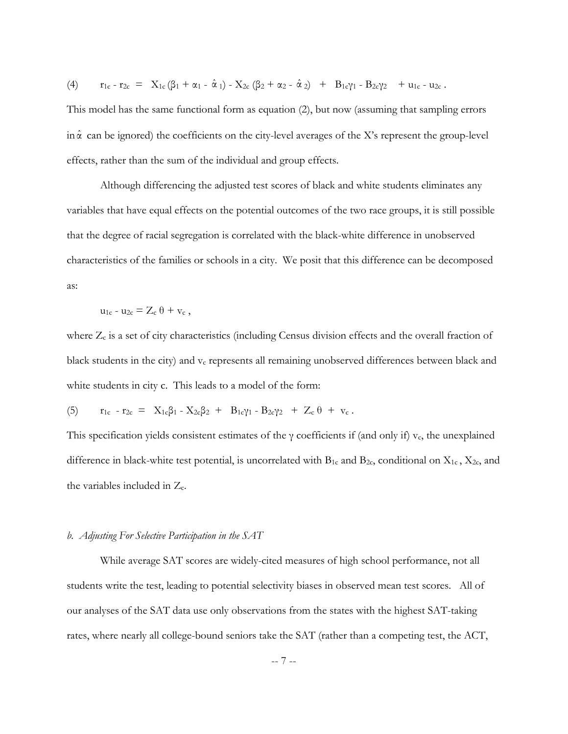$$(4) \qquad r_{1c} - r_{2c} = X_{1c}(\beta_1 + \alpha_1 - \hat{\alpha}_1) - X_{2c}(\beta_2 + \alpha_2 - \hat{\alpha}_2) + B_{1c}\gamma_1 - B_{2c}\gamma_2 + u_{1c} - u_{2c} .$$

This model has the same functional form as equation (2), but now (assuming that sampling errors in $\hat{\alpha}$ can be ignored) the coefficients on the city-level averages of the X's represent the group-level effects, rather than the sum of the individual and group effects.

Although differencing the adjusted test scores of black and white students eliminates any variables that have equal effects on the potential outcomes of the two race groups, it is still possible that the degree of racial segregation is correlated with the black-white difference in unobserved characteristics of the families or schools in a city. We posit that this difference can be decomposed as:

$$u_{1c} - u_{2c} = Z_c \theta + v_c ,$$

where $Z_c$ is a set of city characteristics (including Census division effects and the overall fraction of black students in the city) and $v_c$ represents all remaining unobserved differences between black and white students in city c. This leads to a model of the form:

$$(5) \qquad r_{1c} - r_{2c} = X_{1c}\beta_1 - X_{2c}\beta_2 + B_{1c}\gamma_1 - B_{2c}\gamma_2 + Z_c \theta + v_c .$$

This specification yields consistent estimates of the $\gamma$ coefficients if (and only if) $v_c$, the unexplained difference in black-white test potential, is uncorrelated with $B_{1c}$ and $B_{2c}$, conditional on $X_{1c}$, $X_{2c}$, and the variables included in $Z_c$.

### *b. Adjusting For Selective Participation in the SAT*

While average SAT scores are widely-cited measures of high school performance, not all students write the test, leading to potential selectivity biases in observed mean test scores. All of our analyses of the SAT data use only observations from the states with the highest SAT-taking rates, where nearly all college-bound seniors take the SAT (rather than a competing test, the ACT,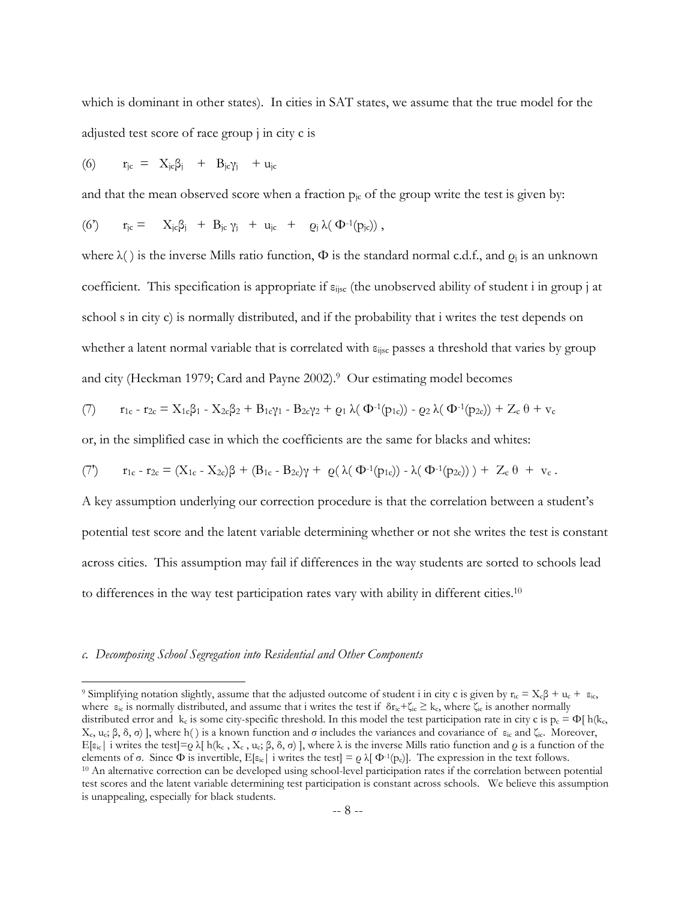which is dominant in other states). In cities in SAT states, we assume that the true model for the adjusted test score of race group j in city c is

$$(6) \qquad r_{jc} = X_{jc}\beta_j + B_{jc}\gamma_j + u_{jc}$$

and that the mean observed score when a fraction $p_{jc}$ of the group write the test is given by:

$$(6') \qquad r_{jc} = X_{jc}\beta_j + B_{jc}\gamma_j + u_{jc} + \varrho_j \lambda(\Phi^{-1}(p_{jc})) ,$$

where $\lambda(\,)$ is the inverse Mills ratio function, $\Phi$ is the standard normal c.d.f., and $\varrho_j$ is an unknown coefficient. This specification is appropriate if $\varepsilon_{ijsc}$ (the unobserved ability of student i in group j at school s in city c) is normally distributed, and if the probability that i writes the test depends on whether a latent normal variable that is correlated with $\varepsilon_{ijsc}$ passes a threshold that varies by group and city (Heckman 1979; Card and Payne 2002).[9] Our estimating model becomes

$$(7) \qquad r_{1c} - r_{2c} = X_{1c}\beta_1 - X_{2c}\beta_2 + B_{1c}\gamma_1 - B_{2c}\gamma_2 + \varrho_1 \lambda(\Phi^{-1}(p_{1c})) - \varrho_2 \lambda(\Phi^{-1}(p_{2c})) + Z_c\theta + v_c$$

or, in the simplified case in which the coefficients are the same for blacks and whites:

$$(7') \qquad r_{1c} - r_{2c} = (X_{1c} - X_{2c})\beta + (B_{1c} - B_{2c})\gamma + \varrho(\lambda(\Phi^{-1}(p_{1c})) - \lambda(\Phi^{-1}(p_{2c}))) + Z_c\theta + v_c .$$

A key assumption underlying our correction procedure is that the correlation between a student's potential test score and the latent variable determining whether or not she writes the test is constant across cities. This assumption may fail if differences in the way students are sorted to schools lead to differences in the way test participation rates vary with ability in different cities.[10]

### *c. Decomposing School Segregation into Residential and Other Components*

---

[9] Simplifying notation slightly, assume that the adjusted outcome of student i in city c is given by $r_{ic} = X_c\beta + u_c + \varepsilon_{ic}$, where $\varepsilon_{ic}$ is normally distributed, and assume that i writes the test if $\delta r_{ic} + \zeta_{ic} \geq k_c$, where $\zeta_{ic}$ is another normally distributed error and $k_c$ is some city-specific threshold. In this model the test participation rate in city c is $p_c = \Phi[\, h(k_c, X_c, u_c; \beta, \delta, \sigma)\,]$, where $h(\,)$ is a known function and $\sigma$ includes the variances and covariance of $\varepsilon_{ic}$ and $\zeta_{ic}$. Moreover, $E[\varepsilon_{ic} |$ i writes the test$] = \varrho\, \lambda[\, h(k_c, X_c, u_c; \beta, \delta, \sigma)\,]$, where $\lambda$ is the inverse Mills ratio function and $\varrho$ is a function of the elements of $\sigma$. Since $\Phi$ is invertible, $E[\varepsilon_{ic} |$ i writes the test$] = \varrho\, \lambda[\Phi^{-1}(p_c)]$. The expression in the text follows.

[10] An alternative correction can be developed using school-level participation rates if the correlation between potential test scores and the latent variable determining test participation is constant across schools. We believe this assumption is unappealing, especially for black students.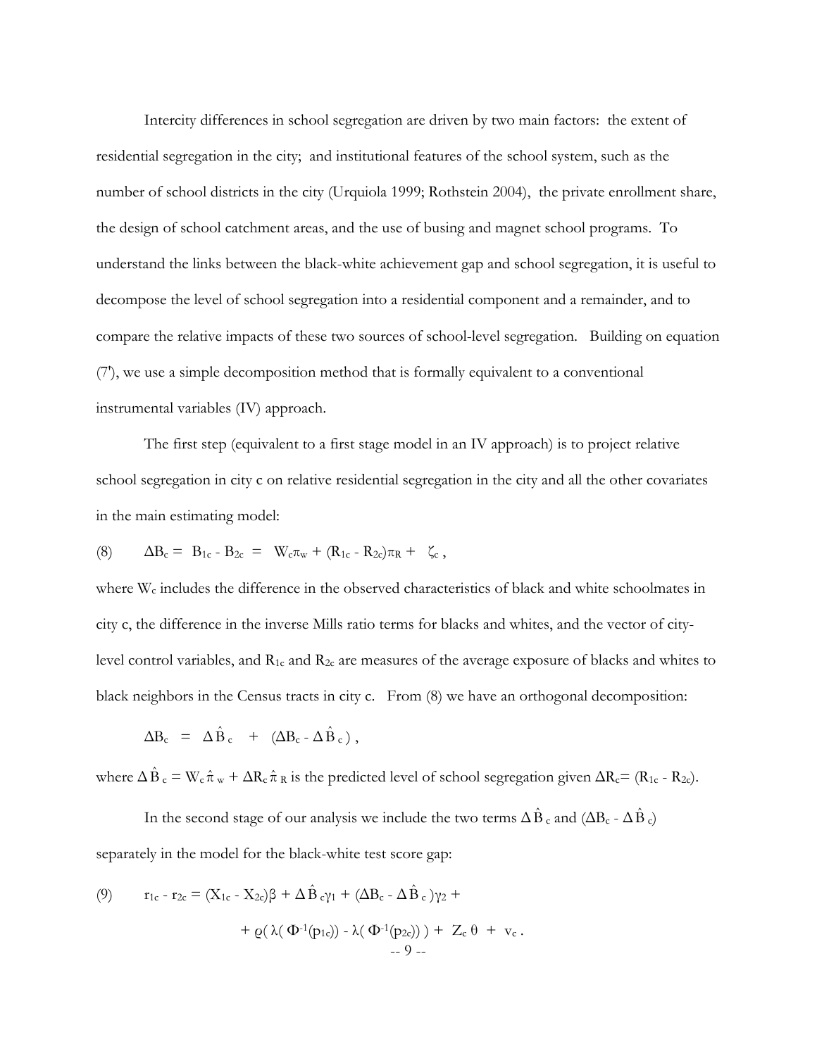Intercity differences in school segregation are driven by two main factors: the extent of residential segregation in the city; and institutional features of the school system, such as the number of school districts in the city (Urquiola 1999; Rothstein 2004), the private enrollment share, the design of school catchment areas, and the use of busing and magnet school programs. To understand the links between the black-white achievement gap and school segregation, it is useful to decompose the level of school segregation into a residential component and a remainder, and to compare the relative impacts of these two sources of school-level segregation. Building on equation (7'), we use a simple decomposition method that is formally equivalent to a conventional instrumental variables (IV) approach.

The first step (equivalent to a first stage model in an IV approach) is to project relative school segregation in city c on relative residential segregation in the city and all the other covariates in the main estimating model:

$$(8) \qquad \Delta B_c = B_{1c} - B_{2c} = W_c \pi_w + (R_{1c} - R_{2c})\pi_R + \zeta_c ,$$

where $W_c$ includes the difference in the observed characteristics of black and white schoolmates in city c, the difference in the inverse Mills ratio terms for blacks and whites, and the vector of city-level control variables, and $R_{1c}$ and $R_{2c}$ are measures of the average exposure of blacks and whites to black neighbors in the Census tracts in city c. From (8) we have an orthogonal decomposition:

$$\Delta B_c = \Delta \hat{B}_c + (\Delta B_c - \Delta \hat{B}_c) ,$$

where $\Delta \hat{B}_c = W_c \hat{\pi}_w + \Delta R_c \hat{\pi}_R$ is the predicted level of school segregation given $\Delta R_c = (R_{1c} - R_{2c})$.

In the second stage of our analysis we include the two terms $\Delta \hat{B}_c$ and $(\Delta B_c - \Delta \hat{B}_c)$ separately in the model for the black-white test score gap:

$$(9) \qquad r_{1c} - r_{2c} = (X_{1c} - X_{2c})\beta + \Delta \hat{B}_c \gamma_1 + (\Delta B_c - \Delta \hat{B}_c)\gamma_2 + \\ + \varrho( \lambda( \Phi^{-1}(p_{1c})) - \lambda( \Phi^{-1}(p_{2c})) ) + Z_c \theta + v_c .$$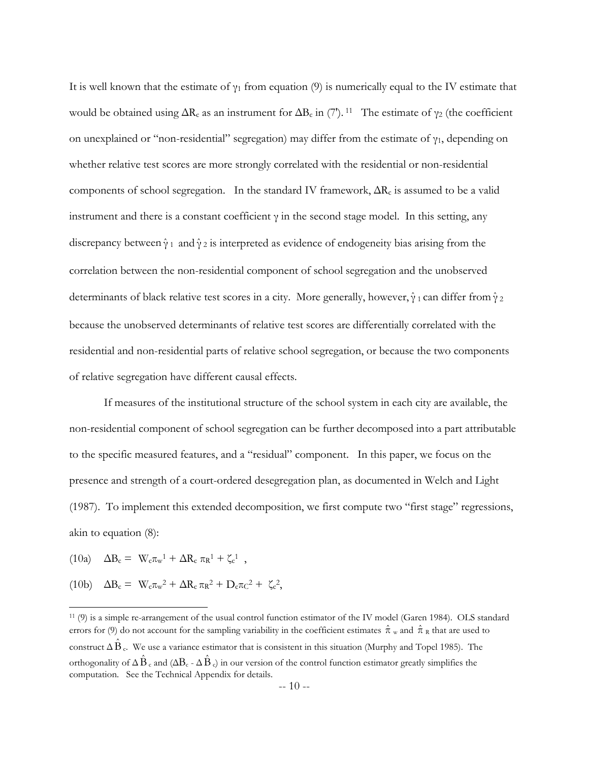It is well known that the estimate of $\gamma_1$ from equation (9) is numerically equal to the IV estimate that would be obtained using $\Delta R_c$ as an instrument for $\Delta B_c$ in (7'). [11] The estimate of $\gamma_2$ (the coefficient on unexplained or "non-residential" segregation) may differ from the estimate of $\gamma_1$, depending on whether relative test scores are more strongly correlated with the residential or non-residential components of school segregation. In the standard IV framework, $\Delta R_c$ is assumed to be a valid instrument and there is a constant coefficient $\gamma$ in the second stage model. In this setting, any discrepancy between $\hat{\gamma}_1$ and $\hat{\gamma}_2$ is interpreted as evidence of endogeneity bias arising from the correlation between the non-residential component of school segregation and the unobserved determinants of black relative test scores in a city. More generally, however, $\hat{\gamma}_1$ can differ from $\hat{\gamma}_2$ because the unobserved determinants of relative test scores are differentially correlated with the residential and non-residential parts of relative school segregation, or because the two components of relative segregation have different causal effects.

If measures of the institutional structure of the school system in each city are available, the non-residential component of school segregation can be further decomposed into a part attributable to the specific measured features, and a "residual" component. In this paper, we focus on the presence and strength of a court-ordered desegregation plan, as documented in Welch and Light (1987). To implement this extended decomposition, we first compute two "first stage" regressions, akin to equation (8):

(10a) $\quad \Delta B_c = W_c \pi_w^1 + \Delta R_c \, \pi_R^1 + \zeta_c^1$ ,

(10b) $\quad \Delta B_c = W_c \pi_w^2 + \Delta R_c \, \pi_R^2 + D_c \pi_C^2 + \zeta_c^2$,

[11] (9) is a simple re-arrangement of the usual control function estimator of the IV model (Garen 1984). OLS standard errors for (9) do not account for the sampling variability in the coefficient estimates $\hat{\pi}_w$ and $\hat{\pi}_R$ that are used to construct $\Delta \hat{B}_c$. We use a variance estimator that is consistent in this situation (Murphy and Topel 1985). The orthogonality of $\Delta \hat{B}_c$ and $(\Delta B_c - \Delta \hat{B}_c)$ in our version of the control function estimator greatly simplifies the computation. See the Technical Appendix for details.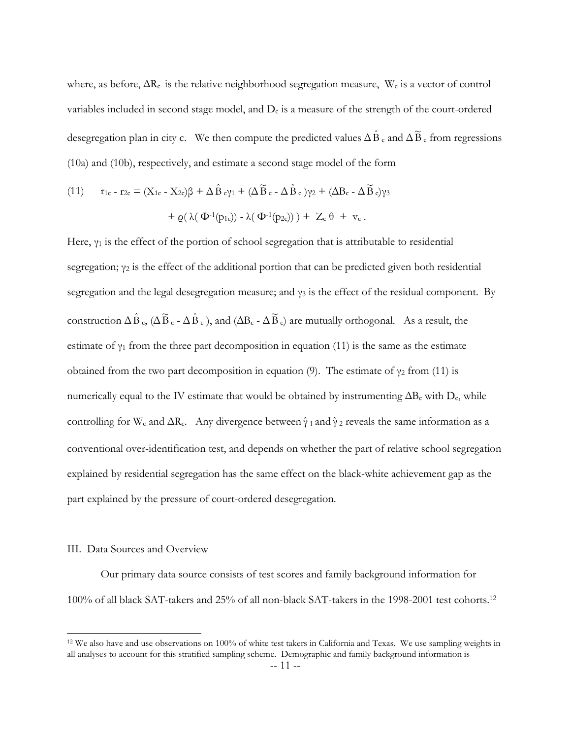where, as before, $\Delta R_c$ is the relative neighborhood segregation measure, $W_c$ is a vector of control variables included in second stage model, and $D_c$ is a measure of the strength of the court-ordered desegregation plan in city c. We then compute the predicted values $\Delta \hat{B}_c$ and $\Delta \tilde{B}_c$ from regressions (10a) and (10b), respectively, and estimate a second stage model of the form

$$
\text{(11)} \qquad r_{1c} - r_{2c} = (X_{1c} - X_{2c})\beta + \Delta \hat{B}_c \gamma_1 + (\Delta \tilde{B}_c - \Delta \hat{B}_c)\gamma_2 + (\Delta B_c - \Delta \tilde{B}_c)\gamma_3
$$

$$
+ \varrho( \lambda( \Phi^{-1}(p_{1c})) - \lambda( \Phi^{-1}(p_{2c})) ) + Z_c \theta + v_c .
$$

Here, $\gamma_1$ is the effect of the portion of school segregation that is attributable to residential segregation; $\gamma_2$ is the effect of the additional portion that can be predicted given both residential segregation and the legal desegregation measure; and $\gamma_3$ is the effect of the residual component. By construction $\Delta \hat{B}_c$, $(\Delta \tilde{B}_c - \Delta \hat{B}_c)$, and $(\Delta B_c - \Delta \tilde{B}_c)$ are mutually orthogonal. As a result, the estimate of $\gamma_1$ from the three part decomposition in equation (11) is the same as the estimate obtained from the two part decomposition in equation (9). The estimate of $\gamma_2$ from (11) is numerically equal to the IV estimate that would be obtained by instrumenting $\Delta B_c$ with $D_c$, while controlling for $W_c$ and $\Delta R_c$. Any divergence between $\hat{\gamma}_1$ and $\hat{\gamma}_2$ reveals the same information as a conventional over-identification test, and depends on whether the part of relative school segregation explained by residential segregation has the same effect on the black-white achievement gap as the part explained by the pressure of court-ordered desegregation.

## III. Data Sources and Overview

Our primary data source consists of test scores and family background information for 100% of all black SAT-takers and 25% of all non-black SAT-takers in the 1998-2001 test cohorts.[12]

[12] We also have and use observations on 100% of white test takers in California and Texas. We use sampling weights in all analyses to account for this stratified sampling scheme. Demographic and family background information is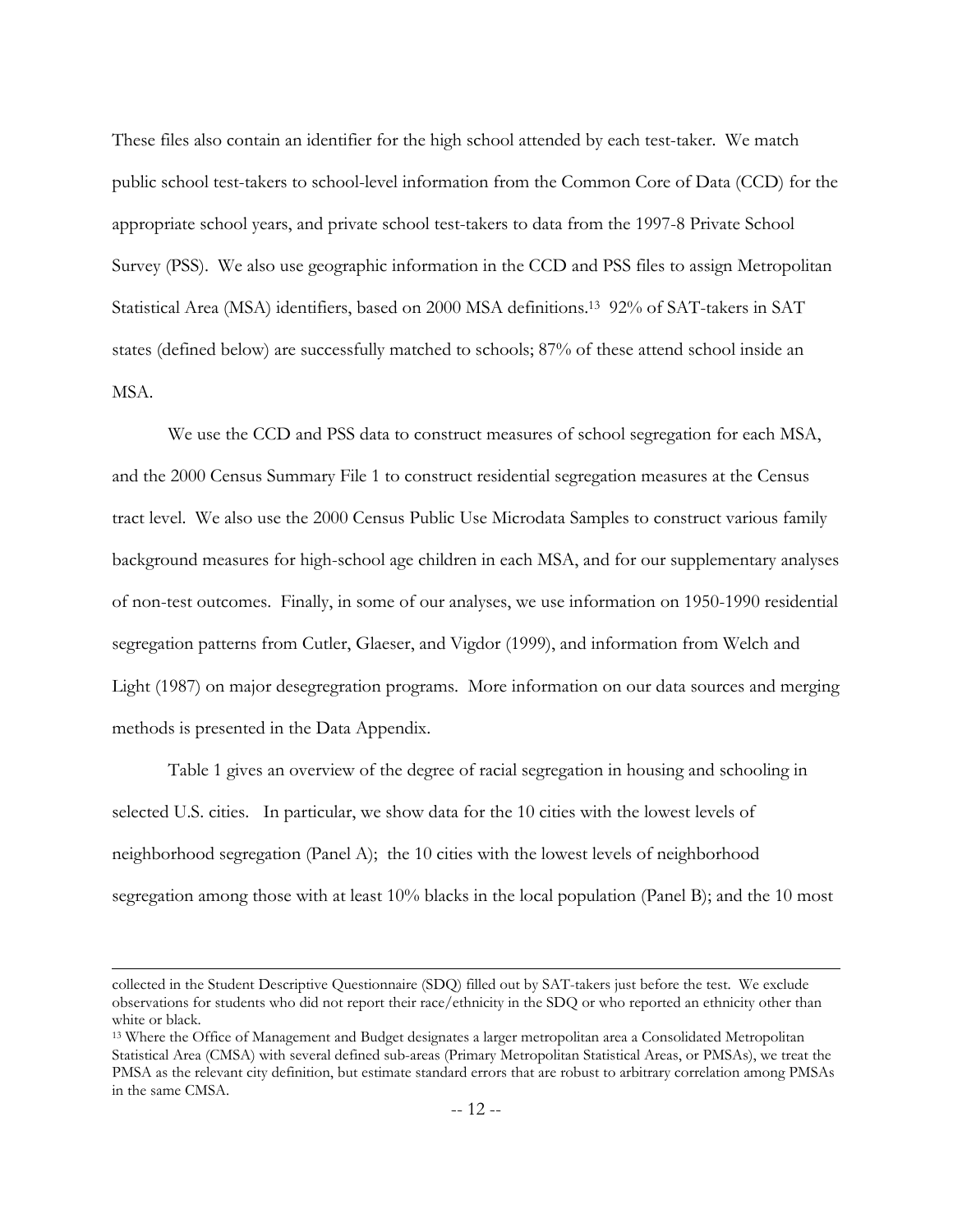These files also contain an identifier for the high school attended by each test-taker. We match public school test-takers to school-level information from the Common Core of Data (CCD) for the appropriate school years, and private school test-takers to data from the 1997-8 Private School Survey (PSS). We also use geographic information in the CCD and PSS files to assign Metropolitan Statistical Area (MSA) identifiers, based on 2000 MSA definitions.[13] 92% of SAT-takers in SAT states (defined below) are successfully matched to schools; 87% of these attend school inside an MSA.

We use the CCD and PSS data to construct measures of school segregation for each MSA, and the 2000 Census Summary File 1 to construct residential segregation measures at the Census tract level. We also use the 2000 Census Public Use Microdata Samples to construct various family background measures for high-school age children in each MSA, and for our supplementary analyses of non-test outcomes. Finally, in some of our analyses, we use information on 1950-1990 residential segregation patterns from Cutler, Glaeser, and Vigdor (1999), and information from Welch and Light (1987) on major desegregration programs. More information on our data sources and merging methods is presented in the Data Appendix.

Table 1 gives an overview of the degree of racial segregation in housing and schooling in selected U.S. cities. In particular, we show data for the 10 cities with the lowest levels of neighborhood segregation (Panel A); the 10 cities with the lowest levels of neighborhood segregation among those with at least 10% blacks in the local population (Panel B); and the 10 most

---

collected in the Student Descriptive Questionnaire (SDQ) filled out by SAT-takers just before the test. We exclude observations for students who did not report their race/ethnicity in the SDQ or who reported an ethnicity other than white or black.

[13] Where the Office of Management and Budget designates a larger metropolitan area a Consolidated Metropolitan Statistical Area (CMSA) with several defined sub-areas (Primary Metropolitan Statistical Areas, or PMSAs), we treat the PMSA as the relevant city definition, but estimate standard errors that are robust to arbitrary correlation among PMSAs in the same CMSA.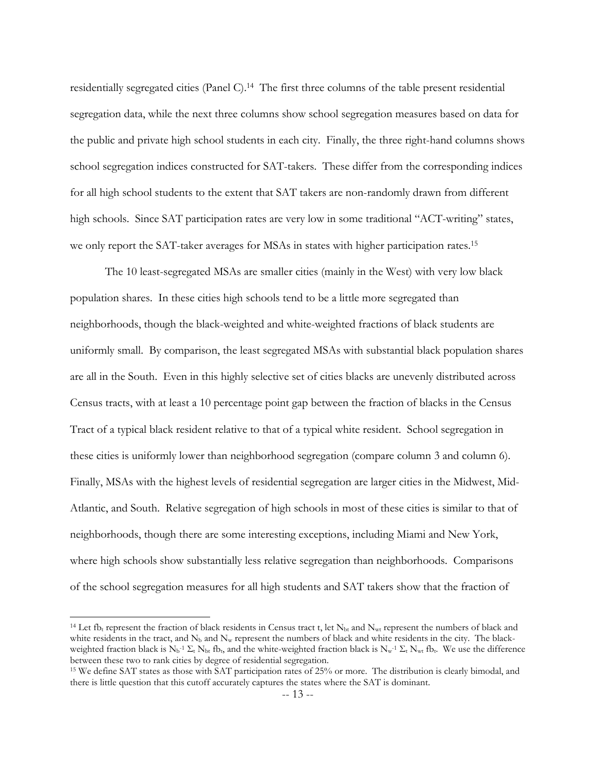residentially segregated cities (Panel C).[14] The first three columns of the table present residential segregation data, while the next three columns show school segregation measures based on data for the public and private high school students in each city. Finally, the three right-hand columns shows school segregation indices constructed for SAT-takers. These differ from the corresponding indices for all high school students to the extent that SAT takers are non-randomly drawn from different high schools. Since SAT participation rates are very low in some traditional "ACT-writing" states, we only report the SAT-taker averages for MSAs in states with higher participation rates.[15]

The 10 least-segregated MSAs are smaller cities (mainly in the West) with very low black population shares. In these cities high schools tend to be a little more segregated than neighborhoods, though the black-weighted and white-weighted fractions of black students are uniformly small. By comparison, the least segregated MSAs with substantial black population shares are all in the South. Even in this highly selective set of cities blacks are unevenly distributed across Census tracts, with at least a 10 percentage point gap between the fraction of blacks in the Census Tract of a typical black resident relative to that of a typical white resident. School segregation in these cities is uniformly lower than neighborhood segregation (compare column 3 and column 6). Finally, MSAs with the highest levels of residential segregation are larger cities in the Midwest, Mid-Atlantic, and South. Relative segregation of high schools in most of these cities is similar to that of neighborhoods, though there are some interesting exceptions, including Miami and New York, where high schools show substantially less relative segregation than neighborhoods. Comparisons of the school segregation measures for all high students and SAT takers show that the fraction of

---

[14] Let $fb_t$ represent the fraction of black residents in Census tract t, let $N_{bt}$ and $N_{wt}$ represent the numbers of black and white residents in the tract, and $N_b$ and $N_w$ represent the numbers of black and white residents in the city. The black-weighted fraction black is $N_b^{-1} \Sigma_t N_{bt} fb_t$, and the white-weighted fraction black is $N_w^{-1} \Sigma_t N_{wt} fb_t$. We use the difference between these two to rank cities by degree of residential segregation.

[15] We define SAT states as those with SAT participation rates of 25% or more. The distribution is clearly bimodal, and there is little question that this cutoff accurately captures the states where the SAT is dominant.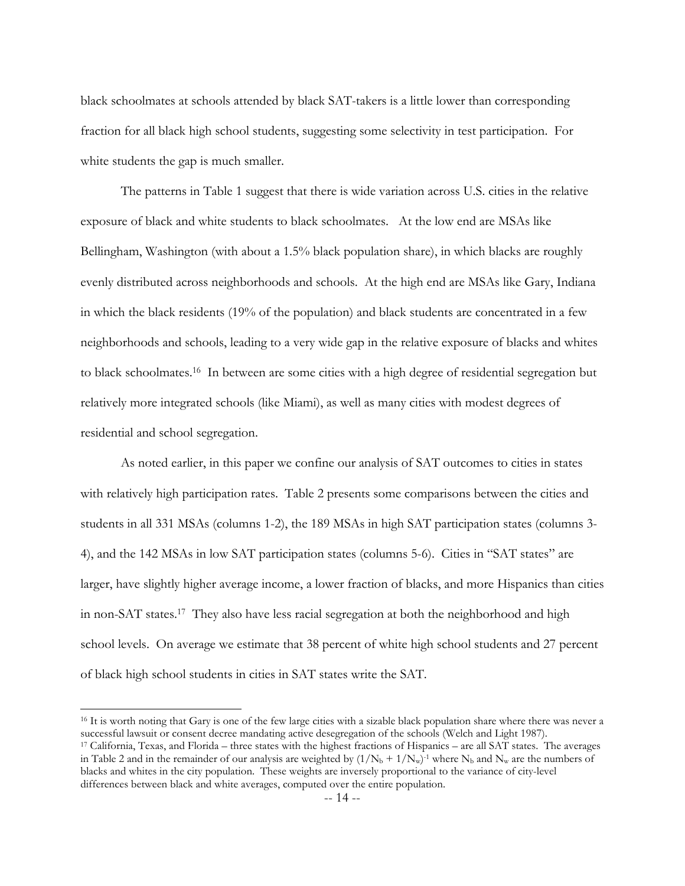black schoolmates at schools attended by black SAT-takers is a little lower than corresponding fraction for all black high school students, suggesting some selectivity in test participation. For white students the gap is much smaller.

The patterns in Table 1 suggest that there is wide variation across U.S. cities in the relative exposure of black and white students to black schoolmates. At the low end are MSAs like Bellingham, Washington (with about a 1.5% black population share), in which blacks are roughly evenly distributed across neighborhoods and schools. At the high end are MSAs like Gary, Indiana in which the black residents (19% of the population) and black students are concentrated in a few neighborhoods and schools, leading to a very wide gap in the relative exposure of blacks and whites to black schoolmates.[16] In between are some cities with a high degree of residential segregation but relatively more integrated schools (like Miami), as well as many cities with modest degrees of residential and school segregation.

As noted earlier, in this paper we confine our analysis of SAT outcomes to cities in states with relatively high participation rates. Table 2 presents some comparisons between the cities and students in all 331 MSAs (columns 1-2), the 189 MSAs in high SAT participation states (columns 3-4), and the 142 MSAs in low SAT participation states (columns 5-6). Cities in "SAT states" are larger, have slightly higher average income, a lower fraction of blacks, and more Hispanics than cities in non-SAT states.[17] They also have less racial segregation at both the neighborhood and high school levels. On average we estimate that 38 percent of white high school students and 27 percent of black high school students in cities in SAT states write the SAT.

---

[16] It is worth noting that Gary is one of the few large cities with a sizable black population share where there was never a successful lawsuit or consent decree mandating active desegregation of the schools (Welch and Light 1987).

[17] California, Texas, and Florida – three states with the highest fractions of Hispanics – are all SAT states. The averages in Table 2 and in the remainder of our analysis are weighted by $(1/N_b + 1/N_w)^{-1}$ where $N_b$ and $N_w$ are the numbers of blacks and whites in the city population. These weights are inversely proportional to the variance of city-level differences between black and white averages, computed over the entire population.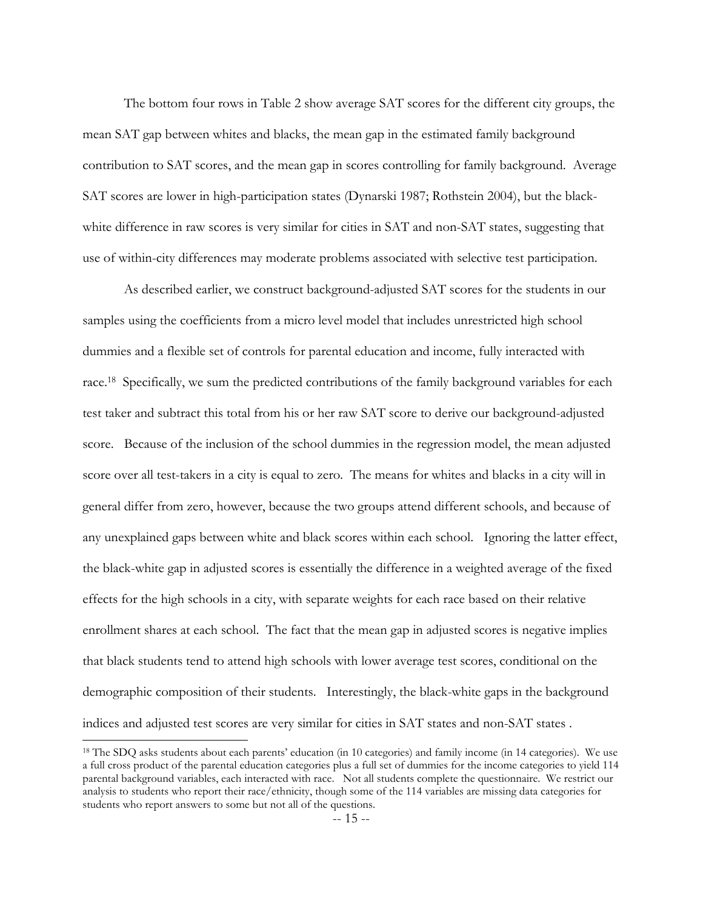The bottom four rows in Table 2 show average SAT scores for the different city groups, the mean SAT gap between whites and blacks, the mean gap in the estimated family background contribution to SAT scores, and the mean gap in scores controlling for family background. Average SAT scores are lower in high-participation states (Dynarski 1987; Rothstein 2004), but the black-white difference in raw scores is very similar for cities in SAT and non-SAT states, suggesting that use of within-city differences may moderate problems associated with selective test participation.

As described earlier, we construct background-adjusted SAT scores for the students in our samples using the coefficients from a micro level model that includes unrestricted high school dummies and a flexible set of controls for parental education and income, fully interacted with race.[18] Specifically, we sum the predicted contributions of the family background variables for each test taker and subtract this total from his or her raw SAT score to derive our background-adjusted score. Because of the inclusion of the school dummies in the regression model, the mean adjusted score over all test-takers in a city is equal to zero. The means for whites and blacks in a city will in general differ from zero, however, because the two groups attend different schools, and because of any unexplained gaps between white and black scores within each school. Ignoring the latter effect, the black-white gap in adjusted scores is essentially the difference in a weighted average of the fixed effects for the high schools in a city, with separate weights for each race based on their relative enrollment shares at each school. The fact that the mean gap in adjusted scores is negative implies that black students tend to attend high schools with lower average test scores, conditional on the demographic composition of their students. Interestingly, the black-white gaps in the background indices and adjusted test scores are very similar for cities in SAT states and non-SAT states .

---

[18] The SDQ asks students about each parents' education (in 10 categories) and family income (in 14 categories). We use a full cross product of the parental education categories plus a full set of dummies for the income categories to yield 114 parental background variables, each interacted with race. Not all students complete the questionnaire. We restrict our analysis to students who report their race/ethnicity, though some of the 114 variables are missing data categories for students who report answers to some but not all of the questions.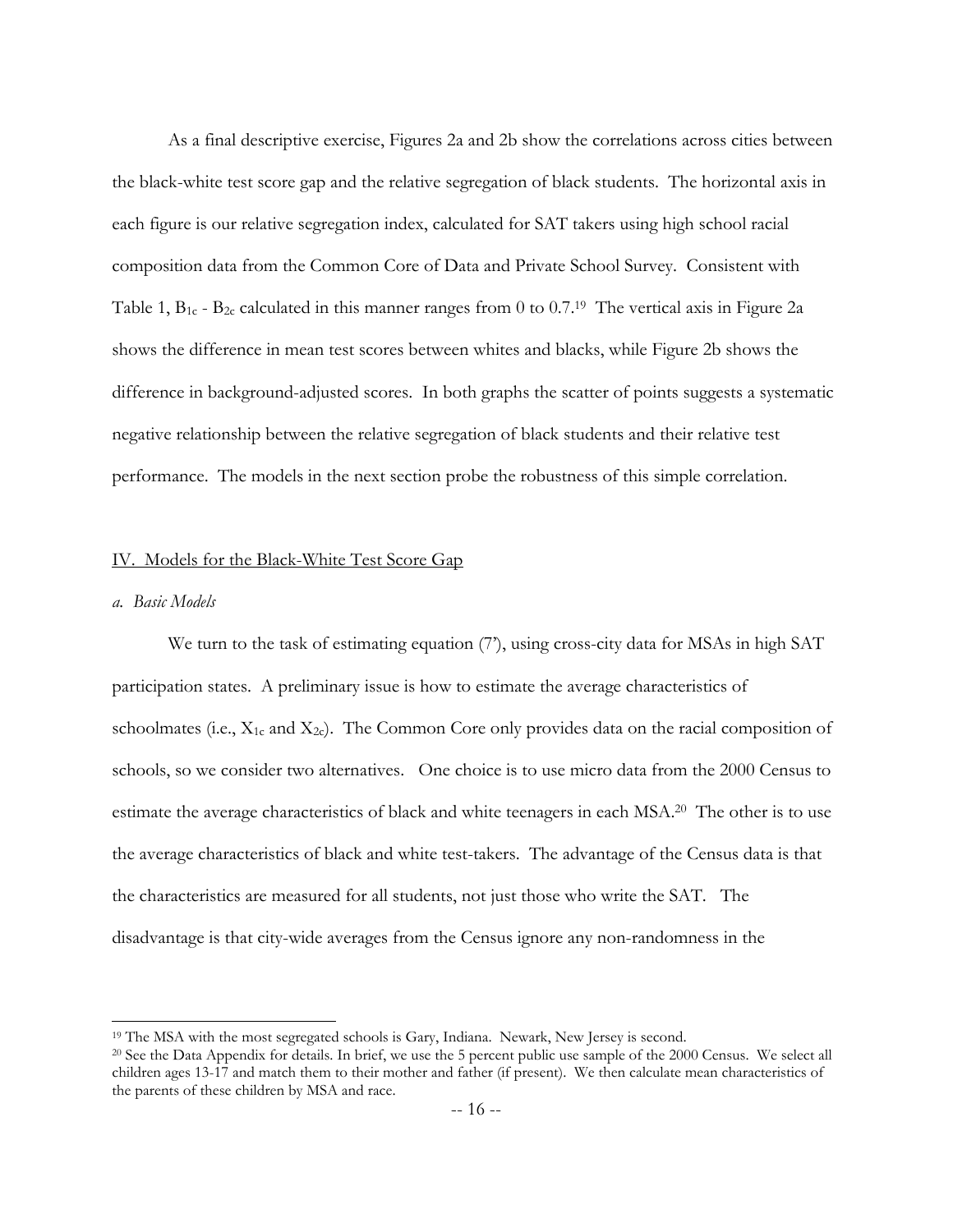As a final descriptive exercise, Figures 2a and 2b show the correlations across cities between the black-white test score gap and the relative segregation of black students. The horizontal axis in each figure is our relative segregation index, calculated for SAT takers using high school racial composition data from the Common Core of Data and Private School Survey. Consistent with Table 1, $B_{1c}$ - $B_{2c}$ calculated in this manner ranges from 0 to 0.7.[19] The vertical axis in Figure 2a shows the difference in mean test scores between whites and blacks, while Figure 2b shows the difference in background-adjusted scores. In both graphs the scatter of points suggests a systematic negative relationship between the relative segregation of black students and their relative test performance. The models in the next section probe the robustness of this simple correlation.

## IV. Models for the Black-White Test Score Gap

### *a. Basic Models*

We turn to the task of estimating equation (7'), using cross-city data for MSAs in high SAT participation states. A preliminary issue is how to estimate the average characteristics of schoolmates (i.e., $X_{1c}$ and $X_{2c}$). The Common Core only provides data on the racial composition of schools, so we consider two alternatives. One choice is to use micro data from the 2000 Census to estimate the average characteristics of black and white teenagers in each MSA.[20] The other is to use the average characteristics of black and white test-takers. The advantage of the Census data is that the characteristics are measured for all students, not just those who write the SAT. The disadvantage is that city-wide averages from the Census ignore any non-randomness in the

---

[19] The MSA with the most segregated schools is Gary, Indiana. Newark, New Jersey is second.

[20] See the Data Appendix for details. In brief, we use the 5 percent public use sample of the 2000 Census. We select all children ages 13-17 and match them to their mother and father (if present). We then calculate mean characteristics of the parents of these children by MSA and race.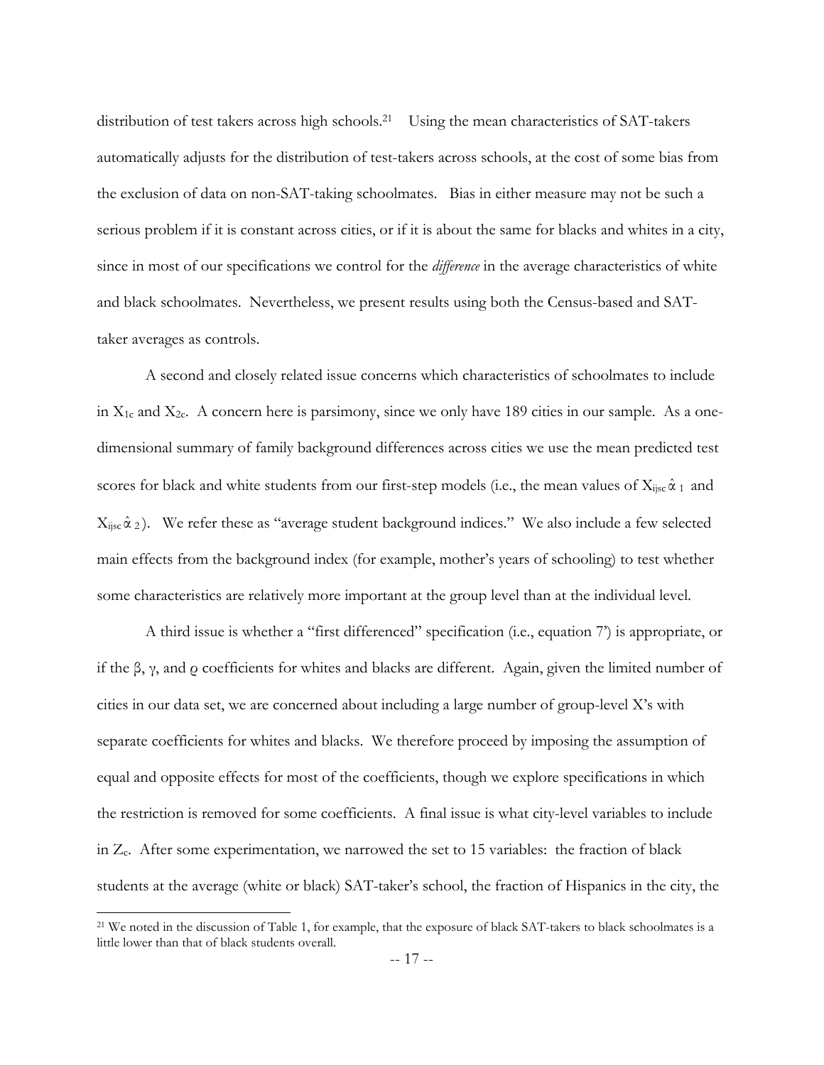distribution of test takers across high schools.[21] Using the mean characteristics of SAT-takers automatically adjusts for the distribution of test-takers across schools, at the cost of some bias from the exclusion of data on non-SAT-taking schoolmates. Bias in either measure may not be such a serious problem if it is constant across cities, or if it is about the same for blacks and whites in a city, since in most of our specifications we control for the *difference* in the average characteristics of white and black schoolmates. Nevertheless, we present results using both the Census-based and SAT-taker averages as controls.

A second and closely related issue concerns which characteristics of schoolmates to include in $X_{1c}$ and $X_{2c}$. A concern here is parsimony, since we only have 189 cities in our sample. As a one-dimensional summary of family background differences across cities we use the mean predicted test scores for black and white students from our first-step models (i.e., the mean values of $X_{ijsc}\hat{\alpha}_1$ and $X_{ijsc}\hat{\alpha}_2$). We refer these as "average student background indices." We also include a few selected main effects from the background index (for example, mother's years of schooling) to test whether some characteristics are relatively more important at the group level than at the individual level.

A third issue is whether a "first differenced" specification (i.e., equation 7') is appropriate, or if the $\beta$, $\gamma$, and $\varrho$ coefficients for whites and blacks are different. Again, given the limited number of cities in our data set, we are concerned about including a large number of group-level X's with separate coefficients for whites and blacks. We therefore proceed by imposing the assumption of equal and opposite effects for most of the coefficients, though we explore specifications in which the restriction is removed for some coefficients. A final issue is what city-level variables to include in $Z_c$. After some experimentation, we narrowed the set to 15 variables: the fraction of black students at the average (white or black) SAT-taker's school, the fraction of Hispanics in the city, the

[21] We noted in the discussion of Table 1, for example, that the exposure of black SAT-takers to black schoolmates is a little lower than that of black students overall.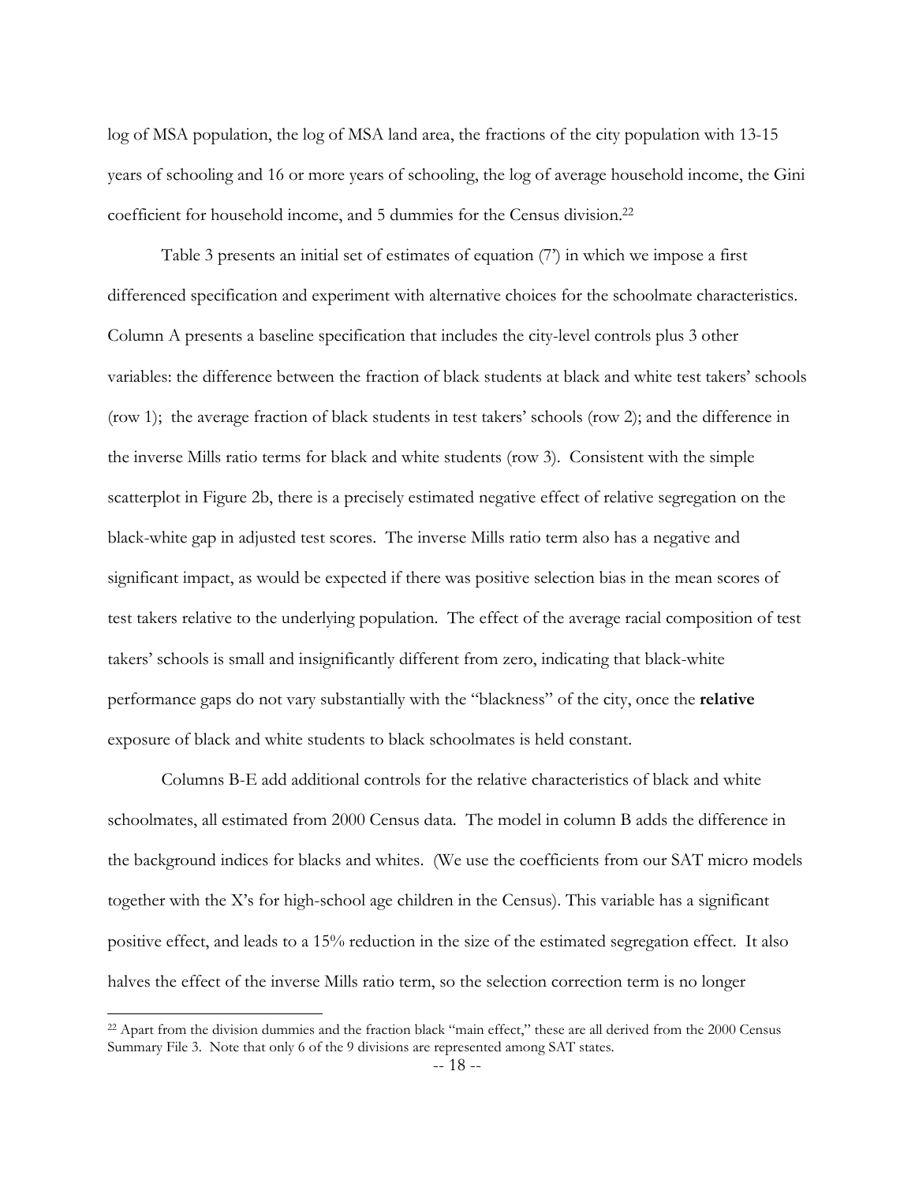log of MSA population, the log of MSA land area, the fractions of the city population with 13-15 years of schooling and 16 or more years of schooling, the log of average household income, the Gini coefficient for household income, and 5 dummies for the Census division.[22]

Table 3 presents an initial set of estimates of equation (7') in which we impose a first differenced specification and experiment with alternative choices for the schoolmate characteristics. Column A presents a baseline specification that includes the city-level controls plus 3 other variables: the difference between the fraction of black students at black and white test takers' schools (row 1); the average fraction of black students in test takers' schools (row 2); and the difference in the inverse Mills ratio terms for black and white students (row 3). Consistent with the simple scatterplot in Figure 2b, there is a precisely estimated negative effect of relative segregation on the black-white gap in adjusted test scores. The inverse Mills ratio term also has a negative and significant impact, as would be expected if there was positive selection bias in the mean scores of test takers relative to the underlying population. The effect of the average racial composition of test takers' schools is small and insignificantly different from zero, indicating that black-white performance gaps do not vary substantially with the "blackness" of the city, once the **relative** exposure of black and white students to black schoolmates is held constant.

Columns B-E add additional controls for the relative characteristics of black and white schoolmates, all estimated from 2000 Census data. The model in column B adds the difference in the background indices for blacks and whites. (We use the coefficients from our SAT micro models together with the X's for high-school age children in the Census). This variable has a significant positive effect, and leads to a 15% reduction in the size of the estimated segregation effect. It also halves the effect of the inverse Mills ratio term, so the selection correction term is no longer

[22] Apart from the division dummies and the fraction black "main effect," these are all derived from the 2000 Census Summary File 3. Note that only 6 of the 9 divisions are represented among SAT states.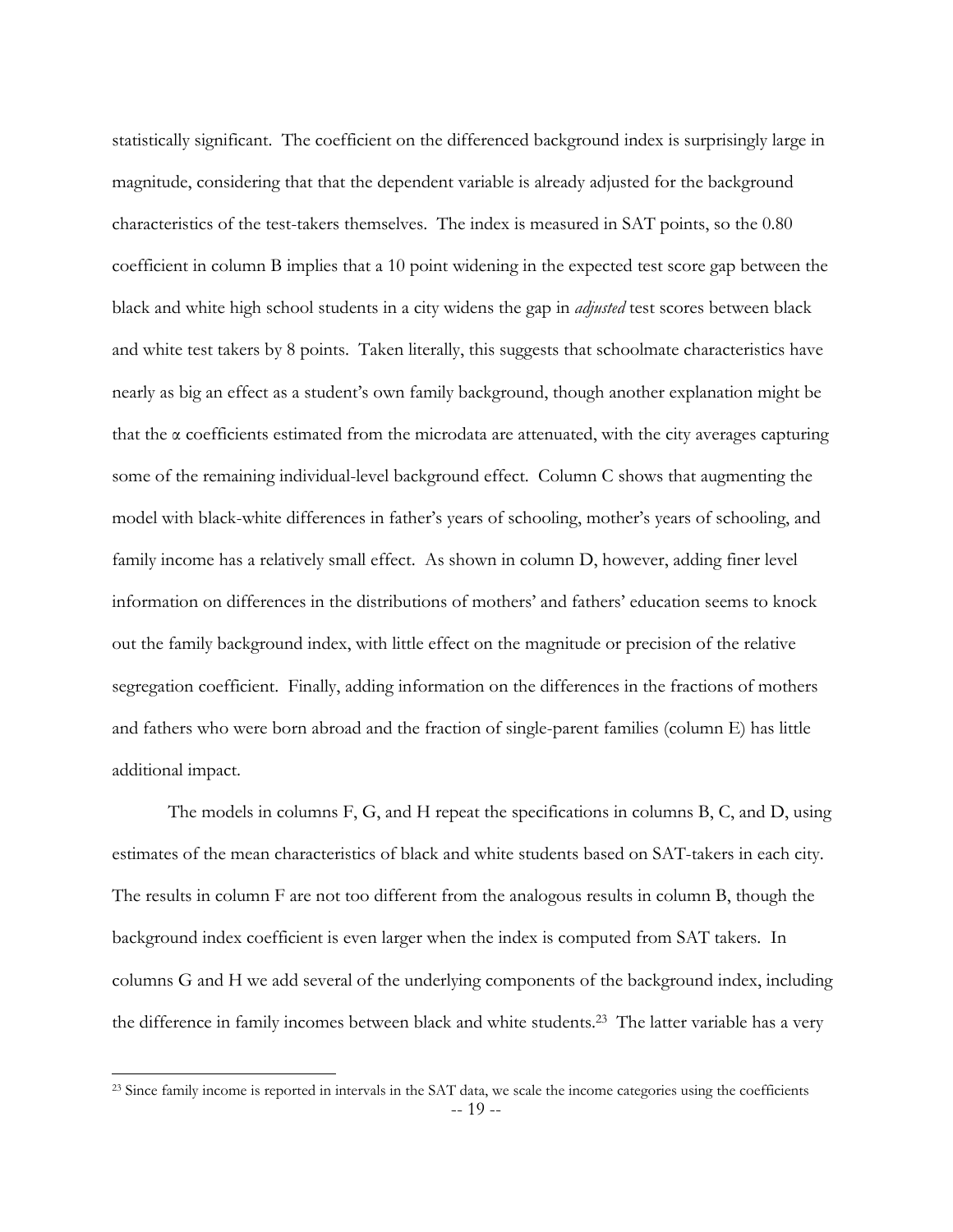statistically significant. The coefficient on the differenced background index is surprisingly large in magnitude, considering that that the dependent variable is already adjusted for the background characteristics of the test-takers themselves. The index is measured in SAT points, so the 0.80 coefficient in column B implies that a 10 point widening in the expected test score gap between the black and white high school students in a city widens the gap in *adjusted* test scores between black and white test takers by 8 points. Taken literally, this suggests that schoolmate characteristics have nearly as big an effect as a student's own family background, though another explanation might be that the $\alpha$ coefficients estimated from the microdata are attenuated, with the city averages capturing some of the remaining individual-level background effect. Column C shows that augmenting the model with black-white differences in father's years of schooling, mother's years of schooling, and family income has a relatively small effect. As shown in column D, however, adding finer level information on differences in the distributions of mothers' and fathers' education seems to knock out the family background index, with little effect on the magnitude or precision of the relative segregation coefficient. Finally, adding information on the differences in the fractions of mothers and fathers who were born abroad and the fraction of single-parent families (column E) has little additional impact.

The models in columns F, G, and H repeat the specifications in columns B, C, and D, using estimates of the mean characteristics of black and white students based on SAT-takers in each city. The results in column F are not too different from the analogous results in column B, though the background index coefficient is even larger when the index is computed from SAT takers. In columns G and H we add several of the underlying components of the background index, including the difference in family incomes between black and white students.[23] The latter variable has a very

[23] Since family income is reported in intervals in the SAT data, we scale the income categories using the coefficients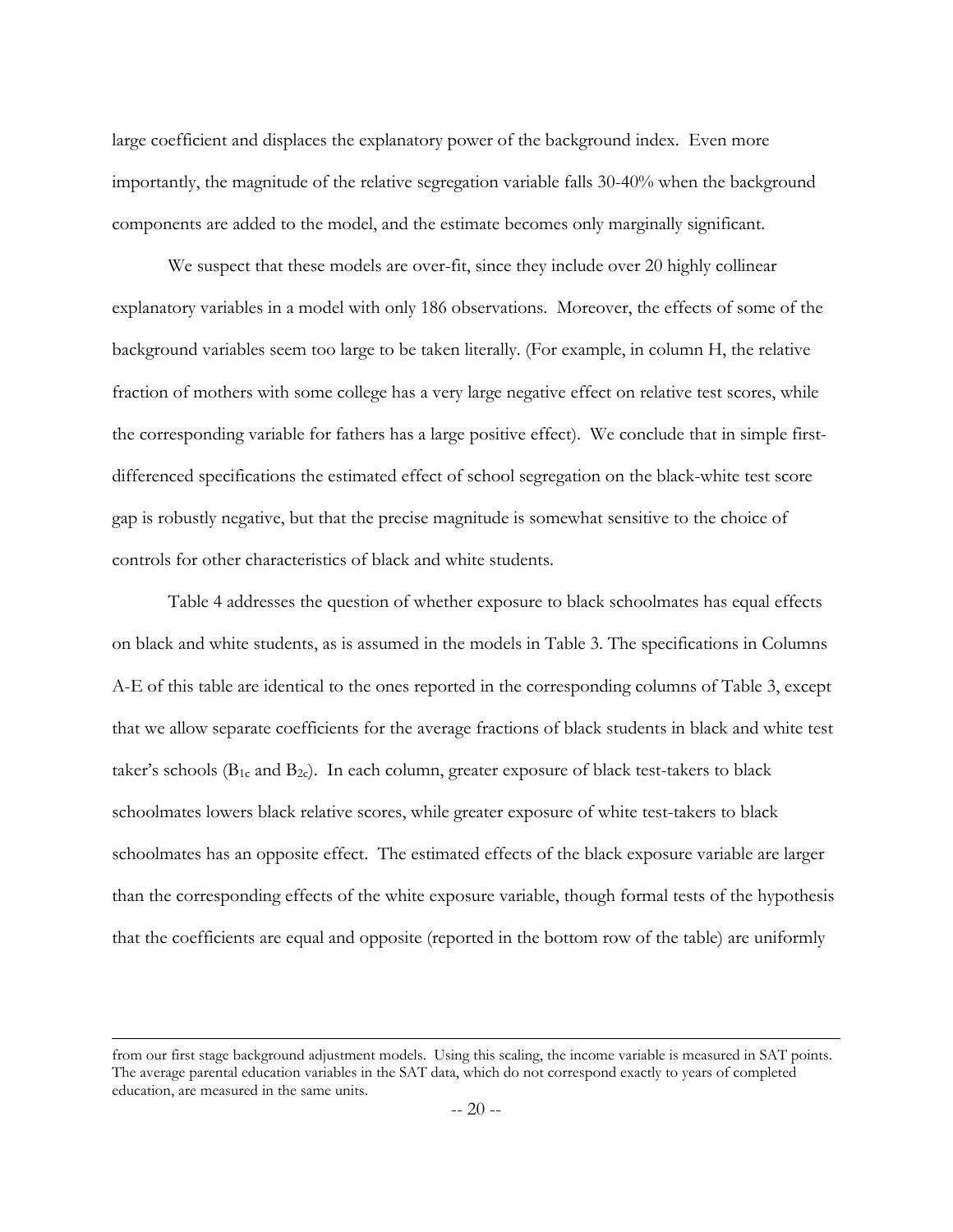large coefficient and displaces the explanatory power of the background index. Even more importantly, the magnitude of the relative segregation variable falls 30-40% when the background components are added to the model, and the estimate becomes only marginally significant.

We suspect that these models are over-fit, since they include over 20 highly collinear explanatory variables in a model with only 186 observations. Moreover, the effects of some of the background variables seem too large to be taken literally. (For example, in column H, the relative fraction of mothers with some college has a very large negative effect on relative test scores, while the corresponding variable for fathers has a large positive effect). We conclude that in simple first-differenced specifications the estimated effect of school segregation on the black-white test score gap is robustly negative, but that the precise magnitude is somewhat sensitive to the choice of controls for other characteristics of black and white students.

Table 4 addresses the question of whether exposure to black schoolmates has equal effects on black and white students, as is assumed in the models in Table 3. The specifications in Columns A-E of this table are identical to the ones reported in the corresponding columns of Table 3, except that we allow separate coefficients for the average fractions of black students in black and white test taker's schools ($B_{1c}$ and $B_{2c}$). In each column, greater exposure of black test-takers to black schoolmates lowers black relative scores, while greater exposure of white test-takers to black schoolmates has an opposite effect. The estimated effects of the black exposure variable are larger than the corresponding effects of the white exposure variable, though formal tests of the hypothesis that the coefficients are equal and opposite (reported in the bottom row of the table) are uniformly

---

from our first stage background adjustment models. Using this scaling, the income variable is measured in SAT points. The average parental education variables in the SAT data, which do not correspond exactly to years of completed education, are measured in the same units.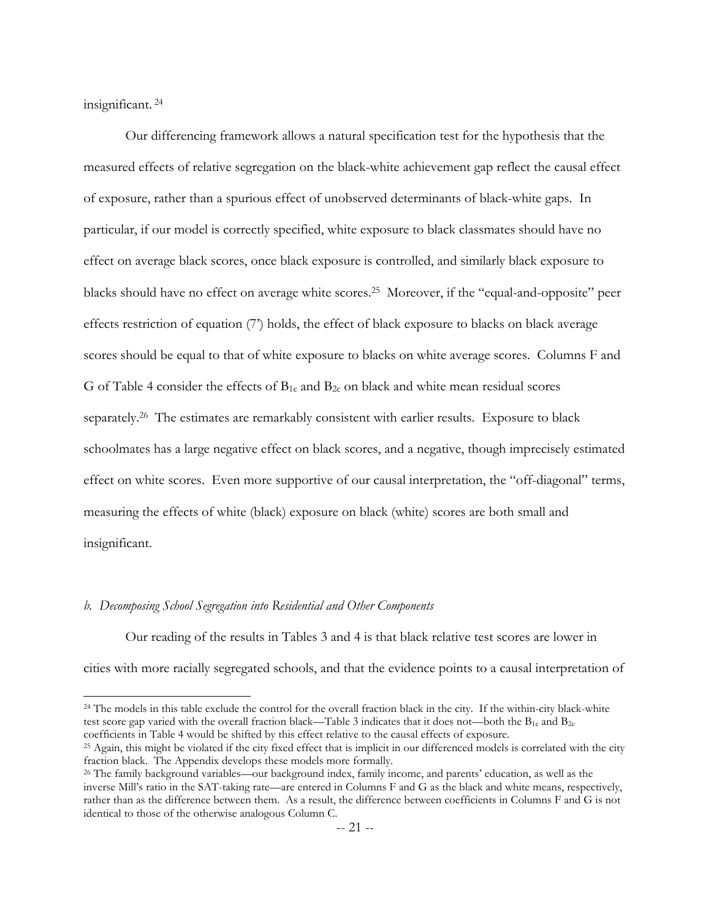insignificant.[24]

Our differencing framework allows a natural specification test for the hypothesis that the measured effects of relative segregation on the black-white achievement gap reflect the causal effect of exposure, rather than a spurious effect of unobserved determinants of black-white gaps. In particular, if our model is correctly specified, white exposure to black classmates should have no effect on average black scores, once black exposure is controlled, and similarly black exposure to blacks should have no effect on average white scores.[25] Moreover, if the "equal-and-opposite" peer effects restriction of equation (7') holds, the effect of black exposure to blacks on black average scores should be equal to that of white exposure to blacks on white average scores. Columns F and G of Table 4 consider the effects of $B_{1c}$ and $B_{2c}$ on black and white mean residual scores separately.[26] The estimates are remarkably consistent with earlier results. Exposure to black schoolmates has a large negative effect on black scores, and a negative, though imprecisely estimated effect on white scores. Even more supportive of our causal interpretation, the "off-diagonal" terms, measuring the effects of white (black) exposure on black (white) scores are both small and insignificant.

### *b. Decomposing School Segregation into Residential and Other Components*

Our reading of the results in Tables 3 and 4 is that black relative test scores are lower in cities with more racially segregated schools, and that the evidence points to a causal interpretation of

---

[24] The models in this table exclude the control for the overall fraction black in the city. If the within-city black-white test score gap varied with the overall fraction black—Table 3 indicates that it does not—both the $B_{1c}$ and $B_{2c}$ coefficients in Table 4 would be shifted by this effect relative to the causal effects of exposure.

[25] Again, this might be violated if the city fixed effect that is implicit in our differenced models is correlated with the city fraction black. The Appendix develops these models more formally.

[26] The family background variables—our background index, family income, and parents' education, as well as the inverse Mill's ratio in the SAT-taking rate—are entered in Columns F and G as the black and white means, respectively, rather than as the difference between them. As a result, the difference between coefficients in Columns F and G is not identical to those of the otherwise analogous Column C.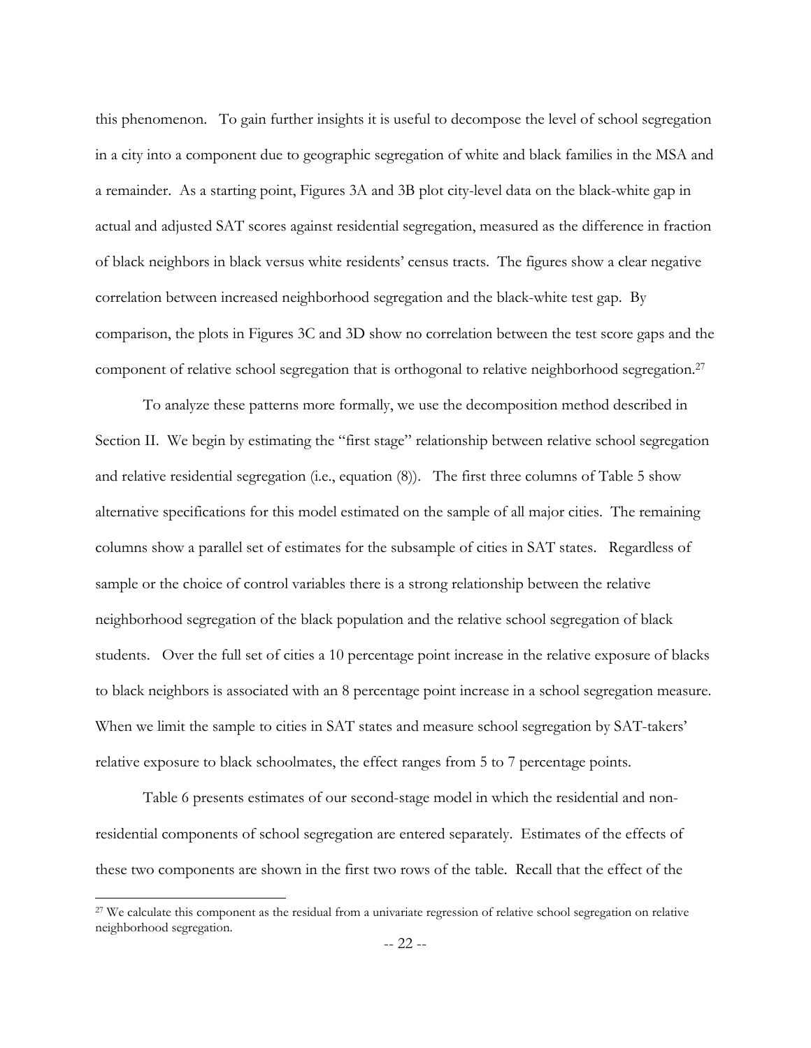this phenomenon. To gain further insights it is useful to decompose the level of school segregation in a city into a component due to geographic segregation of white and black families in the MSA and a remainder. As a starting point, Figures 3A and 3B plot city-level data on the black-white gap in actual and adjusted SAT scores against residential segregation, measured as the difference in fraction of black neighbors in black versus white residents' census tracts. The figures show a clear negative correlation between increased neighborhood segregation and the black-white test gap. By comparison, the plots in Figures 3C and 3D show no correlation between the test score gaps and the component of relative school segregation that is orthogonal to relative neighborhood segregation.[27]

To analyze these patterns more formally, we use the decomposition method described in Section II. We begin by estimating the "first stage" relationship between relative school segregation and relative residential segregation (i.e., equation (8)). The first three columns of Table 5 show alternative specifications for this model estimated on the sample of all major cities. The remaining columns show a parallel set of estimates for the subsample of cities in SAT states. Regardless of sample or the choice of control variables there is a strong relationship between the relative neighborhood segregation of the black population and the relative school segregation of black students. Over the full set of cities a 10 percentage point increase in the relative exposure of blacks to black neighbors is associated with an 8 percentage point increase in a school segregation measure. When we limit the sample to cities in SAT states and measure school segregation by SAT-takers' relative exposure to black schoolmates, the effect ranges from 5 to 7 percentage points.

Table 6 presents estimates of our second-stage model in which the residential and non-residential components of school segregation are entered separately. Estimates of the effects of these two components are shown in the first two rows of the table. Recall that the effect of the

[27] We calculate this component as the residual from a univariate regression of relative school segregation on relative neighborhood segregation.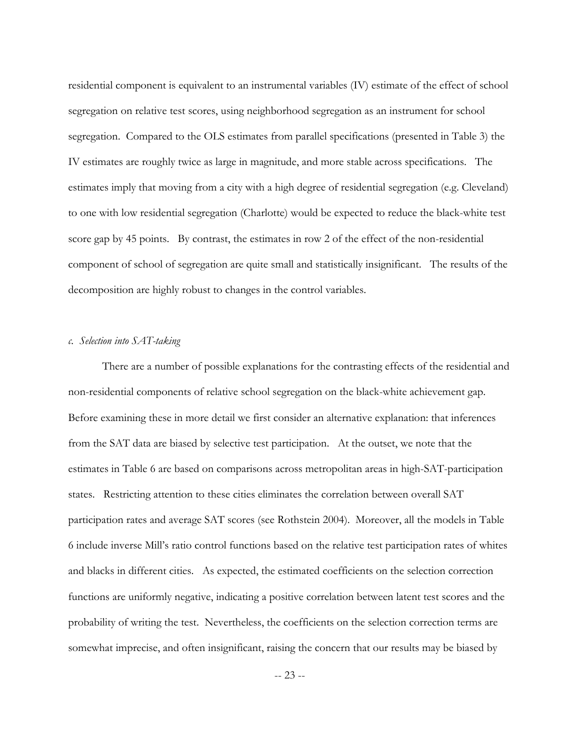residential component is equivalent to an instrumental variables (IV) estimate of the effect of school segregation on relative test scores, using neighborhood segregation as an instrument for school segregation. Compared to the OLS estimates from parallel specifications (presented in Table 3) the IV estimates are roughly twice as large in magnitude, and more stable across specifications. The estimates imply that moving from a city with a high degree of residential segregation (e.g. Cleveland) to one with low residential segregation (Charlotte) would be expected to reduce the black-white test score gap by 45 points. By contrast, the estimates in row 2 of the effect of the non-residential component of school of segregation are quite small and statistically insignificant. The results of the decomposition are highly robust to changes in the control variables.

*c. Selection into SAT-taking*

There are a number of possible explanations for the contrasting effects of the residential and non-residential components of relative school segregation on the black-white achievement gap. Before examining these in more detail we first consider an alternative explanation: that inferences from the SAT data are biased by selective test participation. At the outset, we note that the estimates in Table 6 are based on comparisons across metropolitan areas in high-SAT-participation states. Restricting attention to these cities eliminates the correlation between overall SAT participation rates and average SAT scores (see Rothstein 2004). Moreover, all the models in Table 6 include inverse Mill's ratio control functions based on the relative test participation rates of whites and blacks in different cities. As expected, the estimated coefficients on the selection correction functions are uniformly negative, indicating a positive correlation between latent test scores and the probability of writing the test. Nevertheless, the coefficients on the selection correction terms are somewhat imprecise, and often insignificant, raising the concern that our results may be biased by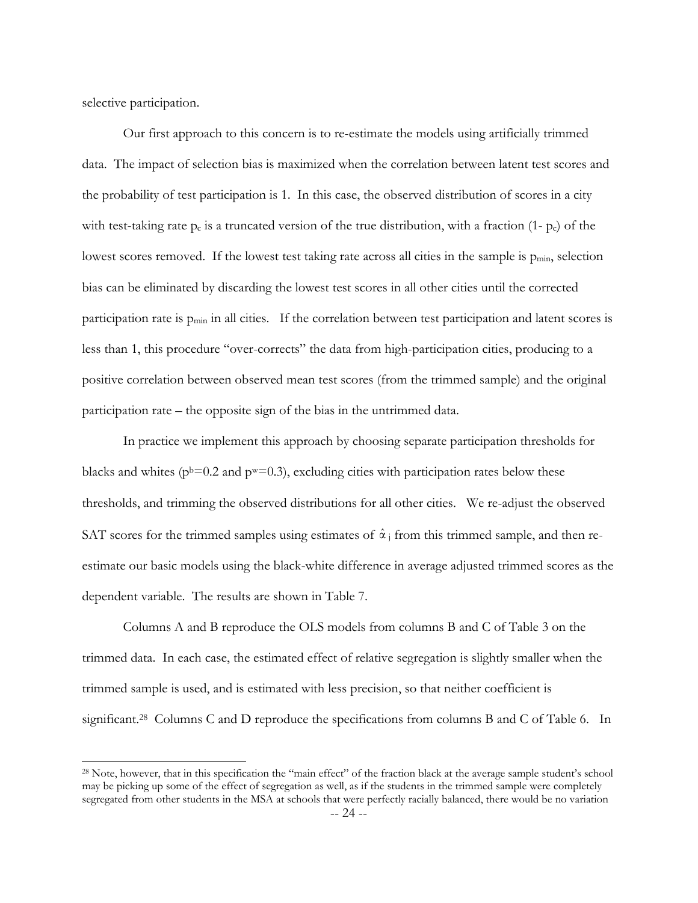selective participation.

Our first approach to this concern is to re-estimate the models using artificially trimmed data. The impact of selection bias is maximized when the correlation between latent test scores and the probability of test participation is 1. In this case, the observed distribution of scores in a city with test-taking rate $p_c$ is a truncated version of the true distribution, with a fraction (1- $p_c$) of the lowest scores removed. If the lowest test taking rate across all cities in the sample is $p_{min}$, selection bias can be eliminated by discarding the lowest test scores in all other cities until the corrected participation rate is $p_{min}$ in all cities. If the correlation between test participation and latent scores is less than 1, this procedure "over-corrects" the data from high-participation cities, producing to a positive correlation between observed mean test scores (from the trimmed sample) and the original participation rate – the opposite sign of the bias in the untrimmed data.

In practice we implement this approach by choosing separate participation thresholds for blacks and whites ($p^b$=0.2 and $p^w$=0.3), excluding cities with participation rates below these thresholds, and trimming the observed distributions for all other cities. We re-adjust the observed SAT scores for the trimmed samples using estimates of $\hat{\alpha}_j$ from this trimmed sample, and then re-estimate our basic models using the black-white difference in average adjusted trimmed scores as the dependent variable. The results are shown in Table 7.

Columns A and B reproduce the OLS models from columns B and C of Table 3 on the trimmed data. In each case, the estimated effect of relative segregation is slightly smaller when the trimmed sample is used, and is estimated with less precision, so that neither coefficient is significant.[28] Columns C and D reproduce the specifications from columns B and C of Table 6. In

[28] Note, however, that in this specification the "main effect" of the fraction black at the average sample student's school may be picking up some of the effect of segregation as well, as if the students in the trimmed sample were completely segregated from other students in the MSA at schools that were perfectly racially balanced, there would be no variation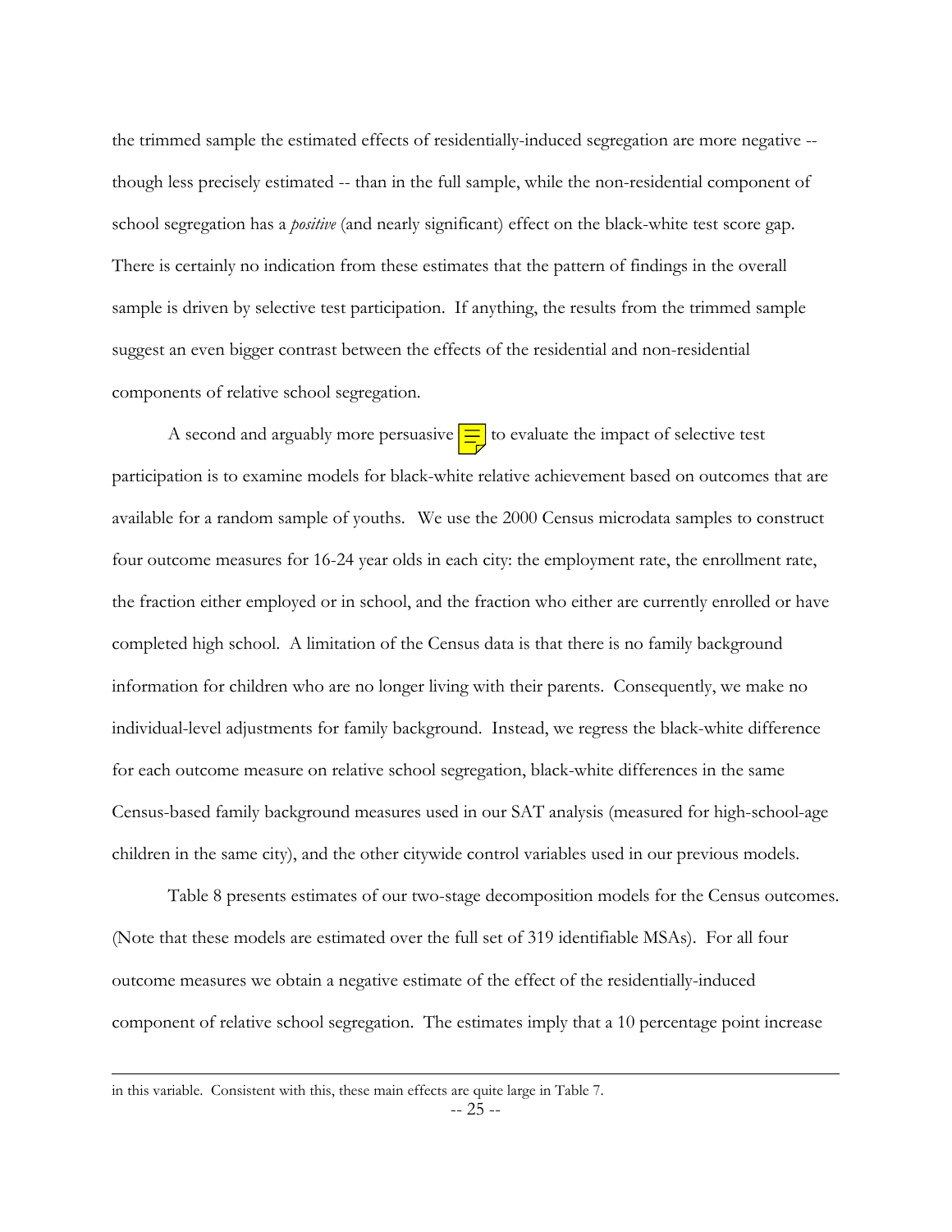the trimmed sample the estimated effects of residentially-induced segregation are more negative -- though less precisely estimated -- than in the full sample, while the non-residential component of school segregation has a *positive* (and nearly significant) effect on the black-white test score gap. There is certainly no indication from these estimates that the pattern of findings in the overall sample is driven by selective test participation. If anything, the results from the trimmed sample suggest an even bigger contrast between the effects of the residential and non-residential components of relative school segregation.

A second and arguably more persuasive to evaluate the impact of selective test participation is to examine models for black-white relative achievement based on outcomes that are available for a random sample of youths. We use the 2000 Census microdata samples to construct four outcome measures for 16-24 year olds in each city: the employment rate, the enrollment rate, the fraction either employed or in school, and the fraction who either are currently enrolled or have completed high school. A limitation of the Census data is that there is no family background information for children who are no longer living with their parents. Consequently, we make no individual-level adjustments for family background. Instead, we regress the black-white difference for each outcome measure on relative school segregation, black-white differences in the same Census-based family background measures used in our SAT analysis (measured for high-school-age children in the same city), and the other citywide control variables used in our previous models.

Table 8 presents estimates of our two-stage decomposition models for the Census outcomes. (Note that these models are estimated over the full set of 319 identifiable MSAs). For all four outcome measures we obtain a negative estimate of the effect of the residentially-induced component of relative school segregation. The estimates imply that a 10 percentage point increase

---

in this variable. Consistent with this, these main effects are quite large in Table 7.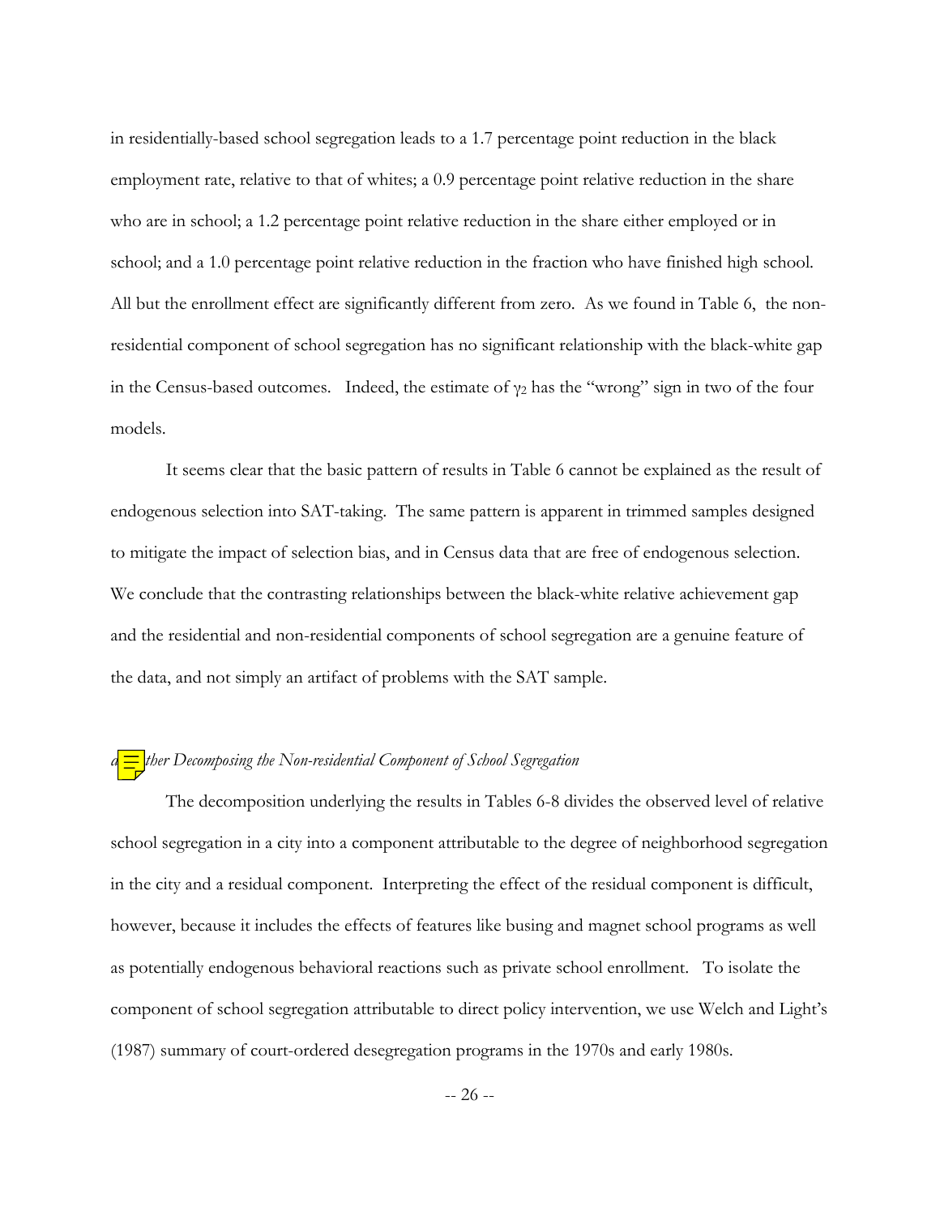in residentially-based school segregation leads to a 1.7 percentage point reduction in the black employment rate, relative to that of whites; a 0.9 percentage point relative reduction in the share who are in school; a 1.2 percentage point relative reduction in the share either employed or in school; and a 1.0 percentage point relative reduction in the fraction who have finished high school. All but the enrollment effect are significantly different from zero. As we found in Table 6, the non-residential component of school segregation has no significant relationship with the black-white gap in the Census-based outcomes. Indeed, the estimate of $\gamma_2$ has the "wrong" sign in two of the four models.

It seems clear that the basic pattern of results in Table 6 cannot be explained as the result of endogenous selection into SAT-taking. The same pattern is apparent in trimmed samples designed to mitigate the impact of selection bias, and in Census data that are free of endogenous selection. We conclude that the contrasting relationships between the black-white relative achievement gap and the residential and non-residential components of school segregation are a genuine feature of the data, and not simply an artifact of problems with the SAT sample.

*d. Further Decomposing the Non-residential Component of School Segregation*

The decomposition underlying the results in Tables 6-8 divides the observed level of relative school segregation in a city into a component attributable to the degree of neighborhood segregation in the city and a residual component. Interpreting the effect of the residual component is difficult, however, because it includes the effects of features like busing and magnet school programs as well as potentially endogenous behavioral reactions such as private school enrollment. To isolate the component of school segregation attributable to direct policy intervention, we use Welch and Light's (1987) summary of court-ordered desegregation programs in the 1970s and early 1980s.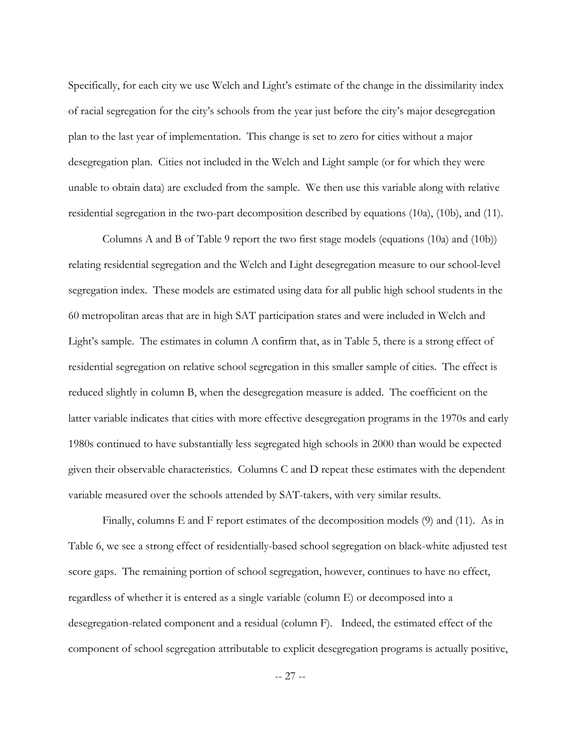Specifically, for each city we use Welch and Light's estimate of the change in the dissimilarity index of racial segregation for the city's schools from the year just before the city's major desegregation plan to the last year of implementation. This change is set to zero for cities without a major desegregation plan. Cities not included in the Welch and Light sample (or for which they were unable to obtain data) are excluded from the sample. We then use this variable along with relative residential segregation in the two-part decomposition described by equations (10a), (10b), and (11).

Columns A and B of Table 9 report the two first stage models (equations (10a) and (10b)) relating residential segregation and the Welch and Light desegregation measure to our school-level segregation index. These models are estimated using data for all public high school students in the 60 metropolitan areas that are in high SAT participation states and were included in Welch and Light's sample. The estimates in column A confirm that, as in Table 5, there is a strong effect of residential segregation on relative school segregation in this smaller sample of cities. The effect is reduced slightly in column B, when the desegregation measure is added. The coefficient on the latter variable indicates that cities with more effective desegregation programs in the 1970s and early 1980s continued to have substantially less segregated high schools in 2000 than would be expected given their observable characteristics. Columns C and D repeat these estimates with the dependent variable measured over the schools attended by SAT-takers, with very similar results.

Finally, columns E and F report estimates of the decomposition models (9) and (11). As in Table 6, we see a strong effect of residentially-based school segregation on black-white adjusted test score gaps. The remaining portion of school segregation, however, continues to have no effect, regardless of whether it is entered as a single variable (column E) or decomposed into a desegregation-related component and a residual (column F). Indeed, the estimated effect of the component of school segregation attributable to explicit desegregation programs is actually positive,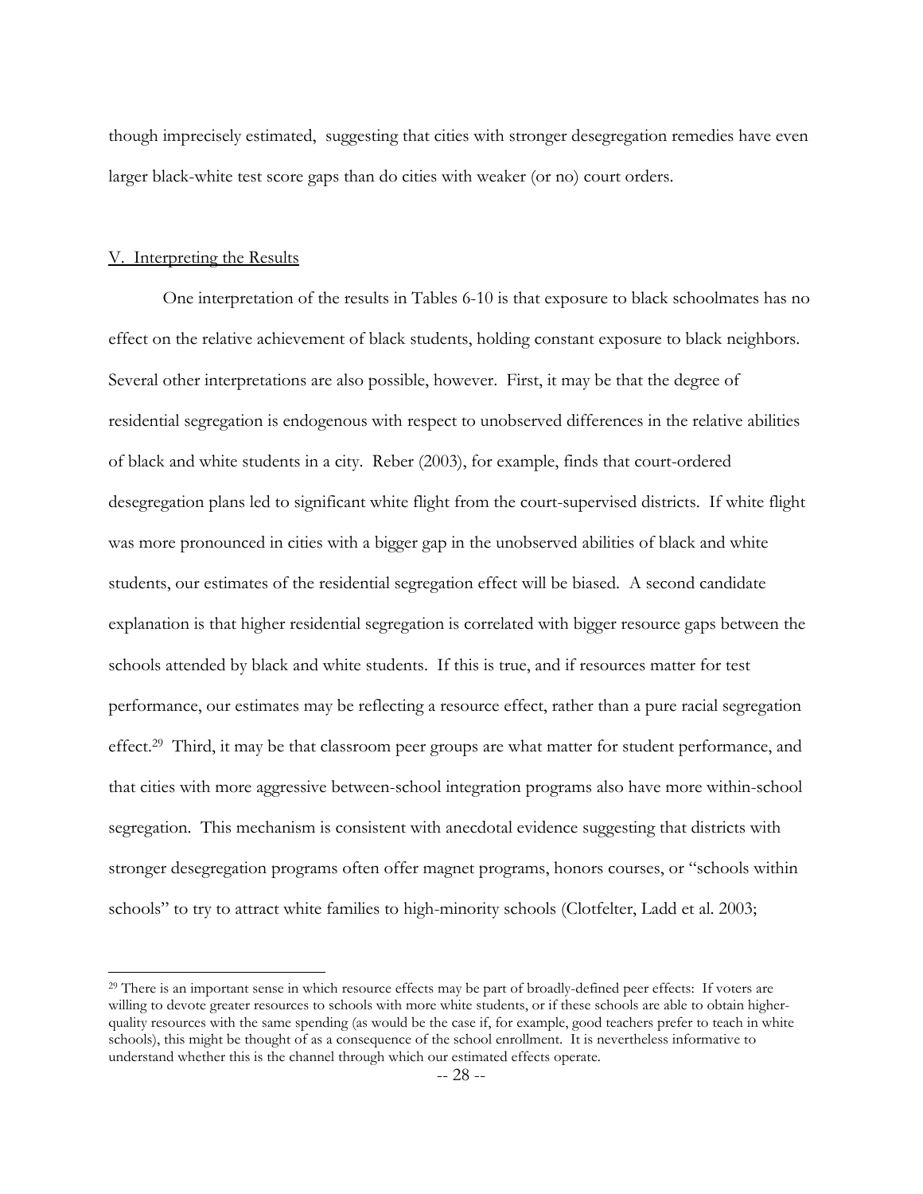though imprecisely estimated, suggesting that cities with stronger desegregation remedies have even larger black-white test score gaps than do cities with weaker (or no) court orders.

## V. Interpreting the Results

One interpretation of the results in Tables 6-10 is that exposure to black schoolmates has no effect on the relative achievement of black students, holding constant exposure to black neighbors. Several other interpretations are also possible, however. First, it may be that the degree of residential segregation is endogenous with respect to unobserved differences in the relative abilities of black and white students in a city. Reber (2003), for example, finds that court-ordered desegregation plans led to significant white flight from the court-supervised districts. If white flight was more pronounced in cities with a bigger gap in the unobserved abilities of black and white students, our estimates of the residential segregation effect will be biased. A second candidate explanation is that higher residential segregation is correlated with bigger resource gaps between the schools attended by black and white students. If this is true, and if resources matter for test performance, our estimates may be reflecting a resource effect, rather than a pure racial segregation effect.[29] Third, it may be that classroom peer groups are what matter for student performance, and that cities with more aggressive between-school integration programs also have more within-school segregation. This mechanism is consistent with anecdotal evidence suggesting that districts with stronger desegregation programs often offer magnet programs, honors courses, or "schools within schools" to try to attract white families to high-minority schools (Clotfelter, Ladd et al. 2003;

[29] There is an important sense in which resource effects may be part of broadly-defined peer effects: If voters are willing to devote greater resources to schools with more white students, or if these schools are able to obtain higher-quality resources with the same spending (as would be the case if, for example, good teachers prefer to teach in white schools), this might be thought of as a consequence of the school enrollment. It is nevertheless informative to understand whether this is the channel through which our estimated effects operate.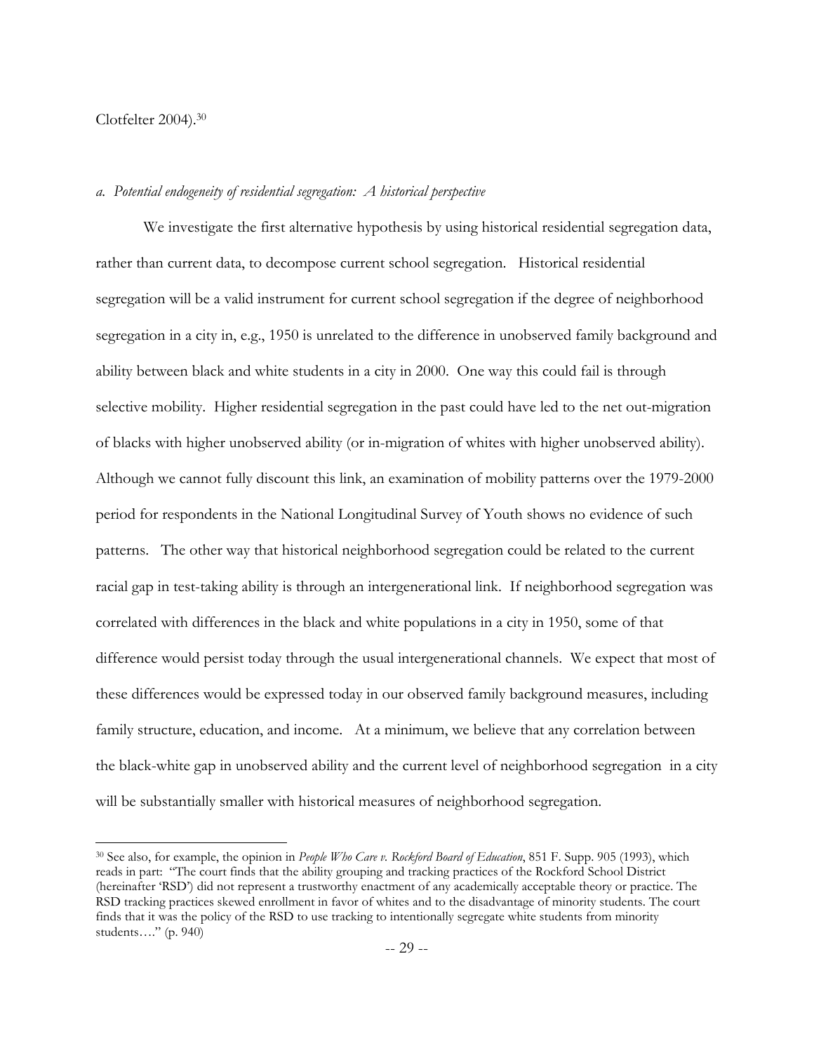Clotfelter 2004).[30]

*a. Potential endogeneity of residential segregation: A historical perspective*

We investigate the first alternative hypothesis by using historical residential segregation data, rather than current data, to decompose current school segregation. Historical residential segregation will be a valid instrument for current school segregation if the degree of neighborhood segregation in a city in, e.g., 1950 is unrelated to the difference in unobserved family background and ability between black and white students in a city in 2000. One way this could fail is through selective mobility. Higher residential segregation in the past could have led to the net out-migration of blacks with higher unobserved ability (or in-migration of whites with higher unobserved ability). Although we cannot fully discount this link, an examination of mobility patterns over the 1979-2000 period for respondents in the National Longitudinal Survey of Youth shows no evidence of such patterns. The other way that historical neighborhood segregation could be related to the current racial gap in test-taking ability is through an intergenerational link. If neighborhood segregation was correlated with differences in the black and white populations in a city in 1950, some of that difference would persist today through the usual intergenerational channels. We expect that most of these differences would be expressed today in our observed family background measures, including family structure, education, and income. At a minimum, we believe that any correlation between the black-white gap in unobserved ability and the current level of neighborhood segregation in a city will be substantially smaller with historical measures of neighborhood segregation.

[30] See also, for example, the opinion in *People Who Care v. Rockford Board of Education*, 851 F. Supp. 905 (1993), which reads in part: "The court finds that the ability grouping and tracking practices of the Rockford School District (hereinafter 'RSD') did not represent a trustworthy enactment of any academically acceptable theory or practice. The RSD tracking practices skewed enrollment in favor of whites and to the disadvantage of minority students. The court finds that it was the policy of the RSD to use tracking to intentionally segregate white students from minority students…." (p. 940)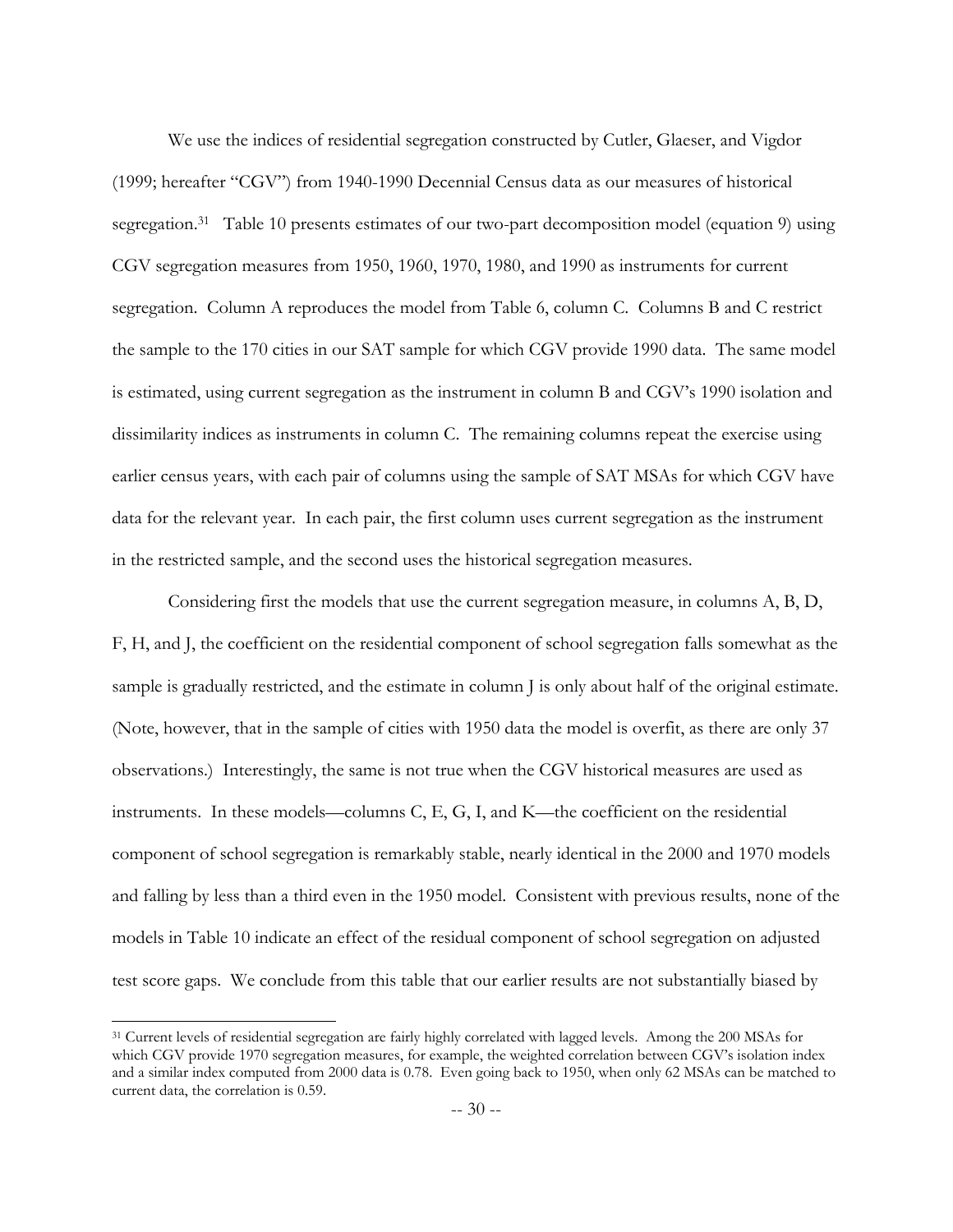We use the indices of residential segregation constructed by Cutler, Glaeser, and Vigdor (1999; hereafter "CGV") from 1940-1990 Decennial Census data as our measures of historical segregation.[31] Table 10 presents estimates of our two-part decomposition model (equation 9) using CGV segregation measures from 1950, 1960, 1970, 1980, and 1990 as instruments for current segregation. Column A reproduces the model from Table 6, column C. Columns B and C restrict the sample to the 170 cities in our SAT sample for which CGV provide 1990 data. The same model is estimated, using current segregation as the instrument in column B and CGV's 1990 isolation and dissimilarity indices as instruments in column C. The remaining columns repeat the exercise using earlier census years, with each pair of columns using the sample of SAT MSAs for which CGV have data for the relevant year. In each pair, the first column uses current segregation as the instrument in the restricted sample, and the second uses the historical segregation measures.

Considering first the models that use the current segregation measure, in columns A, B, D, F, H, and J, the coefficient on the residential component of school segregation falls somewhat as the sample is gradually restricted, and the estimate in column J is only about half of the original estimate. (Note, however, that in the sample of cities with 1950 data the model is overfit, as there are only 37 observations.) Interestingly, the same is not true when the CGV historical measures are used as instruments. In these models—columns C, E, G, I, and K—the coefficient on the residential component of school segregation is remarkably stable, nearly identical in the 2000 and 1970 models and falling by less than a third even in the 1950 model. Consistent with previous results, none of the models in Table 10 indicate an effect of the residual component of school segregation on adjusted test score gaps. We conclude from this table that our earlier results are not substantially biased by

[31] Current levels of residential segregation are fairly highly correlated with lagged levels. Among the 200 MSAs for which CGV provide 1970 segregation measures, for example, the weighted correlation between CGV's isolation index and a similar index computed from 2000 data is 0.78. Even going back to 1950, when only 62 MSAs can be matched to current data, the correlation is 0.59.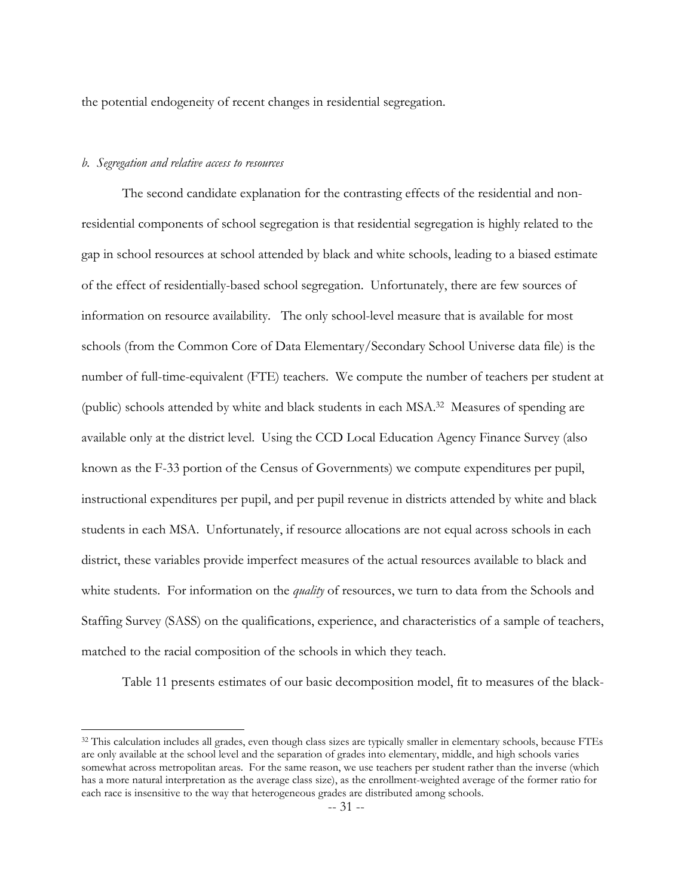the potential endogeneity of recent changes in residential segregation.

### *b. Segregation and relative access to resources*

The second candidate explanation for the contrasting effects of the residential and non-residential components of school segregation is that residential segregation is highly related to the gap in school resources at school attended by black and white schools, leading to a biased estimate of the effect of residentially-based school segregation. Unfortunately, there are few sources of information on resource availability. The only school-level measure that is available for most schools (from the Common Core of Data Elementary/Secondary School Universe data file) is the number of full-time-equivalent (FTE) teachers. We compute the number of teachers per student at (public) schools attended by white and black students in each MSA.[32] Measures of spending are available only at the district level. Using the CCD Local Education Agency Finance Survey (also known as the F-33 portion of the Census of Governments) we compute expenditures per pupil, instructional expenditures per pupil, and per pupil revenue in districts attended by white and black students in each MSA. Unfortunately, if resource allocations are not equal across schools in each district, these variables provide imperfect measures of the actual resources available to black and white students. For information on the *quality* of resources, we turn to data from the Schools and Staffing Survey (SASS) on the qualifications, experience, and characteristics of a sample of teachers, matched to the racial composition of the schools in which they teach.

Table 11 presents estimates of our basic decomposition model, fit to measures of the black-

---

[32] This calculation includes all grades, even though class sizes are typically smaller in elementary schools, because FTEs are only available at the school level and the separation of grades into elementary, middle, and high schools varies somewhat across metropolitan areas. For the same reason, we use teachers per student rather than the inverse (which has a more natural interpretation as the average class size), as the enrollment-weighted average of the former ratio for each race is insensitive to the way that heterogeneous grades are distributed among schools.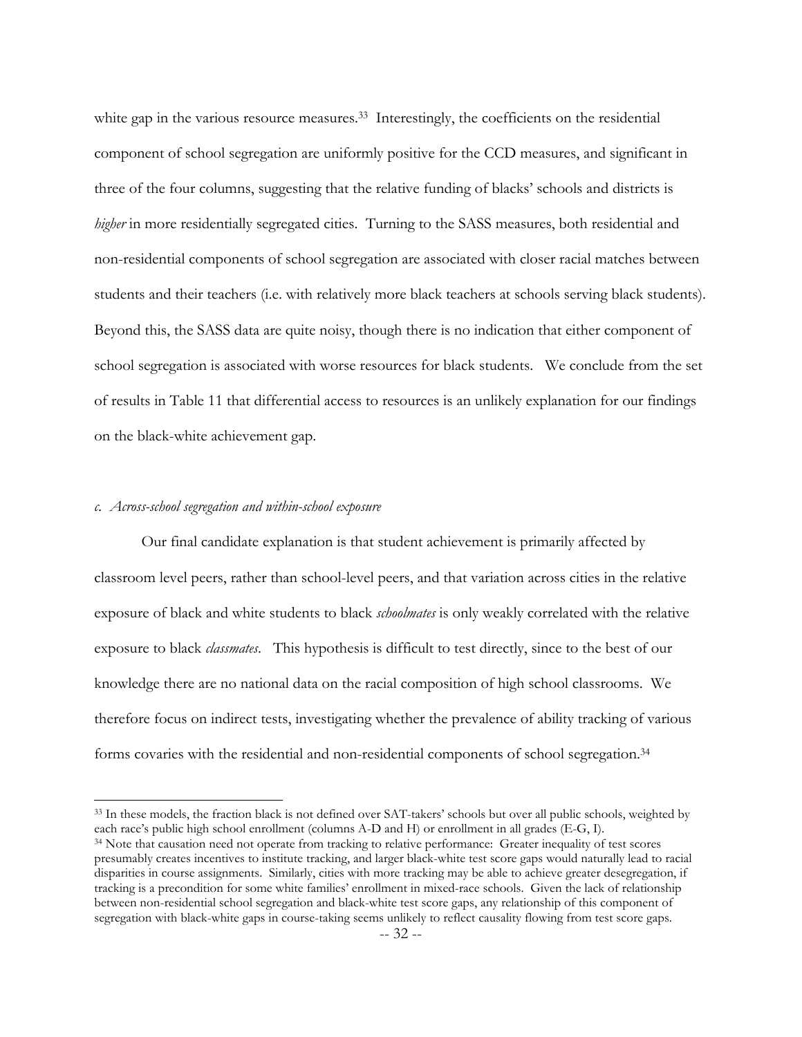white gap in the various resource measures.[33] Interestingly, the coefficients on the residential component of school segregation are uniformly positive for the CCD measures, and significant in three of the four columns, suggesting that the relative funding of blacks' schools and districts is *higher* in more residentially segregated cities. Turning to the SASS measures, both residential and non-residential components of school segregation are associated with closer racial matches between students and their teachers (i.e. with relatively more black teachers at schools serving black students). Beyond this, the SASS data are quite noisy, though there is no indication that either component of school segregation is associated with worse resources for black students. We conclude from the set of results in Table 11 that differential access to resources is an unlikely explanation for our findings on the black-white achievement gap.

*c. Across-school segregation and within-school exposure*

Our final candidate explanation is that student achievement is primarily affected by classroom level peers, rather than school-level peers, and that variation across cities in the relative exposure of black and white students to black *schoolmates* is only weakly correlated with the relative exposure to black *classmates*. This hypothesis is difficult to test directly, since to the best of our knowledge there are no national data on the racial composition of high school classrooms. We therefore focus on indirect tests, investigating whether the prevalence of ability tracking of various forms covaries with the residential and non-residential components of school segregation.[34]

---

[33] In these models, the fraction black is not defined over SAT-takers' schools but over all public schools, weighted by each race's public high school enrollment (columns A-D and H) or enrollment in all grades (E-G, I).

[34] Note that causation need not operate from tracking to relative performance: Greater inequality of test scores presumably creates incentives to institute tracking, and larger black-white test score gaps would naturally lead to racial disparities in course assignments. Similarly, cities with more tracking may be able to achieve greater desegregation, if tracking is a precondition for some white families' enrollment in mixed-race schools. Given the lack of relationship between non-residential school segregation and black-white test score gaps, any relationship of this component of segregation with black-white gaps in course-taking seems unlikely to reflect causality flowing from test score gaps.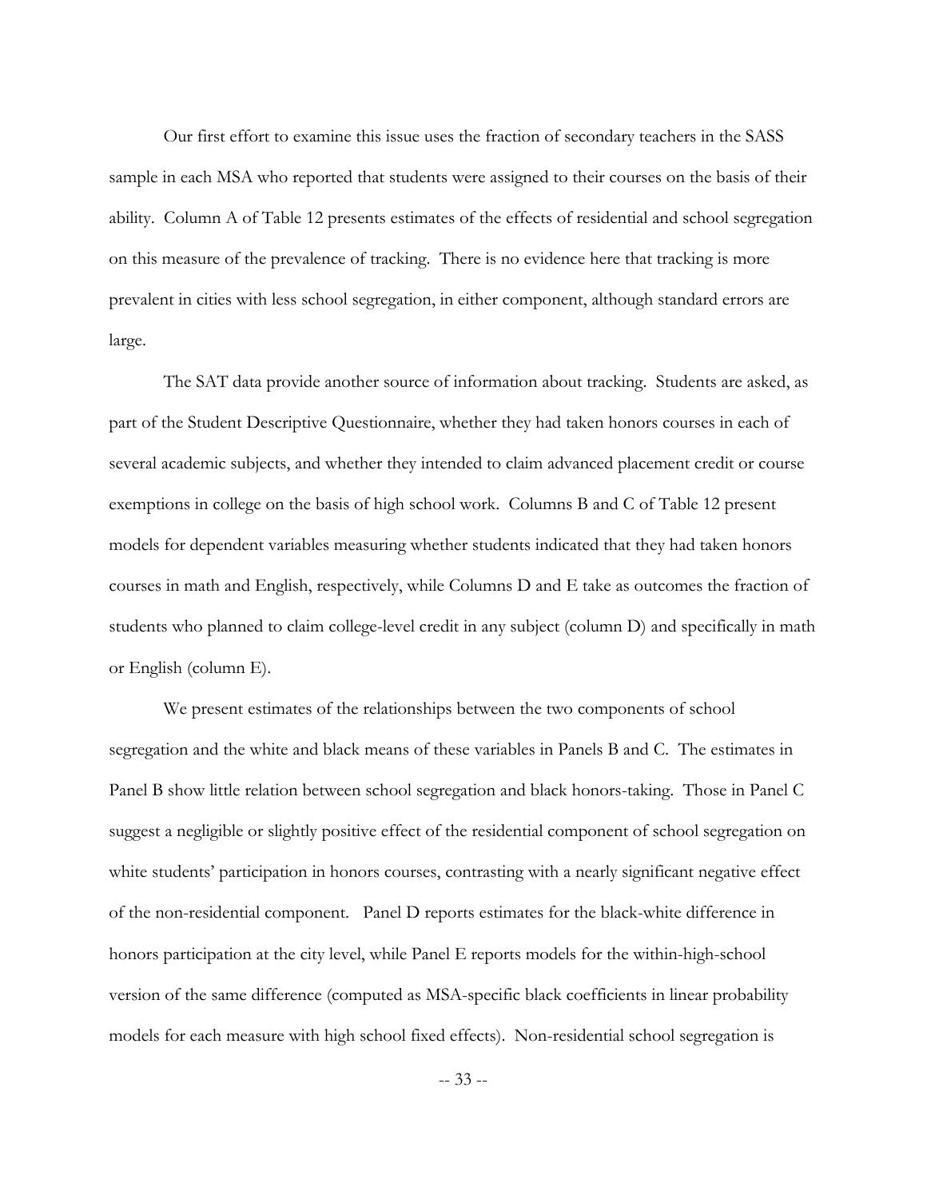Our first effort to examine this issue uses the fraction of secondary teachers in the SASS sample in each MSA who reported that students were assigned to their courses on the basis of their ability. Column A of Table 12 presents estimates of the effects of residential and school segregation on this measure of the prevalence of tracking. There is no evidence here that tracking is more prevalent in cities with less school segregation, in either component, although standard errors are large.

The SAT data provide another source of information about tracking. Students are asked, as part of the Student Descriptive Questionnaire, whether they had taken honors courses in each of several academic subjects, and whether they intended to claim advanced placement credit or course exemptions in college on the basis of high school work. Columns B and C of Table 12 present models for dependent variables measuring whether students indicated that they had taken honors courses in math and English, respectively, while Columns D and E take as outcomes the fraction of students who planned to claim college-level credit in any subject (column D) and specifically in math or English (column E).

We present estimates of the relationships between the two components of school segregation and the white and black means of these variables in Panels B and C. The estimates in Panel B show little relation between school segregation and black honors-taking. Those in Panel C suggest a negligible or slightly positive effect of the residential component of school segregation on white students' participation in honors courses, contrasting with a nearly significant negative effect of the non-residential component. Panel D reports estimates for the black-white difference in honors participation at the city level, while Panel E reports models for the within-high-school version of the same difference (computed as MSA-specific black coefficients in linear probability models for each measure with high school fixed effects). Non-residential school segregation is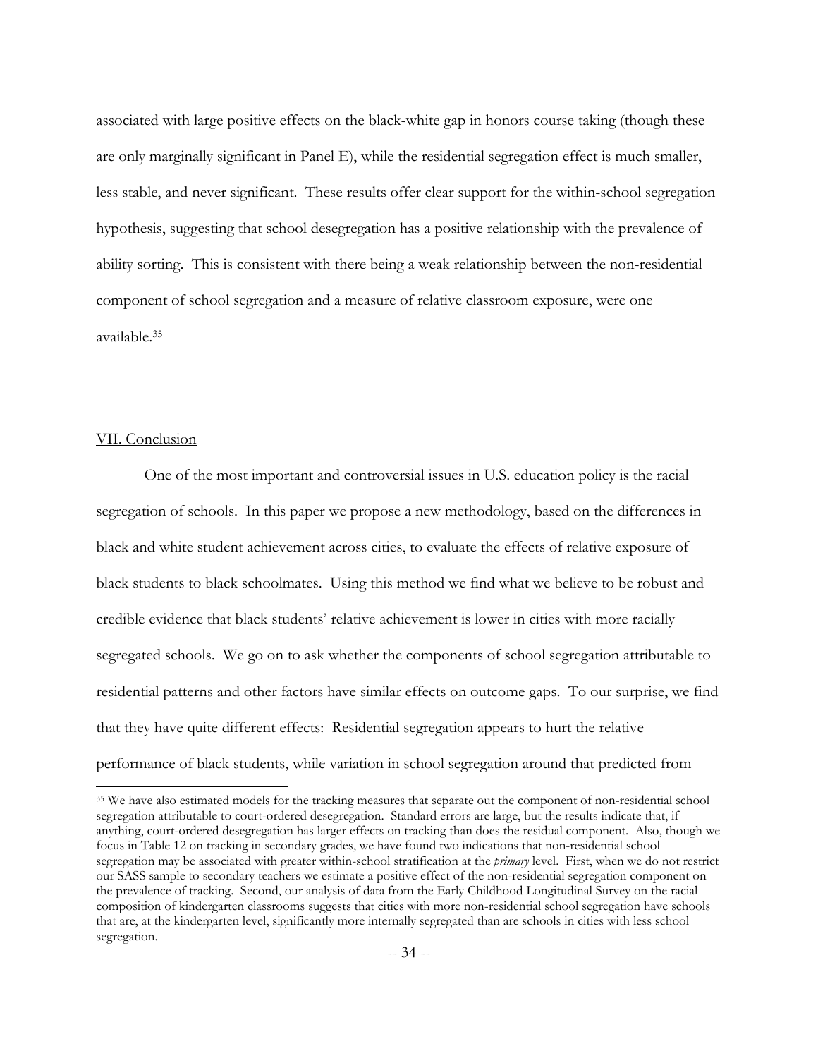associated with large positive effects on the black-white gap in honors course taking (though these are only marginally significant in Panel E), while the residential segregation effect is much smaller, less stable, and never significant. These results offer clear support for the within-school segregation hypothesis, suggesting that school desegregation has a positive relationship with the prevalence of ability sorting. This is consistent with there being a weak relationship between the non-residential component of school segregation and a measure of relative classroom exposure, were one available.[35]

## VII. Conclusion

One of the most important and controversial issues in U.S. education policy is the racial segregation of schools. In this paper we propose a new methodology, based on the differences in black and white student achievement across cities, to evaluate the effects of relative exposure of black students to black schoolmates. Using this method we find what we believe to be robust and credible evidence that black students' relative achievement is lower in cities with more racially segregated schools. We go on to ask whether the components of school segregation attributable to residential patterns and other factors have similar effects on outcome gaps. To our surprise, we find that they have quite different effects: Residential segregation appears to hurt the relative performance of black students, while variation in school segregation around that predicted from

[35] We have also estimated models for the tracking measures that separate out the component of non-residential school segregation attributable to court-ordered desegregation. Standard errors are large, but the results indicate that, if anything, court-ordered desegregation has larger effects on tracking than does the residual component. Also, though we focus in Table 12 on tracking in secondary grades, we have found two indications that non-residential school segregation may be associated with greater within-school stratification at the *primary* level. First, when we do not restrict our SASS sample to secondary teachers we estimate a positive effect of the non-residential segregation component on the prevalence of tracking. Second, our analysis of data from the Early Childhood Longitudinal Survey on the racial composition of kindergarten classrooms suggests that cities with more non-residential school segregation have schools that are, at the kindergarten level, significantly more internally segregated than are schools in cities with less school segregation.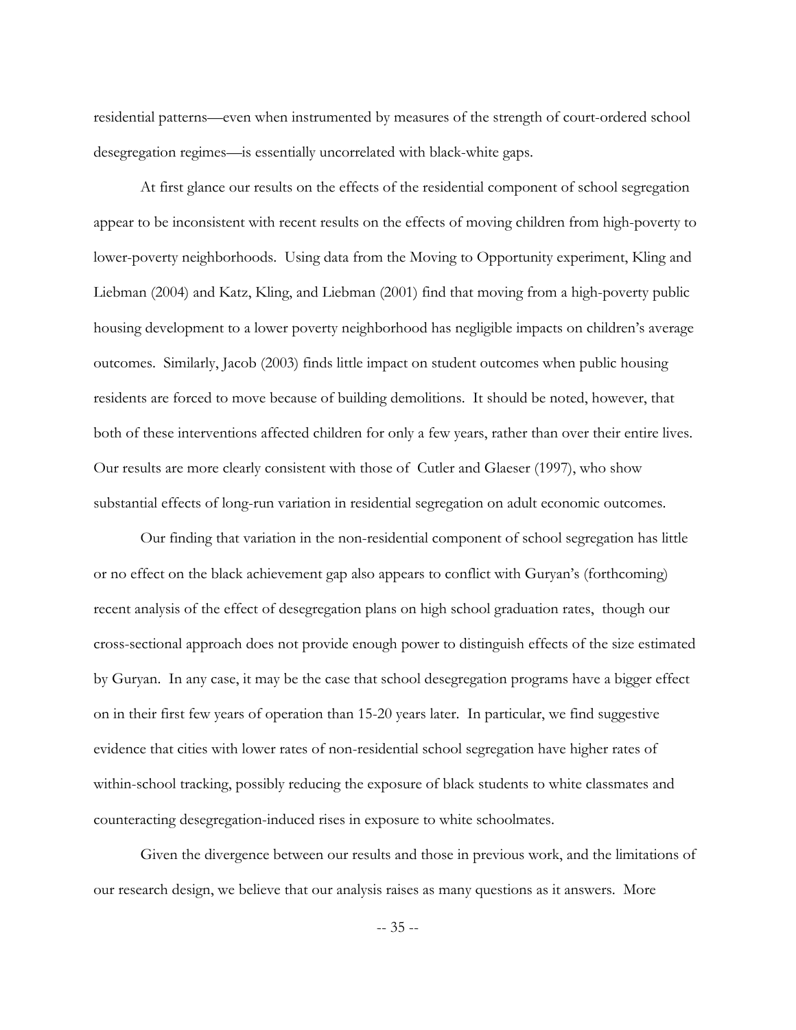residential patterns—even when instrumented by measures of the strength of court-ordered school desegregation regimes—is essentially uncorrelated with black-white gaps.

At first glance our results on the effects of the residential component of school segregation appear to be inconsistent with recent results on the effects of moving children from high-poverty to lower-poverty neighborhoods. Using data from the Moving to Opportunity experiment, Kling and Liebman (2004) and Katz, Kling, and Liebman (2001) find that moving from a high-poverty public housing development to a lower poverty neighborhood has negligible impacts on children's average outcomes. Similarly, Jacob (2003) finds little impact on student outcomes when public housing residents are forced to move because of building demolitions. It should be noted, however, that both of these interventions affected children for only a few years, rather than over their entire lives. Our results are more clearly consistent with those of Cutler and Glaeser (1997), who show substantial effects of long-run variation in residential segregation on adult economic outcomes.

Our finding that variation in the non-residential component of school segregation has little or no effect on the black achievement gap also appears to conflict with Guryan's (forthcoming) recent analysis of the effect of desegregation plans on high school graduation rates, though our cross-sectional approach does not provide enough power to distinguish effects of the size estimated by Guryan. In any case, it may be the case that school desegregation programs have a bigger effect on in their first few years of operation than 15-20 years later. In particular, we find suggestive evidence that cities with lower rates of non-residential school segregation have higher rates of within-school tracking, possibly reducing the exposure of black students to white classmates and counteracting desegregation-induced rises in exposure to white schoolmates.

Given the divergence between our results and those in previous work, and the limitations of our research design, we believe that our analysis raises as many questions as it answers. More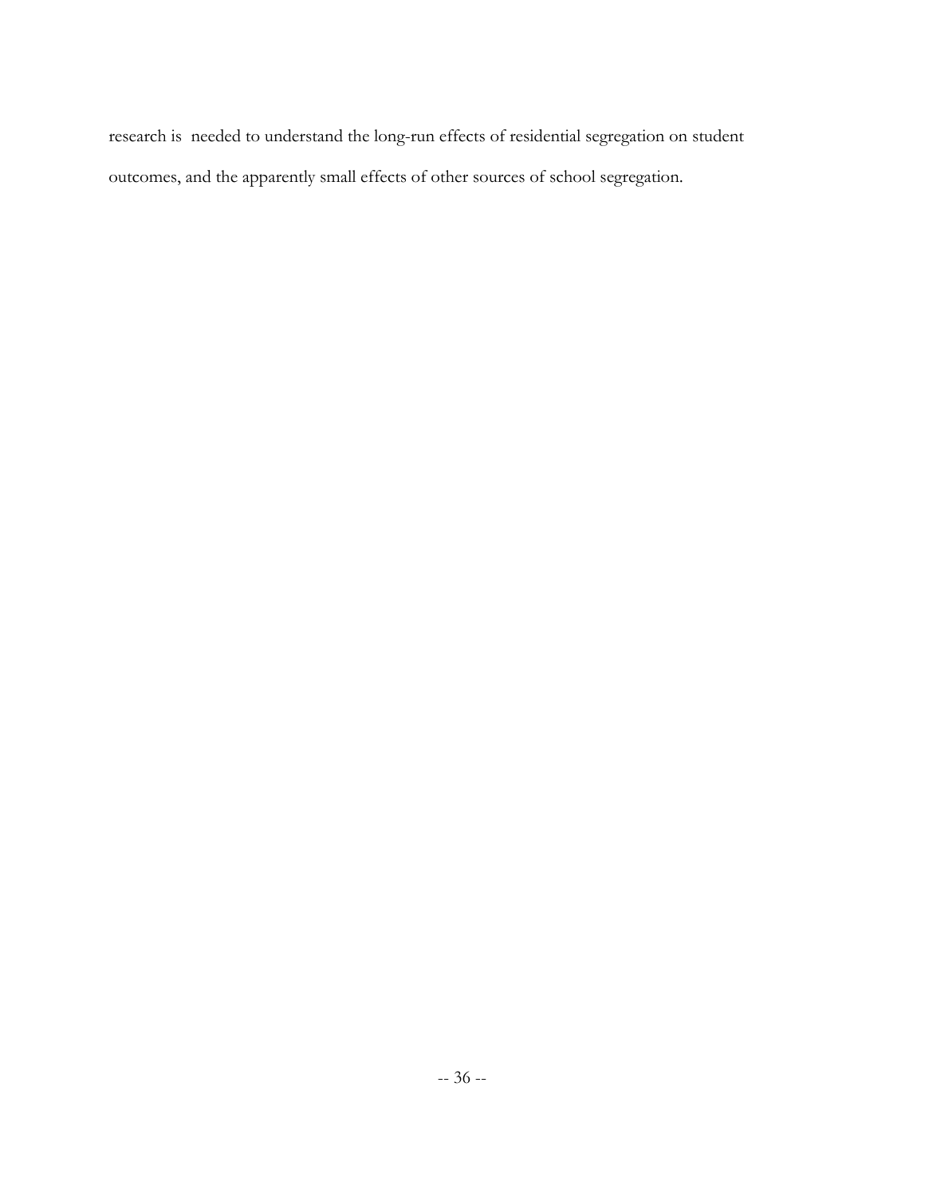research is needed to understand the long-run effects of residential segregation on student outcomes, and the apparently small effects of other sources of school segregation.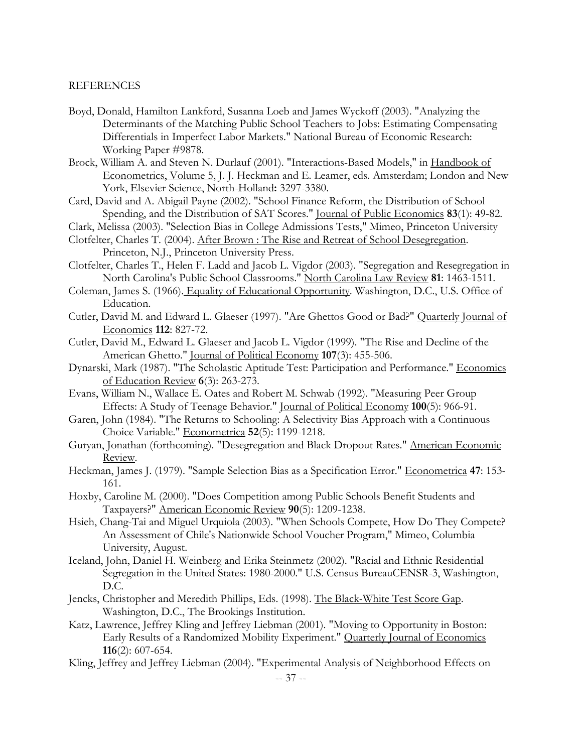REFERENCES

Boyd, Donald, Hamilton Lankford, Susanna Loeb and James Wyckoff (2003). "Analyzing the Determinants of the Matching Public School Teachers to Jobs: Estimating Compensating Differentials in Imperfect Labor Markets." National Bureau of Economic Research: Working Paper #9878.

Brock, William A. and Steven N. Durlauf (2001). "Interactions-Based Models," in Handbook of Econometrics, Volume 5, J. J. Heckman and E. Leamer, eds. Amsterdam; London and New York, Elsevier Science, North-Holland**:** 3297-3380.

Card, David and A. Abigail Payne (2002). "School Finance Reform, the Distribution of School Spending, and the Distribution of SAT Scores." Journal of Public Economics **83**(1): 49-82.

Clark, Melissa (2003). "Selection Bias in College Admissions Tests," Mimeo, Princeton University

Clotfelter, Charles T. (2004). After Brown : The Rise and Retreat of School Desegregation. Princeton, N.J., Princeton University Press.

Clotfelter, Charles T., Helen F. Ladd and Jacob L. Vigdor (2003). "Segregation and Resegregation in North Carolina's Public School Classrooms." North Carolina Law Review **81**: 1463-1511.

Coleman, James S. (1966). Equality of Educational Opportunity. Washington, D.C., U.S. Office of Education.

Cutler, David M. and Edward L. Glaeser (1997). "Are Ghettos Good or Bad?" Quarterly Journal of Economics **112**: 827-72.

Cutler, David M., Edward L. Glaeser and Jacob L. Vigdor (1999). "The Rise and Decline of the American Ghetto." Journal of Political Economy **107**(3): 455-506.

Dynarski, Mark (1987). "The Scholastic Aptitude Test: Participation and Performance." Economics of Education Review **6**(3): 263-273.

Evans, William N., Wallace E. Oates and Robert M. Schwab (1992). "Measuring Peer Group Effects: A Study of Teenage Behavior." Journal of Political Economy **100**(5): 966-91.

Garen, John (1984). "The Returns to Schooling: A Selectivity Bias Approach with a Continuous Choice Variable." Econometrica **52**(5): 1199-1218.

Guryan, Jonathan (forthcoming). "Desegregation and Black Dropout Rates." American Economic Review.

Heckman, James J. (1979). "Sample Selection Bias as a Specification Error." Econometrica **47**: 153-161.

Hoxby, Caroline M. (2000). "Does Competition among Public Schools Benefit Students and Taxpayers?" American Economic Review **90**(5): 1209-1238.

Hsieh, Chang-Tai and Miguel Urquiola (2003). "When Schools Compete, How Do They Compete? An Assessment of Chile's Nationwide School Voucher Program," Mimeo, Columbia University, August.

Iceland, John, Daniel H. Weinberg and Erika Steinmetz (2002). "Racial and Ethnic Residential Segregation in the United States: 1980-2000." U.S. Census BureauCENSR-3, Washington, D.C.

Jencks, Christopher and Meredith Phillips, Eds. (1998). The Black-White Test Score Gap. Washington, D.C., The Brookings Institution.

Katz, Lawrence, Jeffrey Kling and Jeffrey Liebman (2001). "Moving to Opportunity in Boston: Early Results of a Randomized Mobility Experiment." Quarterly Journal of Economics **116**(2): 607-654.

Kling, Jeffrey and Jeffrey Liebman (2004). "Experimental Analysis of Neighborhood Effects on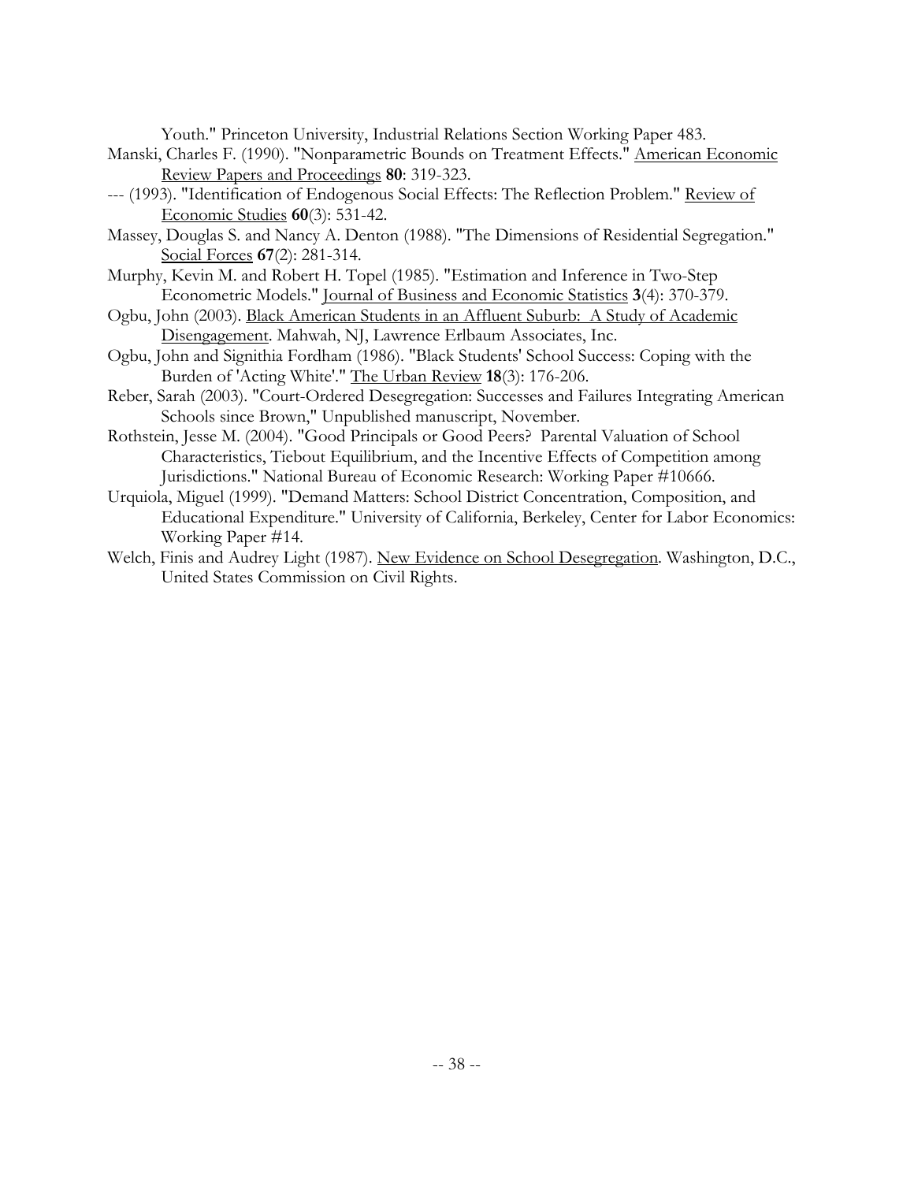Youth." Princeton University, Industrial Relations Section Working Paper 483.

Manski, Charles F. (1990). "Nonparametric Bounds on Treatment Effects." American Economic Review Papers and Proceedings **80**: 319-323.

--- (1993). "Identification of Endogenous Social Effects: The Reflection Problem." Review of Economic Studies **60**(3): 531-42.

Massey, Douglas S. and Nancy A. Denton (1988). "The Dimensions of Residential Segregation." Social Forces **67**(2): 281-314.

Murphy, Kevin M. and Robert H. Topel (1985). "Estimation and Inference in Two-Step Econometric Models." Journal of Business and Economic Statistics **3**(4): 370-379.

Ogbu, John (2003). Black American Students in an Affluent Suburb: A Study of Academic Disengagement. Mahwah, NJ, Lawrence Erlbaum Associates, Inc.

Ogbu, John and Signithia Fordham (1986). "Black Students' School Success: Coping with the Burden of 'Acting White'." The Urban Review **18**(3): 176-206.

Reber, Sarah (2003). "Court-Ordered Desegregation: Successes and Failures Integrating American Schools since Brown," Unpublished manuscript, November.

Rothstein, Jesse M. (2004). "Good Principals or Good Peers? Parental Valuation of School Characteristics, Tiebout Equilibrium, and the Incentive Effects of Competition among Jurisdictions." National Bureau of Economic Research: Working Paper #10666.

Urquiola, Miguel (1999). "Demand Matters: School District Concentration, Composition, and Educational Expenditure." University of California, Berkeley, Center for Labor Economics: Working Paper #14.

Welch, Finis and Audrey Light (1987). New Evidence on School Desegregation. Washington, D.C., United States Commission on Civil Rights.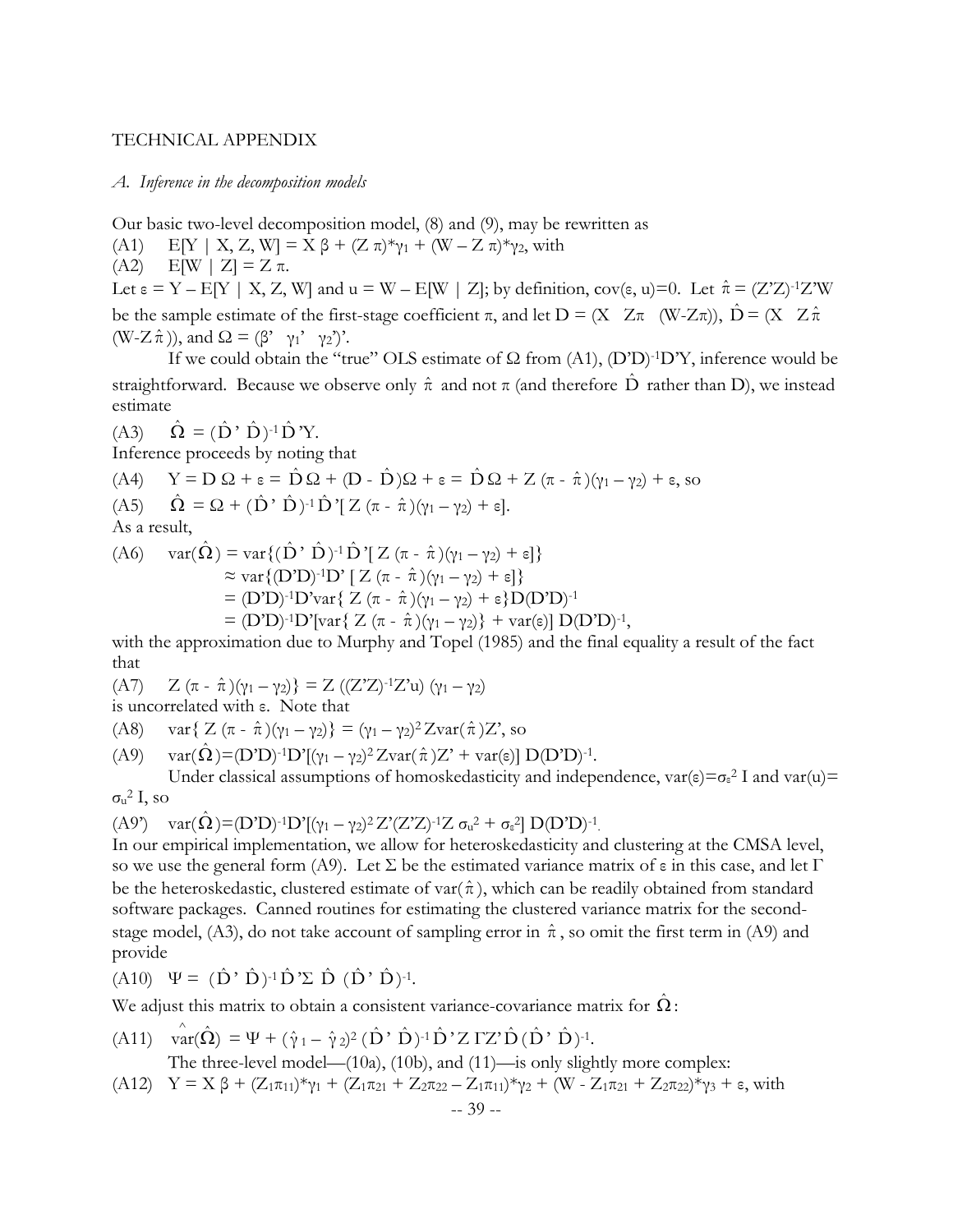TECHNICAL APPENDIX

*A. Inference in the decomposition models*

Our basic two-level decomposition model, (8) and (9), may be rewritten as

(A1) $E[Y \mid X, Z, W] = X\beta + (Z\pi)^*\gamma_1 + (W - Z\pi)^*\gamma_2$, with

(A2) $E[W \mid Z] = Z\pi$.

Let $\varepsilon = Y - E[Y \mid X, Z, W]$ and $u = W - E[W \mid Z]$; by definition, $\text{cov}(\varepsilon, u)=0$. Let $\hat{\pi} = (Z'Z)^{-1}Z'W$ be the sample estimate of the first-stage coefficient $\pi$, and let $D = (X \quad Z\pi \quad (W\text{-}Z\pi))$, $\hat{D} = (X \quad Z\hat{\pi} \quad (W\text{-}Z\hat{\pi}))$, and $\Omega = (\beta' \quad \gamma_1' \quad \gamma_2')'$.

If we could obtain the "true" OLS estimate of $\Omega$ from (A1), $(D'D)^{-1}D'Y$, inference would be straightforward. Because we observe only $\hat{\pi}$ and not $\pi$ (and therefore $\hat{D}$ rather than D), we instead estimate

(A3) $\hat{\Omega} = (\hat{D}'\hat{D})^{-1}\hat{D}'Y$.

Inference proceeds by noting that

(A4) $Y = D\Omega + \varepsilon = \hat{D}\Omega + (D - \hat{D})\Omega + \varepsilon = \hat{D}\Omega + Z(\pi - \hat{\pi})(\gamma_1 - \gamma_2) + \varepsilon$, so

(A5) $\hat{\Omega} = \Omega + (\hat{D}'\hat{D})^{-1}\hat{D}'[Z(\pi - \hat{\pi})(\gamma_1 - \gamma_2) + \varepsilon]$.

As a result,

(A6)
$$
\begin{aligned}
\text{var}(\hat{\Omega}) &= \text{var}\{(\hat{D}'\hat{D})^{-1}\hat{D}'[Z(\pi - \hat{\pi})(\gamma_1 - \gamma_2) + \varepsilon]\} \\
&\approx \text{var}\{(D'D)^{-1}D'[Z(\pi - \hat{\pi})(\gamma_1 - \gamma_2) + \varepsilon]\} \\
&= (D'D)^{-1}D'\text{var}\{Z(\pi - \hat{\pi})(\gamma_1 - \gamma_2) + \varepsilon\}D(D'D)^{-1} \\
&= (D'D)^{-1}D'[\text{var}\{Z(\pi - \hat{\pi})(\gamma_1 - \gamma_2)\} + \text{var}(\varepsilon)]D(D'D)^{-1},
\end{aligned}
$$

with the approximation due to Murphy and Topel (1985) and the final equality a result of the fact that

(A7) $Z(\pi - \hat{\pi})(\gamma_1 - \gamma_2)\} = Z((Z'Z)^{-1}Z'u)(\gamma_1 - \gamma_2)$

is uncorrelated with $\varepsilon$. Note that

(A8) $\text{var}\{Z(\pi - \hat{\pi})(\gamma_1 - \gamma_2)\} = (\gamma_1 - \gamma_2)^2 Z\text{var}(\hat{\pi})Z'$, so

(A9) $\text{var}(\hat{\Omega}) = (D'D)^{-1}D'[(\gamma_1 - \gamma_2)^2 Z\text{var}(\hat{\pi})Z' + \text{var}(\varepsilon)]D(D'D)^{-1}$.

Under classical assumptions of homoskedasticity and independence, $\text{var}(\varepsilon)=\sigma_\varepsilon^2 I$ and $\text{var}(u)=\sigma_u^2 I$, so

(A9') $\text{var}(\hat{\Omega}) = (D'D)^{-1}D'[(\gamma_1 - \gamma_2)^2 Z'(Z'Z)^{-1}Z\sigma_u^2 + \sigma_\varepsilon^2]D(D'D)^{-1}$.

In our empirical implementation, we allow for heteroskedasticity and clustering at the CMSA level, so we use the general form (A9). Let $\Sigma$ be the estimated variance matrix of $\varepsilon$ in this case, and let $\Gamma$ be the heteroskedastic, clustered estimate of $\text{var}(\hat{\pi})$, which can be readily obtained from standard software packages. Canned routines for estimating the clustered variance matrix for the second-stage model, (A3), do not take account of sampling error in $\hat{\pi}$, so omit the first term in (A9) and provide

(A10) $\Psi = (\hat{D}'\hat{D})^{-1}\hat{D}'\Sigma\hat{D}(\hat{D}'\hat{D})^{-1}$.

We adjust this matrix to obtain a consistent variance-covariance matrix for $\hat{\Omega}$:

(A11) $\widehat{\text{var}}(\hat{\Omega}) = \Psi + (\hat{\gamma}_1 - \hat{\gamma}_2)^2(\hat{D}'\hat{D})^{-1}\hat{D}'Z\Gamma Z'\hat{D}(\hat{D}'\hat{D})^{-1}$.

The three-level model—(10a), (10b), and (11)—is only slightly more complex:

(A12) $Y = X\beta + (Z_1\pi_{11})^*\gamma_1 + (Z_1\pi_{21} + Z_2\pi_{22} - Z_1\pi_{11})^*\gamma_2 + (W - Z_1\pi_{21} + Z_2\pi_{22})^*\gamma_3 + \varepsilon$, with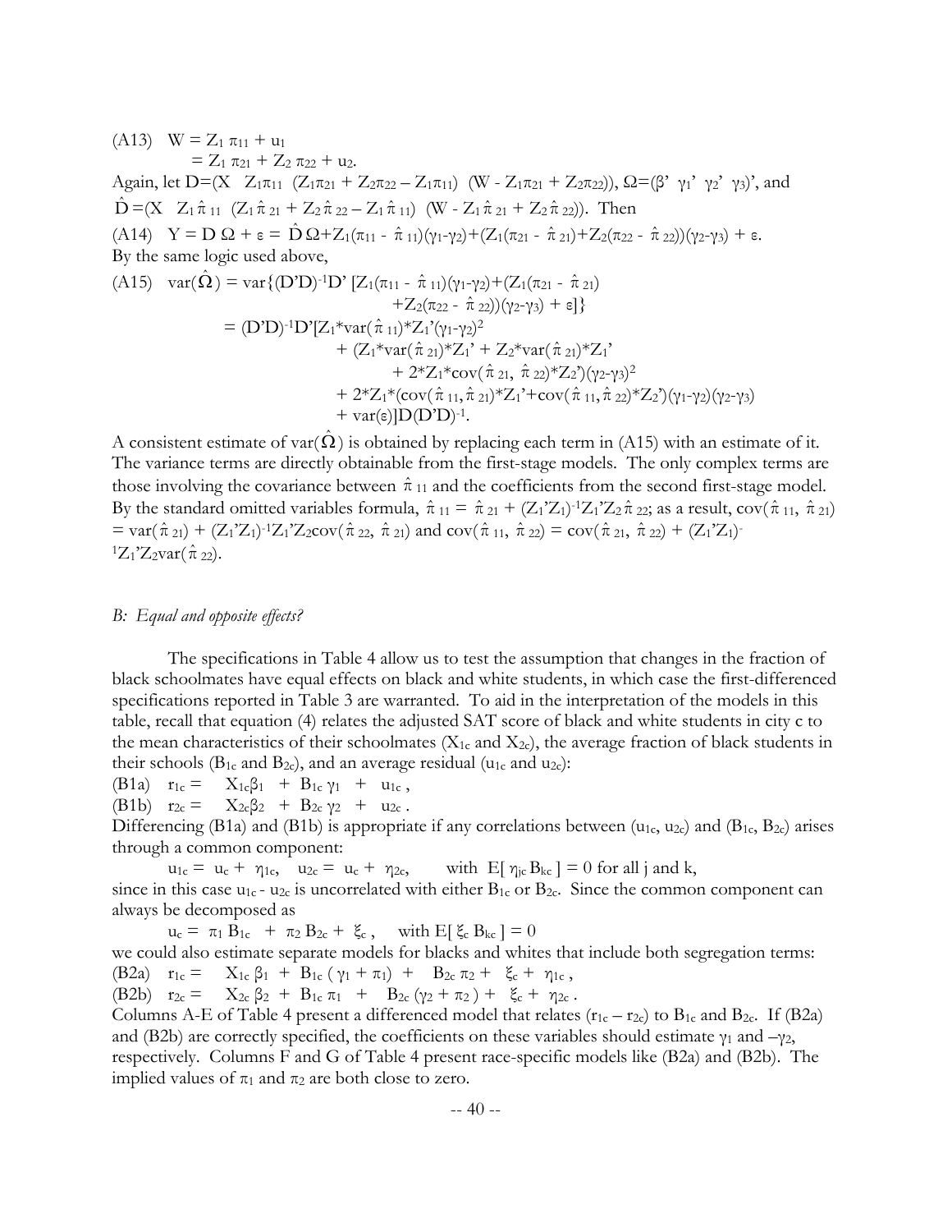(A13) $W = Z_1 \pi_{11} + u_1$

$\quad\quad = Z_1 \pi_{21} + Z_2 \pi_{22} + u_2.$

Again, let $D=(X \;\; Z_1\pi_{11} \;\; (Z_1\pi_{21} + Z_2\pi_{22} - Z_1\pi_{11}) \;\; (W - Z_1\pi_{21} + Z_2\pi_{22}))$, $\Omega=(\beta' \;\; \gamma_1' \;\; \gamma_2' \;\; \gamma_3)'$, and $\hat{D}=(X \;\; Z_1\hat{\pi}_{11} \;\; (Z_1\hat{\pi}_{21} + Z_2\hat{\pi}_{22} - Z_1\hat{\pi}_{11}) \;\; (W - Z_1\hat{\pi}_{21} + Z_2\hat{\pi}_{22}))$. Then

(A14) $Y = D\,\Omega + \varepsilon = \hat{D}\,\Omega + Z_1(\pi_{11} - \hat{\pi}_{11})(\gamma_1-\gamma_2) + (Z_1(\pi_{21} - \hat{\pi}_{21}) + Z_2(\pi_{22} - \hat{\pi}_{22}))(\gamma_2-\gamma_3) + \varepsilon.$

By the same logic used above,

(A15)
$$
\begin{aligned}
\text{var}(\hat{\Omega}) &= \text{var}\{(D'D)^{-1}D'\,[Z_1(\pi_{11} - \hat{\pi}_{11})(\gamma_1-\gamma_2) + (Z_1(\pi_{21} - \hat{\pi}_{21}) \\
&\qquad + Z_2(\pi_{22} - \hat{\pi}_{22}))(\gamma_2-\gamma_3) + \varepsilon]\} \\
&= (D'D)^{-1}D'[Z_1{*}\text{var}(\hat{\pi}_{11}){*}Z_1'(\gamma_1-\gamma_2)^2 \\
&\qquad + (Z_1{*}\text{var}(\hat{\pi}_{21}){*}Z_1' + Z_2{*}\text{var}(\hat{\pi}_{21}){*}Z_1' \\
&\qquad\quad + 2{*}Z_1{*}\text{cov}(\hat{\pi}_{21},\, \hat{\pi}_{22}){*}Z_2')(\gamma_2-\gamma_3)^2 \\
&\qquad + 2{*}Z_1{*}(\text{cov}(\hat{\pi}_{11}, \hat{\pi}_{21}){*}Z_1' + \text{cov}(\hat{\pi}_{11}, \hat{\pi}_{22}){*}Z_2')(\gamma_1-\gamma_2)(\gamma_2-\gamma_3) \\
&\qquad + \text{var}(\varepsilon)]D(D'D)^{-1}.
\end{aligned}
$$

A consistent estimate of $\text{var}(\hat{\Omega})$ is obtained by replacing each term in (A15) with an estimate of it. The variance terms are directly obtainable from the first-stage models. The only complex terms are those involving the covariance between $\hat{\pi}_{11}$ and the coefficients from the second first-stage model. By the standard omitted variables formula, $\hat{\pi}_{11} = \hat{\pi}_{21} + (Z_1'Z_1)^{-1}Z_1'Z_2\hat{\pi}_{22}$; as a result, $\text{cov}(\hat{\pi}_{11}, \hat{\pi}_{21}) = \text{var}(\hat{\pi}_{21}) + (Z_1'Z_1)^{-1}Z_1'Z_2\text{cov}(\hat{\pi}_{22}, \hat{\pi}_{21})$ and $\text{cov}(\hat{\pi}_{11}, \hat{\pi}_{22}) = \text{cov}(\hat{\pi}_{21}, \hat{\pi}_{22}) + (Z_1'Z_1)^{-1}Z_1'Z_2\text{var}(\hat{\pi}_{22})$.

### *B: Equal and opposite effects?*

The specifications in Table 4 allow us to test the assumption that changes in the fraction of black schoolmates have equal effects on black and white students, in which case the first-differenced specifications reported in Table 3 are warranted. To aid in the interpretation of the models in this table, recall that equation (4) relates the adjusted SAT score of black and white students in city c to the mean characteristics of their schoolmates ($X_{1c}$ and $X_{2c}$), the average fraction of black students in their schools ($B_{1c}$ and $B_{2c}$), and an average residual ($u_{1c}$ and $u_{2c}$):

(B1a) $r_{1c} = X_{1c}\beta_1 + B_{1c}\,\gamma_1 + u_{1c}\,,$

(B1b) $r_{2c} = X_{2c}\beta_2 + B_{2c}\,\gamma_2 + u_{2c}\,.$

Differencing (B1a) and (B1b) is appropriate if any correlations between ($u_{1c}$, $u_{2c}$) and ($B_{1c}$, $B_{2c}$) arises through a common component:

$$u_{1c} = u_c + \eta_{1c}, \quad u_{2c} = u_c + \eta_{2c}, \qquad \text{with } E[\,\eta_{jc} B_{kc}\,] = 0 \text{ for all j and k,}$$

since in this case $u_{1c} - u_{2c}$ is uncorrelated with either $B_{1c}$ or $B_{2c}$. Since the common component can always be decomposed as

$$u_c = \pi_1 B_{1c} + \pi_2 B_{2c} + \xi_c\,, \quad \text{with } E[\,\xi_c B_{kc}\,] = 0$$

we could also estimate separate models for blacks and whites that include both segregation terms:

(B2a) $r_{1c} = X_{1c}\,\beta_1 + B_{1c}\,(\gamma_1 + \pi_1) + B_{2c}\,\pi_2 + \xi_c + \eta_{1c}\,,$

(B2b) $r_{2c} = X_{2c}\,\beta_2 + B_{1c}\,\pi_1 + B_{2c}\,(\gamma_2 + \pi_2) + \xi_c + \eta_{2c}\,.$

Columns A-E of Table 4 present a differenced model that relates ($r_{1c} - r_{2c}$) to $B_{1c}$ and $B_{2c}$. If (B2a) and (B2b) are correctly specified, the coefficients on these variables should estimate $\gamma_1$ and $-\gamma_2$, respectively. Columns F and G of Table 4 present race-specific models like (B2a) and (B2b). The implied values of $\pi_1$ and $\pi_2$ are both close to zero.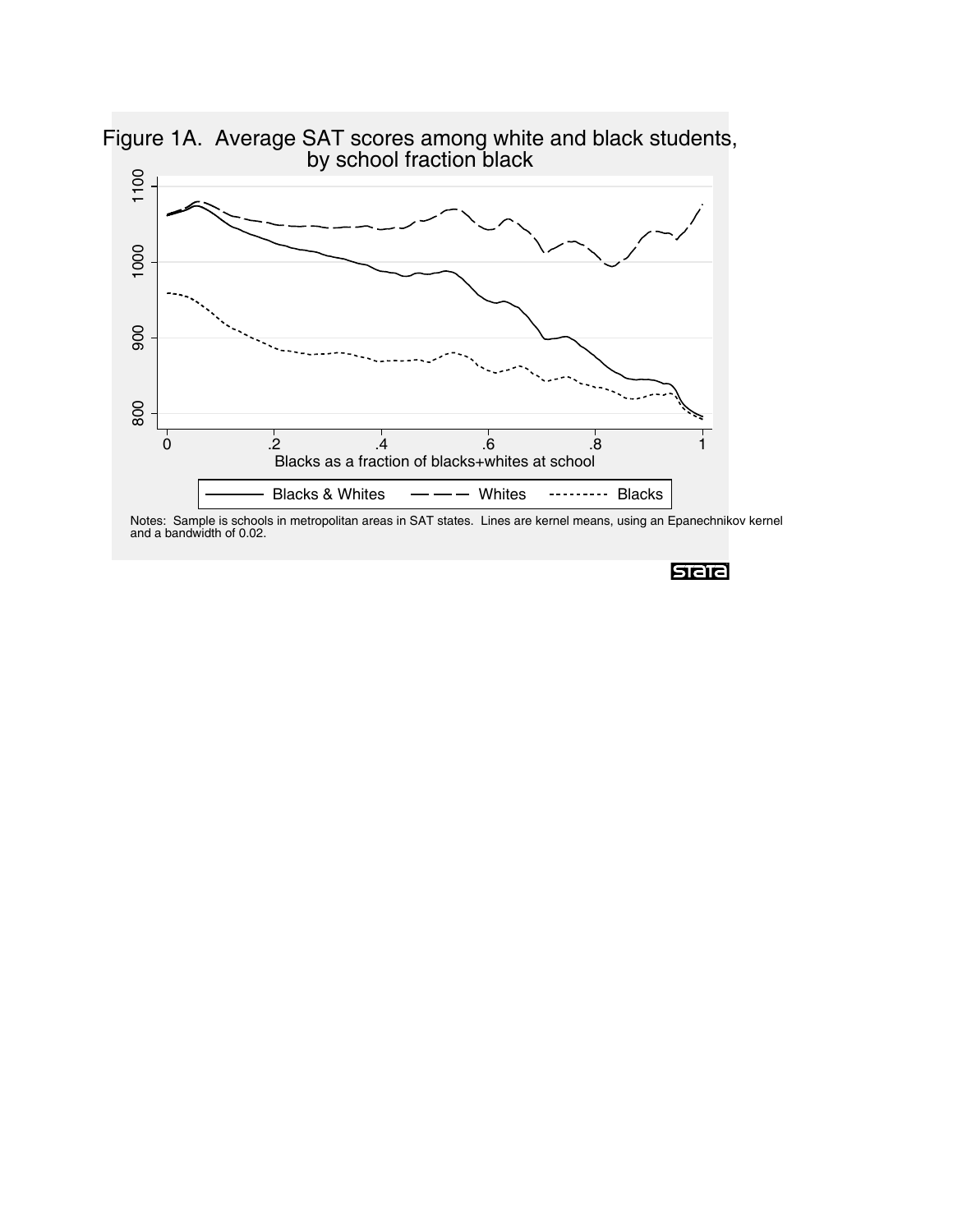# Figure 1A. Average SAT scores among white and black students, by school fraction black

Notes: Sample is schools in metropolitan areas in SAT states. Lines are kernel means, using an Epanechnikov kernel and a bandwidth of 0.02.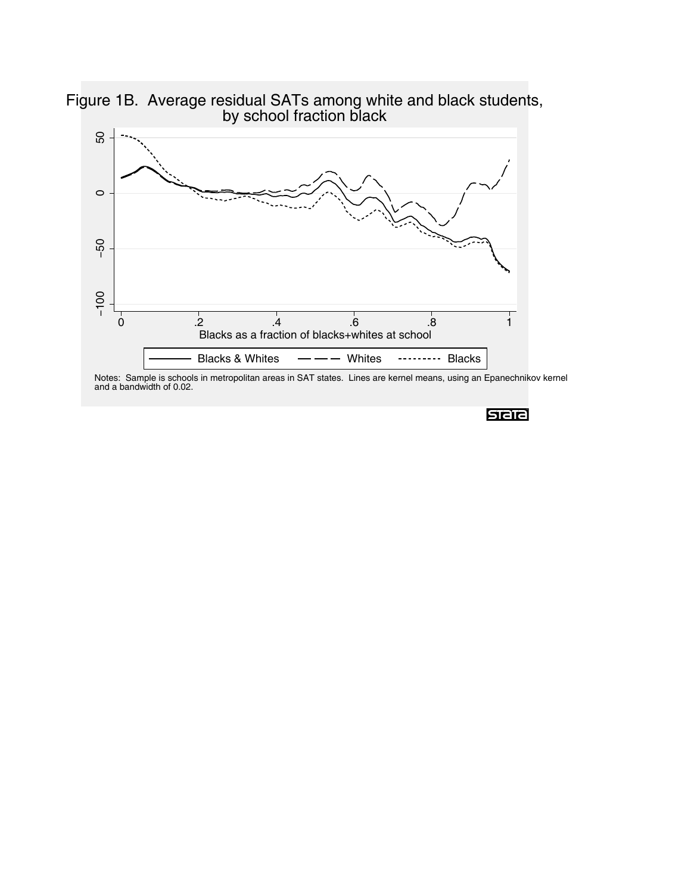Figure 1B. Average residual SATs among white and black students, by school fraction black

Notes: Sample is schools in metropolitan areas in SAT states. Lines are kernel means, using an Epanechnikov kernel and a bandwidth of 0.02.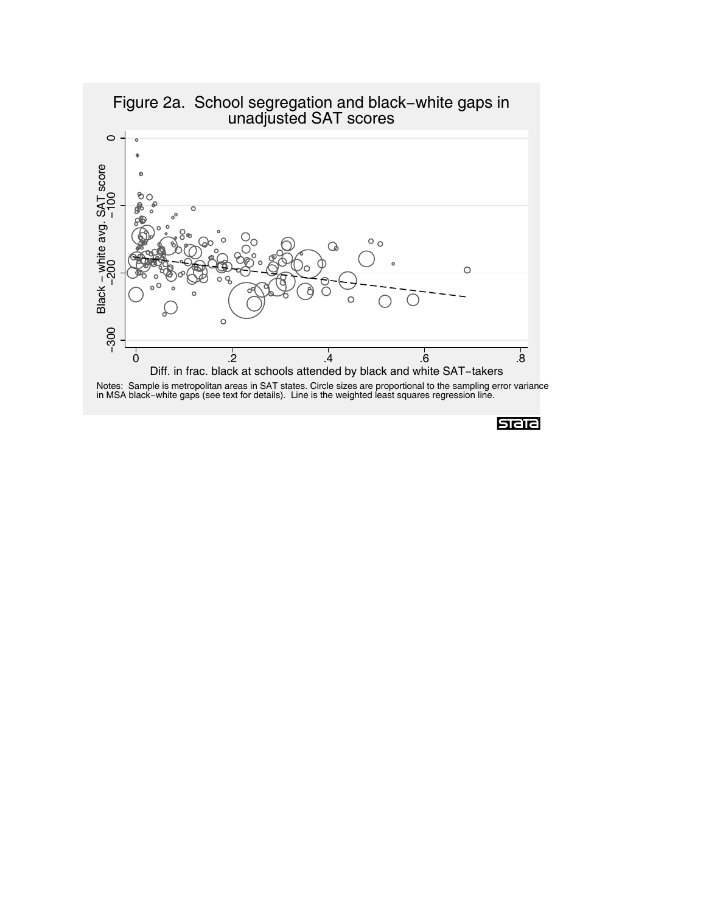Figure 2a. School segregation and black−white gaps in unadjusted SAT scores

Notes: Sample is metropolitan areas in SAT states. Circle sizes are proportional to the sampling error variance in MSA black−white gaps (see text for details). Line is the weighted least squares regression line.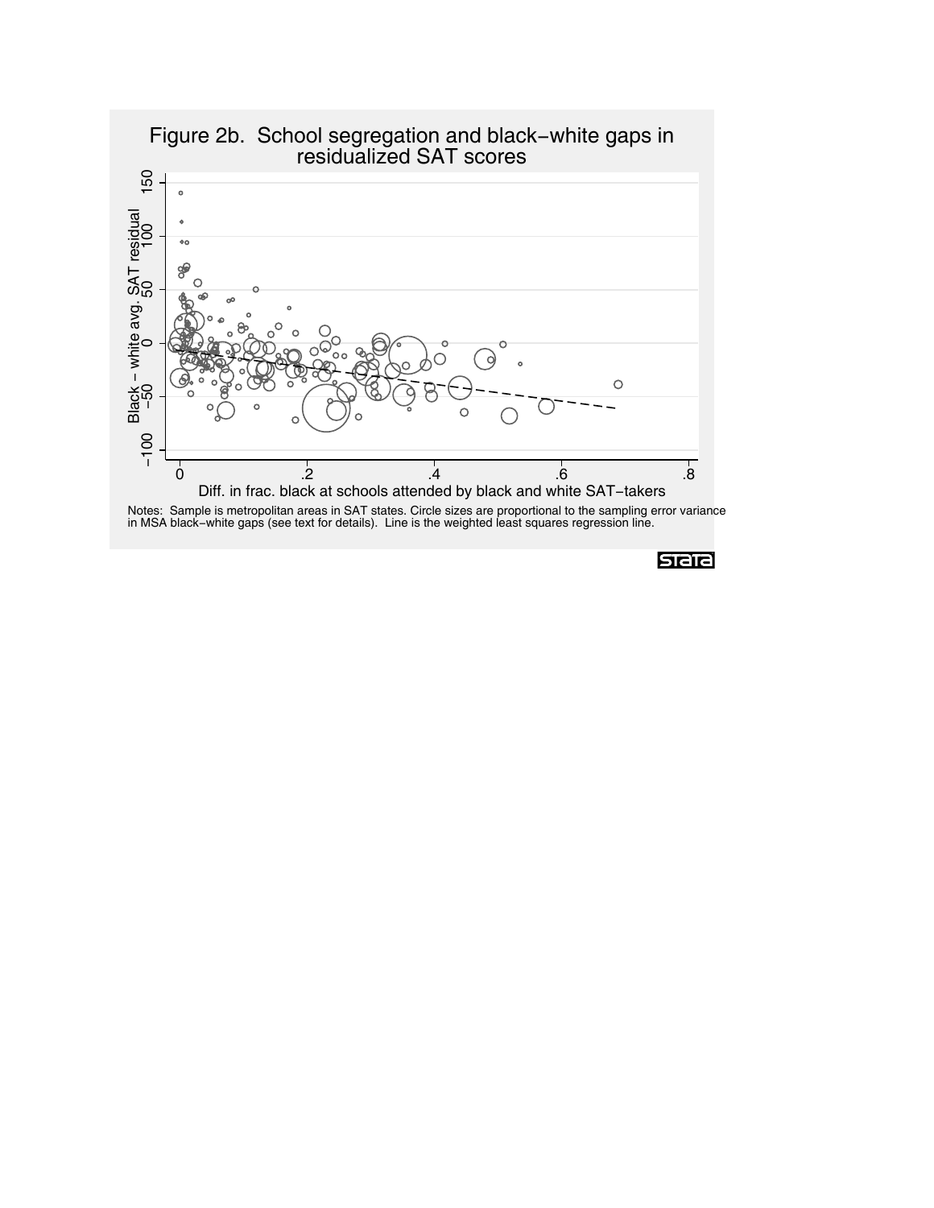Figure 2b. School segregation and black−white gaps in residualized SAT scores

Notes: Sample is metropolitan areas in SAT states. Circle sizes are proportional to the sampling error variance in MSA black−white gaps (see text for details). Line is the weighted least squares regression line.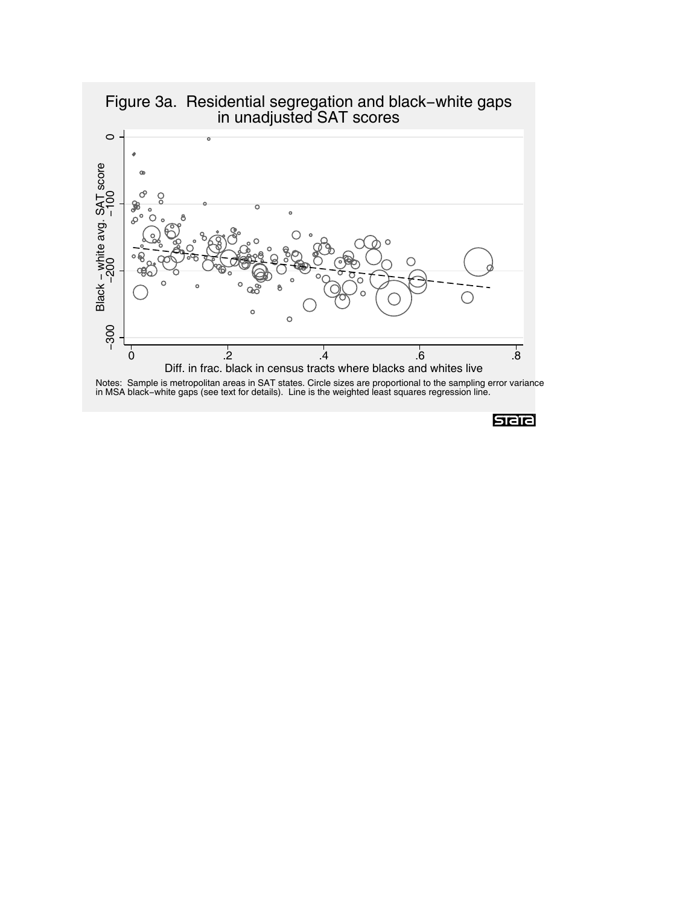Figure 3a. Residential segregation and black−white gaps in unadjusted SAT scores

Black – white avg. SAT score

Diff. in frac. black in census tracts where blacks and whites live

Notes: Sample is metropolitan areas in SAT states. Circle sizes are proportional to the sampling error variance in MSA black−white gaps (see text for details). Line is the weighted least squares regression line.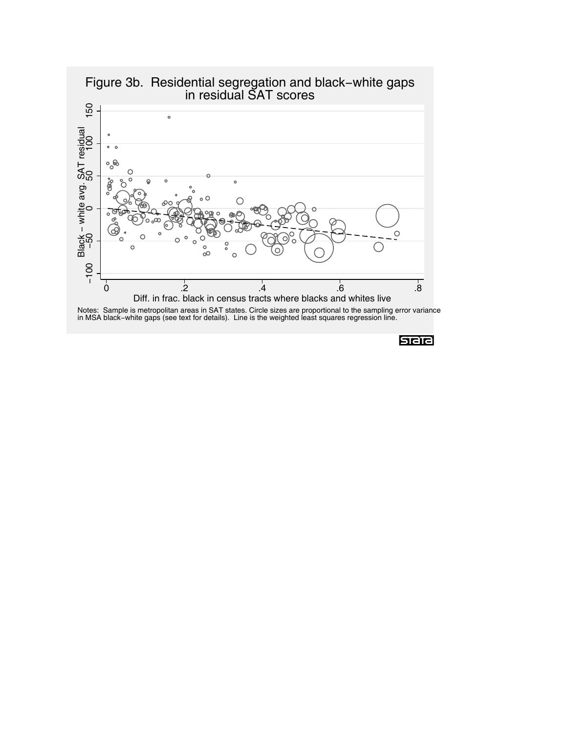# Figure 3b. Residential segregation and black−white gaps in residual SAT scores

Notes: Sample is metropolitan areas in SAT states. Circle sizes are proportional to the sampling error variance in MSA black−white gaps (see text for details). Line is the weighted least squares regression line.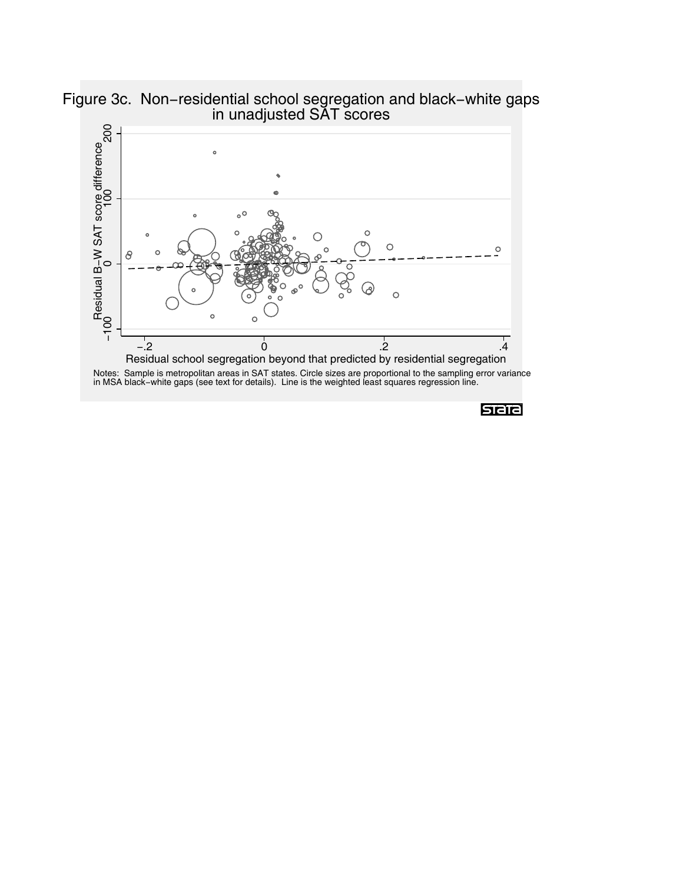Figure 3c. Non−residential school segregation and black−white gaps in unadjusted SAT scores

Residual B−W SAT score difference

Residual school segregation beyond that predicted by residential segregation

Notes: Sample is metropolitan areas in SAT states. Circle sizes are proportional to the sampling error variance in MSA black−white gaps (see text for details). Line is the weighted least squares regression line.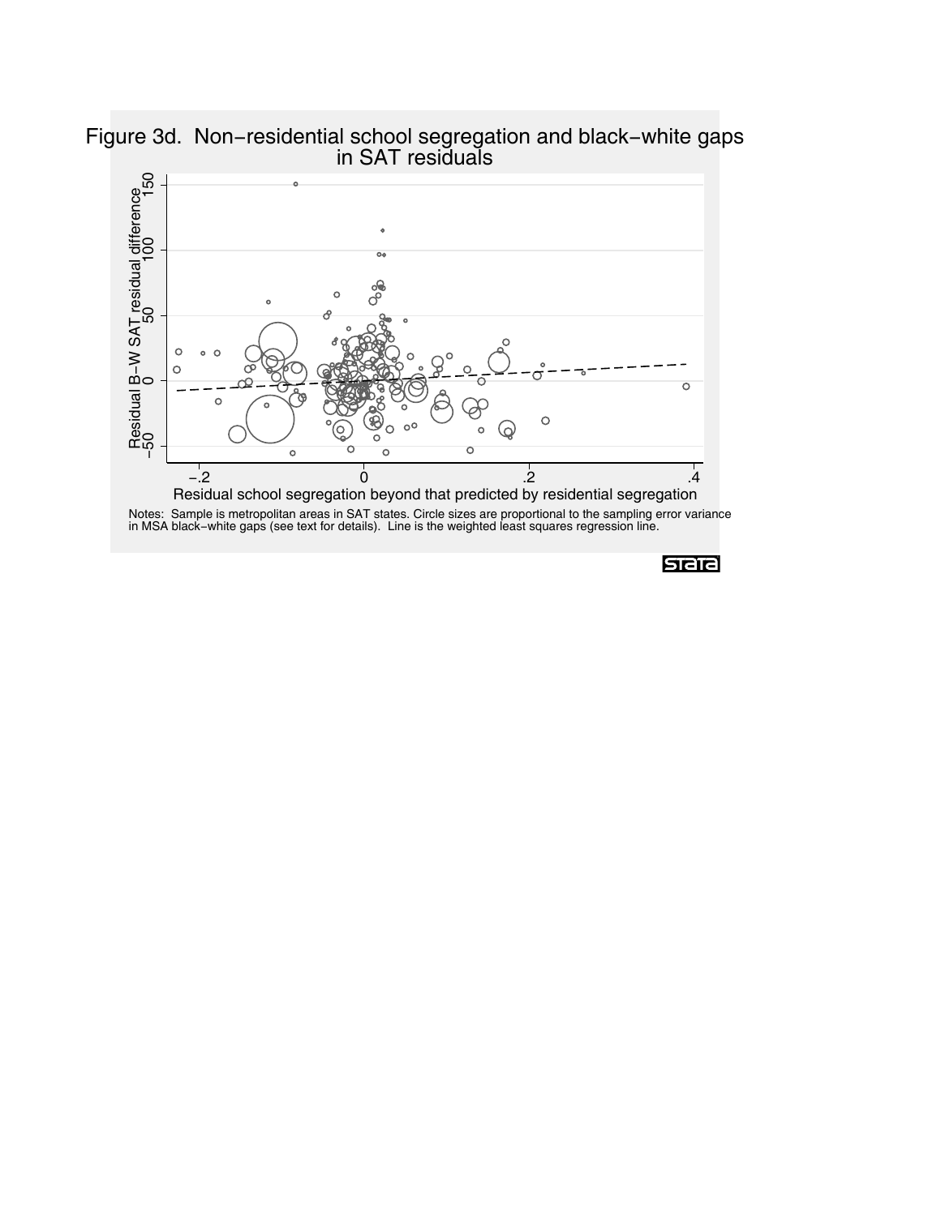# Figure 3d. Non−residential school segregation and black−white gaps in SAT residuals

Notes: Sample is metropolitan areas in SAT states. Circle sizes are proportional to the sampling error variance in MSA black−white gaps (see text for details). Line is the weighted least squares regression line.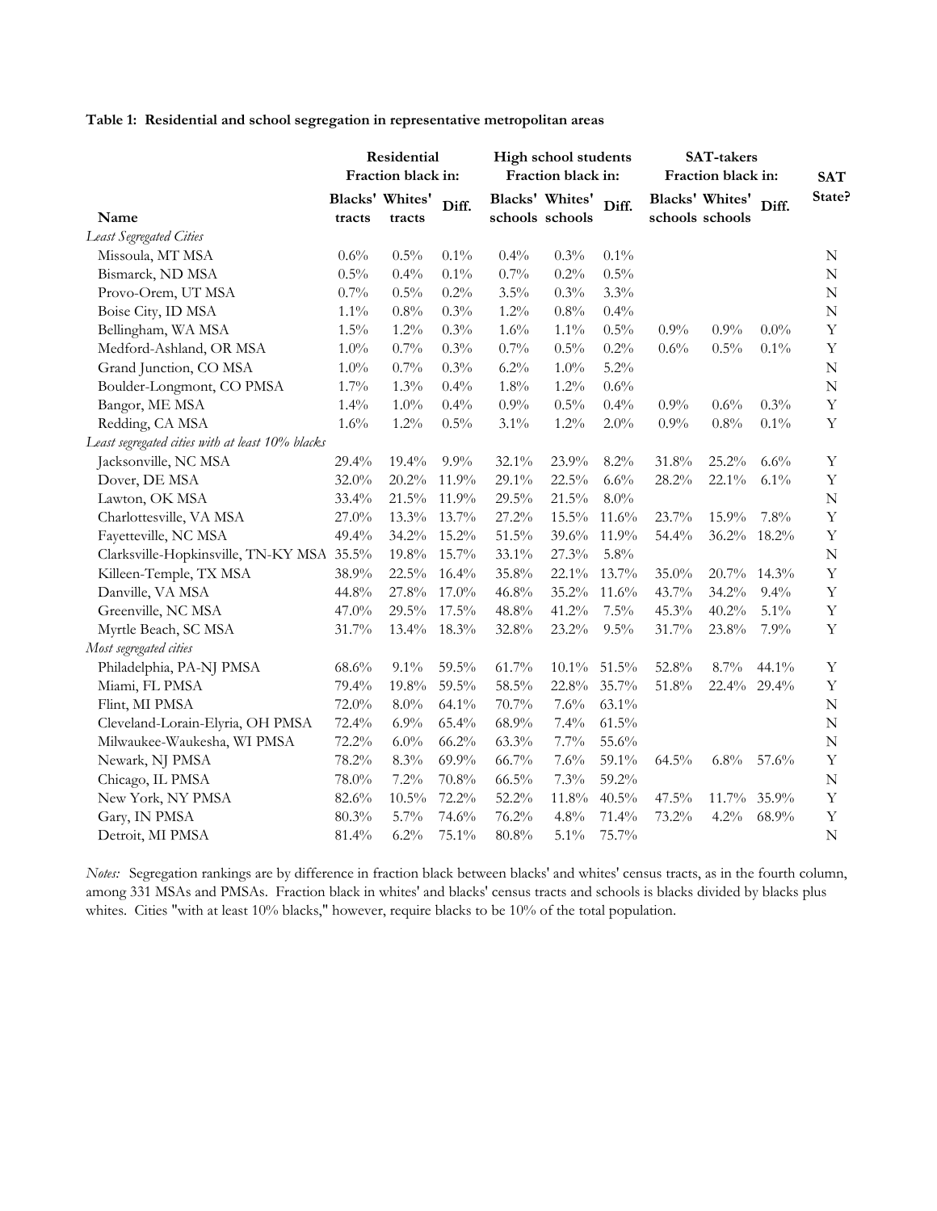**Table 1: Residential and school segregation in representative metropolitan areas**

| | Residential Fraction black in: | | | High school students Fraction black in: | | | SAT-takers Fraction black in: | | | SAT State? |
|---|---|---|---|---|---|---|---|---|---|---|
| Name | Blacks' tracts | Whites' tracts | Diff. | Blacks' schools | Whites' schools | Diff. | Blacks' schools | Whites' schools | Diff. | |
| *Least Segregated Cities* | | | | | | | | | | |
| Missoula, MT MSA | 0.6% | 0.5% | 0.1% | 0.4% | 0.3% | 0.1% | | | | N |
| Bismarck, ND MSA | 0.5% | 0.4% | 0.1% | 0.7% | 0.2% | 0.5% | | | | N |
| Provo-Orem, UT MSA | 0.7% | 0.5% | 0.2% | 3.5% | 0.3% | 3.3% | | | | N |
| Boise City, ID MSA | 1.1% | 0.8% | 0.3% | 1.2% | 0.8% | 0.4% | | | | N |
| Bellingham, WA MSA | 1.5% | 1.2% | 0.3% | 1.6% | 1.1% | 0.5% | 0.9% | 0.9% | 0.0% | Y |
| Medford-Ashland, OR MSA | 1.0% | 0.7% | 0.3% | 0.7% | 0.5% | 0.2% | 0.6% | 0.5% | 0.1% | Y |
| Grand Junction, CO MSA | 1.0% | 0.7% | 0.3% | 6.2% | 1.0% | 5.2% | | | | N |
| Boulder-Longmont, CO PMSA | 1.7% | 1.3% | 0.4% | 1.8% | 1.2% | 0.6% | | | | N |
| Bangor, ME MSA | 1.4% | 1.0% | 0.4% | 0.9% | 0.5% | 0.4% | 0.9% | 0.6% | 0.3% | Y |
| Redding, CA MSA | 1.6% | 1.2% | 0.5% | 3.1% | 1.2% | 2.0% | 0.9% | 0.8% | 0.1% | Y |
| *Least segregated cities with at least 10% blacks* | | | | | | | | | | |
| Jacksonville, NC MSA | 29.4% | 19.4% | 9.9% | 32.1% | 23.9% | 8.2% | 31.8% | 25.2% | 6.6% | Y |
| Dover, DE MSA | 32.0% | 20.2% | 11.9% | 29.1% | 22.5% | 6.6% | 28.2% | 22.1% | 6.1% | Y |
| Lawton, OK MSA | 33.4% | 21.5% | 11.9% | 29.5% | 21.5% | 8.0% | | | | N |
| Charlottesville, VA MSA | 27.0% | 13.3% | 13.7% | 27.2% | 15.5% | 11.6% | 23.7% | 15.9% | 7.8% | Y |
| Fayetteville, NC MSA | 49.4% | 34.2% | 15.2% | 51.5% | 39.6% | 11.9% | 54.4% | 36.2% | 18.2% | Y |
| Clarksville-Hopkinsville, TN-KY MSA | 35.5% | 19.8% | 15.7% | 33.1% | 27.3% | 5.8% | | | | N |
| Killeen-Temple, TX MSA | 38.9% | 22.5% | 16.4% | 35.8% | 22.1% | 13.7% | 35.0% | 20.7% | 14.3% | Y |
| Danville, VA MSA | 44.8% | 27.8% | 17.0% | 46.8% | 35.2% | 11.6% | 43.7% | 34.2% | 9.4% | Y |
| Greenville, NC MSA | 47.0% | 29.5% | 17.5% | 48.8% | 41.2% | 7.5% | 45.3% | 40.2% | 5.1% | Y |
| Myrtle Beach, SC MSA | 31.7% | 13.4% | 18.3% | 32.8% | 23.2% | 9.5% | 31.7% | 23.8% | 7.9% | Y |
| *Most segregated cities* | | | | | | | | | | |
| Philadelphia, PA-NJ PMSA | 68.6% | 9.1% | 59.5% | 61.7% | 10.1% | 51.5% | 52.8% | 8.7% | 44.1% | Y |
| Miami, FL PMSA | 79.4% | 19.8% | 59.5% | 58.5% | 22.8% | 35.7% | 51.8% | 22.4% | 29.4% | Y |
| Flint, MI PMSA | 72.0% | 8.0% | 64.1% | 70.7% | 7.6% | 63.1% | | | | N |
| Cleveland-Lorain-Elyria, OH PMSA | 72.4% | 6.9% | 65.4% | 68.9% | 7.4% | 61.5% | | | | N |
| Milwaukee-Waukesha, WI PMSA | 72.2% | 6.0% | 66.2% | 63.3% | 7.7% | 55.6% | | | | N |
| Newark, NJ PMSA | 78.2% | 8.3% | 69.9% | 66.7% | 7.6% | 59.1% | 64.5% | 6.8% | 57.6% | Y |
| Chicago, IL PMSA | 78.0% | 7.2% | 70.8% | 66.5% | 7.3% | 59.2% | | | | N |
| New York, NY PMSA | 82.6% | 10.5% | 72.2% | 52.2% | 11.8% | 40.5% | 47.5% | 11.7% | 35.9% | Y |
| Gary, IN PMSA | 80.3% | 5.7% | 74.6% | 76.2% | 4.8% | 71.4% | 73.2% | 4.2% | 68.9% | Y |
| Detroit, MI PMSA | 81.4% | 6.2% | 75.1% | 80.8% | 5.1% | 75.7% | | | | N |

*Notes:* Segregation rankings are by difference in fraction black between blacks' and whites' census tracts, as in the fourth column, among 331 MSAs and PMSAs. Fraction black in whites' and blacks' census tracts and schools is blacks divided by blacks plus whites. Cities "with at least 10% blacks," however, require blacks to be 10% of the total population.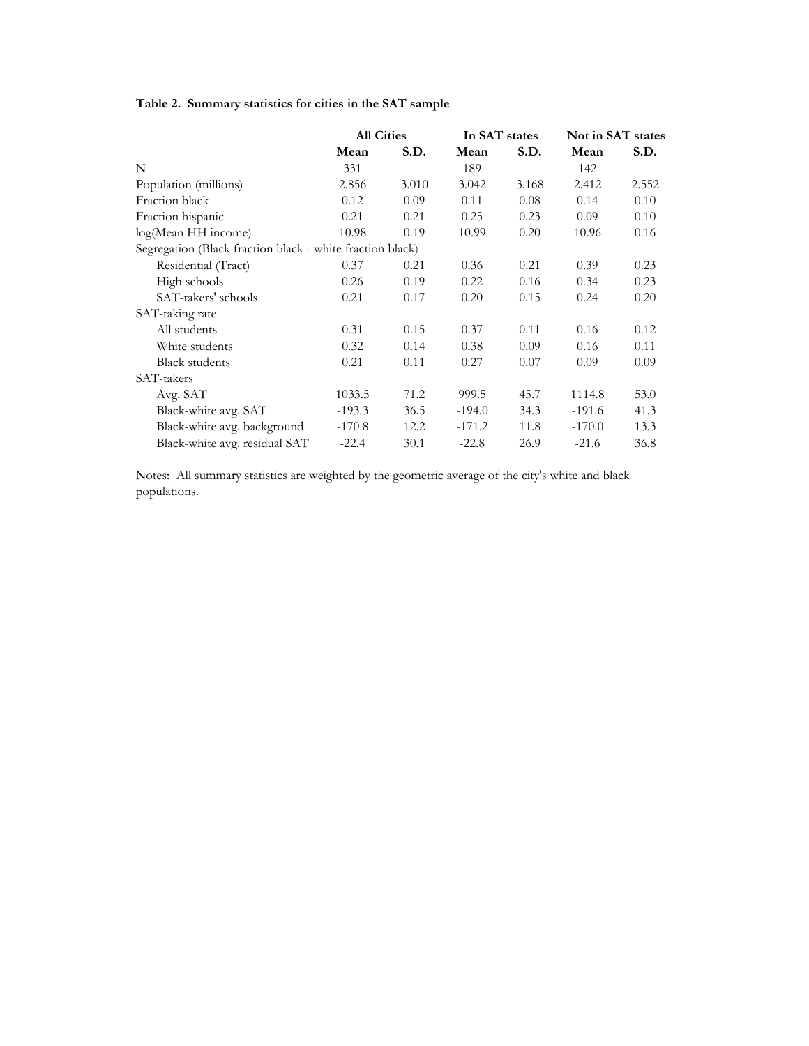**Table 2. Summary statistics for cities in the SAT sample**

| | All Cities | | In SAT states | | Not in SAT states | |
|---|---|---|---|---|---|---|
| | **Mean** | **S.D.** | **Mean** | **S.D.** | **Mean** | **S.D.** |
| N | 331 | | 189 | | 142 | |
| Population (millions) | 2.856 | 3.010 | 3.042 | 3.168 | 2.412 | 2.552 |
| Fraction black | 0.12 | 0.09 | 0.11 | 0.08 | 0.14 | 0.10 |
| Fraction hispanic | 0.21 | 0.21 | 0.25 | 0.23 | 0.09 | 0.10 |
| log(Mean HH income) | 10.98 | 0.19 | 10.99 | 0.20 | 10.96 | 0.16 |
| Segregation (Black fraction black - white fraction black) | | | | | | |
| Residential (Tract) | 0.37 | 0.21 | 0.36 | 0.21 | 0.39 | 0.23 |
| High schools | 0.26 | 0.19 | 0.22 | 0.16 | 0.34 | 0.23 |
| SAT-takers' schools | 0.21 | 0.17 | 0.20 | 0.15 | 0.24 | 0.20 |
| SAT-taking rate | | | | | | |
| All students | 0.31 | 0.15 | 0.37 | 0.11 | 0.16 | 0.12 |
| White students | 0.32 | 0.14 | 0.38 | 0.09 | 0.16 | 0.11 |
| Black students | 0.21 | 0.11 | 0.27 | 0.07 | 0.09 | 0.09 |
| SAT-takers | | | | | | |
| Avg. SAT | 1033.5 | 71.2 | 999.5 | 45.7 | 1114.8 | 53.0 |
| Black-white avg. SAT | -193.3 | 36.5 | -194.0 | 34.3 | -191.6 | 41.3 |
| Black-white avg. background | -170.8 | 12.2 | -171.2 | 11.8 | -170.0 | 13.3 |
| Black-white avg. residual SAT | -22.4 | 30.1 | -22.8 | 26.9 | -21.6 | 36.8 |

Notes: All summary statistics are weighted by the geometric average of the city's white and black populations.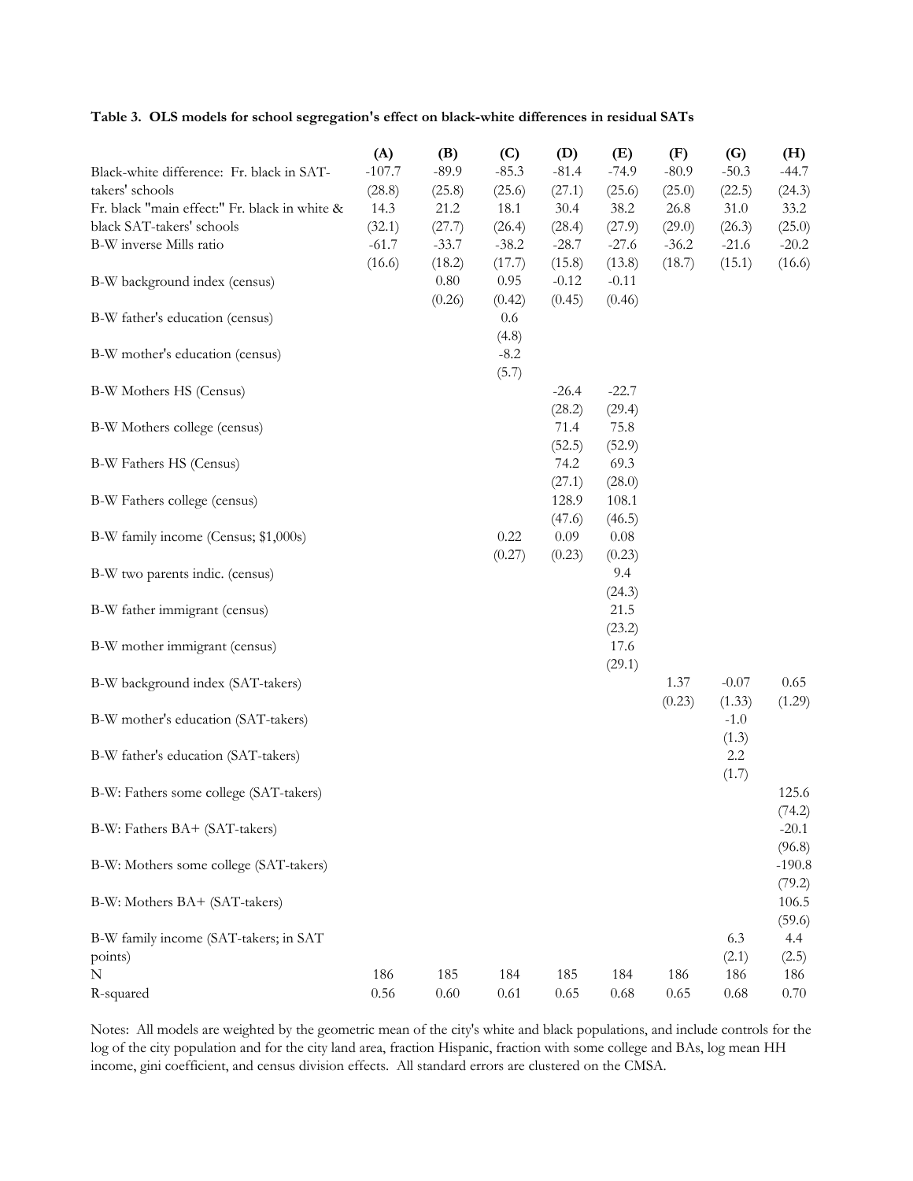**Table 3. OLS models for school segregation's effect on black-white differences in residual SATs**

| | (A) | (B) | (C) | (D) | (E) | (F) | (G) | (H) |
|---|---|---|---|---|---|---|---|---|
| Black-white difference: Fr. black in SAT-takers' schools | -107.7 | -89.9 | -85.3 | -81.4 | -74.9 | -80.9 | -50.3 | -44.7 |
| | (28.8) | (25.8) | (25.6) | (27.1) | (25.6) | (25.0) | (22.5) | (24.3) |
| Fr. black "main effect:" Fr. black in white & black SAT-takers' schools | 14.3 | 21.2 | 18.1 | 30.4 | 38.2 | 26.8 | 31.0 | 33.2 |
| | (32.1) | (27.7) | (26.4) | (28.4) | (27.9) | (29.0) | (26.3) | (25.0) |
| B-W inverse Mills ratio | -61.7 | -33.7 | -38.2 | -28.7 | -27.6 | -36.2 | -21.6 | -20.2 |
| | (16.6) | (18.2) | (17.7) | (15.8) | (13.8) | (18.7) | (15.1) | (16.6) |
| B-W background index (census) | | 0.80 | 0.95 | -0.12 | -0.11 | | | |
| | | (0.26) | (0.42) | (0.45) | (0.46) | | | |
| B-W father's education (census) | | | 0.6 | | | | | |
| | | | (4.8) | | | | | |
| B-W mother's education (census) | | | -8.2 | | | | | |
| | | | (5.7) | | | | | |
| B-W Mothers HS (Census) | | | | -26.4 | -22.7 | | | |
| | | | | (28.2) | (29.4) | | | |
| B-W Mothers college (census) | | | | 71.4 | 75.8 | | | |
| | | | | (52.5) | (52.9) | | | |
| B-W Fathers HS (Census) | | | | 74.2 | 69.3 | | | |
| | | | | (27.1) | (28.0) | | | |
| B-W Fathers college (census) | | | | 128.9 | 108.1 | | | |
| | | | | (47.6) | (46.5) | | | |
| B-W family income (Census; $1,000s) | | | 0.22 | 0.09 | 0.08 | | | |
| | | | (0.27) | (0.23) | (0.23) | | | |
| B-W two parents indic. (census) | | | | | 9.4 | | | |
| | | | | | (24.3) | | | |
| B-W father immigrant (census) | | | | | 21.5 | | | |
| | | | | | (23.2) | | | |
| B-W mother immigrant (census) | | | | | 17.6 | | | |
| | | | | | (29.1) | | | |
| B-W background index (SAT-takers) | | | | | | 1.37 | -0.07 | 0.65 |
| | | | | | | (0.23) | (1.33) | (1.29) |
| B-W mother's education (SAT-takers) | | | | | | | -1.0 | |
| | | | | | | | (1.3) | |
| B-W father's education (SAT-takers) | | | | | | | 2.2 | |
| | | | | | | | (1.7) | |
| B-W: Fathers some college (SAT-takers) | | | | | | | | 125.6 |
| | | | | | | | | (74.2) |
| B-W: Fathers BA+ (SAT-takers) | | | | | | | | -20.1 |
| | | | | | | | | (96.8) |
| B-W: Mothers some college (SAT-takers) | | | | | | | | -190.8 |
| | | | | | | | | (79.2) |
| B-W: Mothers BA+ (SAT-takers) | | | | | | | | 106.5 |
| | | | | | | | | (59.6) |
| B-W family income (SAT-takers; in SAT points) | | | | | | | 6.3 | 4.4 |
| | | | | | | | (2.1) | (2.5) |
| N | 186 | 185 | 184 | 185 | 184 | 186 | 186 | 186 |
| R-squared | 0.56 | 0.60 | 0.61 | 0.65 | 0.68 | 0.65 | 0.68 | 0.70 |

Notes: All models are weighted by the geometric mean of the city's white and black populations, and include controls for the log of the city population and for the city land area, fraction Hispanic, fraction with some college and BAs, log mean HH income, gini coefficient, and census division effects. All standard errors are clustered on the CMSA.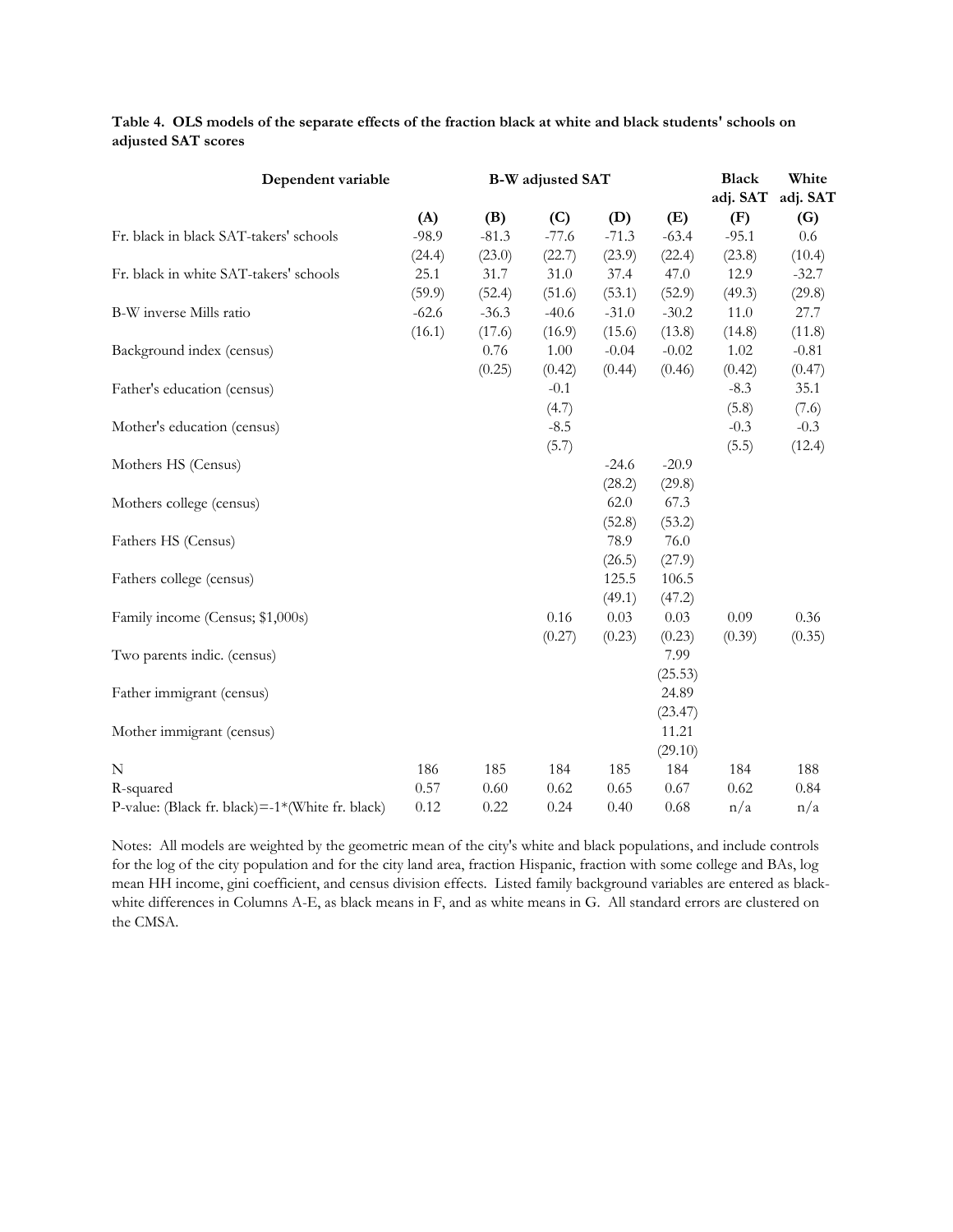**Table 4. OLS models of the separate effects of the fraction black at white and black students' schools on adjusted SAT scores**

| Dependent variable | B-W adjusted SAT | | | | | Black adj. SAT | White adj. SAT |
|---|---|---|---|---|---|---|---|
| | (A) | (B) | (C) | (D) | (E) | (F) | (G) |
| Fr. black in black SAT-takers' schools | -98.9 | -81.3 | -77.6 | -71.3 | -63.4 | -95.1 | 0.6 |
| | (24.4) | (23.0) | (22.7) | (23.9) | (22.4) | (23.8) | (10.4) |
| Fr. black in white SAT-takers' schools | 25.1 | 31.7 | 31.0 | 37.4 | 47.0 | 12.9 | -32.7 |
| | (59.9) | (52.4) | (51.6) | (53.1) | (52.9) | (49.3) | (29.8) |
| B-W inverse Mills ratio | -62.6 | -36.3 | -40.6 | -31.0 | -30.2 | 11.0 | 27.7 |
| | (16.1) | (17.6) | (16.9) | (15.6) | (13.8) | (14.8) | (11.8) |
| Background index (census) | | 0.76 | 1.00 | -0.04 | -0.02 | 1.02 | -0.81 |
| | | (0.25) | (0.42) | (0.44) | (0.46) | (0.42) | (0.47) |
| Father's education (census) | | | -0.1 | | | -8.3 | 35.1 |
| | | | (4.7) | | | (5.8) | (7.6) |
| Mother's education (census) | | | -8.5 | | | -0.3 | -0.3 |
| | | | (5.7) | | | (5.5) | (12.4) |
| Mothers HS (Census) | | | | -24.6 | -20.9 | | |
| | | | | (28.2) | (29.8) | | |
| Mothers college (census) | | | | 62.0 | 67.3 | | |
| | | | | (52.8) | (53.2) | | |
| Fathers HS (Census) | | | | 78.9 | 76.0 | | |
| | | | | (26.5) | (27.9) | | |
| Fathers college (census) | | | | 125.5 | 106.5 | | |
| | | | | (49.1) | (47.2) | | |
| Family income (Census; $1,000s) | | | 0.16 | 0.03 | 0.03 | 0.09 | 0.36 |
| | | | (0.27) | (0.23) | (0.23) | (0.39) | (0.35) |
| Two parents indic. (census) | | | | | 7.99 | | |
| | | | | | (25.53) | | |
| Father immigrant (census) | | | | | 24.89 | | |
| | | | | | (23.47) | | |
| Mother immigrant (census) | | | | | 11.21 | | |
| | | | | | (29.10) | | |
| N | 186 | 185 | 184 | 185 | 184 | 184 | 188 |
| R-squared | 0.57 | 0.60 | 0.62 | 0.65 | 0.67 | 0.62 | 0.84 |
| P-value: (Black fr. black)=-1*(White fr. black) | 0.12 | 0.22 | 0.24 | 0.40 | 0.68 | n/a | n/a |

Notes: All models are weighted by the geometric mean of the city's white and black populations, and include controls for the log of the city population and for the city land area, fraction Hispanic, fraction with some college and BAs, log mean HH income, gini coefficient, and census division effects. Listed family background variables are entered as black-white differences in Columns A-E, as black means in F, and as white means in G. All standard errors are clustered on the CMSA.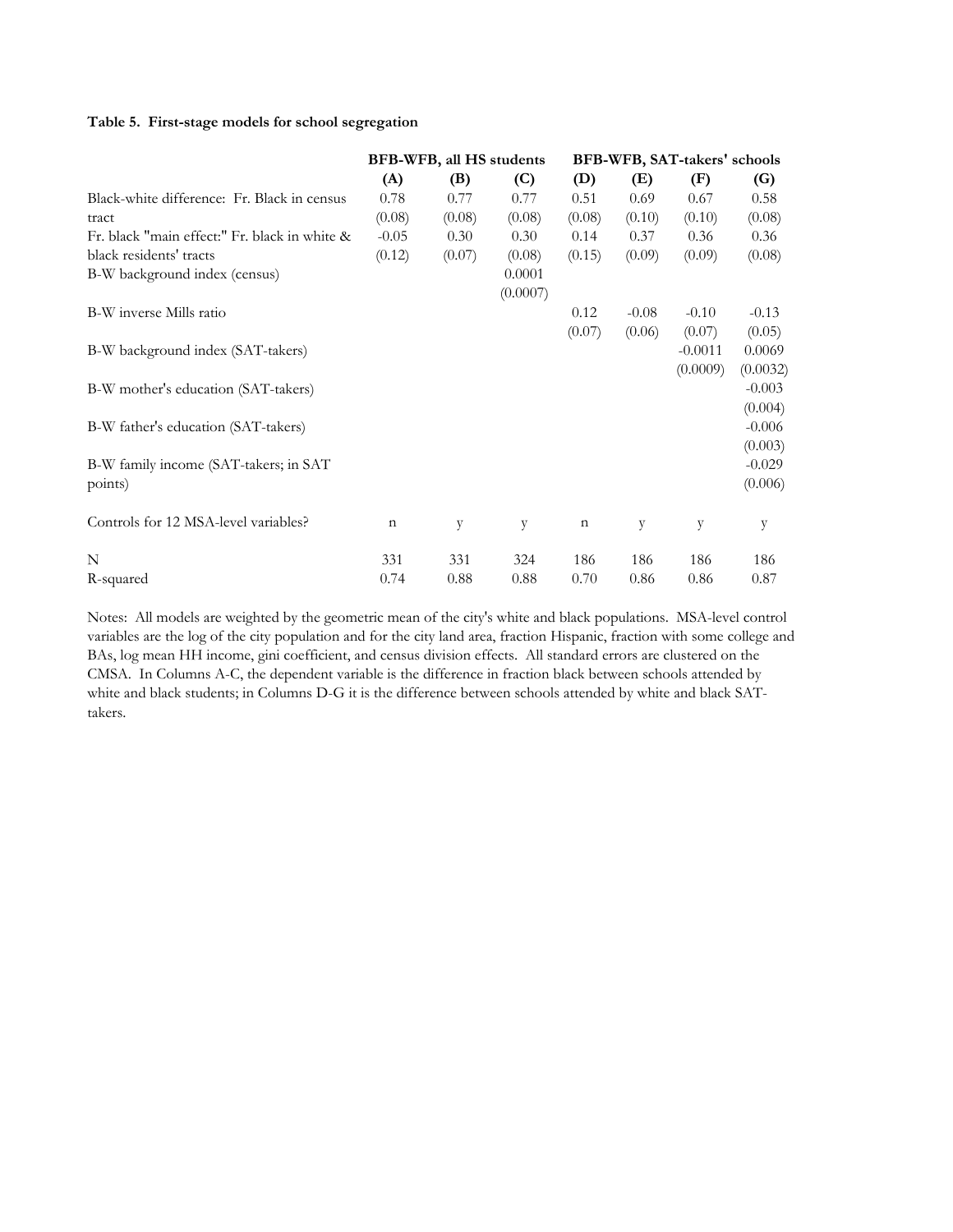**Table 5. First-stage models for school segregation**

| | BFB-WFB, all HS students | | | BFB-WFB, SAT-takers' schools | | | |
|---|---|---|---|---|---|---|---|
| | **(A)** | **(B)** | **(C)** | **(D)** | **(E)** | **(F)** | **(G)** |
| Black-white difference: Fr. Black in census tract | 0.78 | 0.77 | 0.77 | 0.51 | 0.69 | 0.67 | 0.58 |
| | (0.08) | (0.08) | (0.08) | (0.08) | (0.10) | (0.10) | (0.08) |
| Fr. black "main effect:" Fr. black in white & black residents' tracts | -0.05 | 0.30 | 0.30 | 0.14 | 0.37 | 0.36 | 0.36 |
| | (0.12) | (0.07) | (0.08) | (0.15) | (0.09) | (0.09) | (0.08) |
| B-W background index (census) | | | 0.0001 | | | | |
| | | | (0.0007) | | | | |
| B-W inverse Mills ratio | | | | 0.12 | -0.08 | -0.10 | -0.13 |
| | | | | (0.07) | (0.06) | (0.07) | (0.05) |
| B-W background index (SAT-takers) | | | | | | -0.0011 | 0.0069 |
| | | | | | | (0.0009) | (0.0032) |
| B-W mother's education (SAT-takers) | | | | | | | -0.003 |
| | | | | | | | (0.004) |
| B-W father's education (SAT-takers) | | | | | | | -0.006 |
| | | | | | | | (0.003) |
| B-W family income (SAT-takers; in SAT points) | | | | | | | -0.029 |
| | | | | | | | (0.006) |
| Controls for 12 MSA-level variables? | n | y | y | n | y | y | y |
| N | 331 | 331 | 324 | 186 | 186 | 186 | 186 |
| R-squared | 0.74 | 0.88 | 0.88 | 0.70 | 0.86 | 0.86 | 0.87 |

Notes: All models are weighted by the geometric mean of the city's white and black populations. MSA-level control variables are the log of the city population and for the city land area, fraction Hispanic, fraction with some college and BAs, log mean HH income, gini coefficient, and census division effects. All standard errors are clustered on the CMSA. In Columns A-C, the dependent variable is the difference in fraction black between schools attended by white and black students; in Columns D-G it is the difference between schools attended by white and black SAT-takers.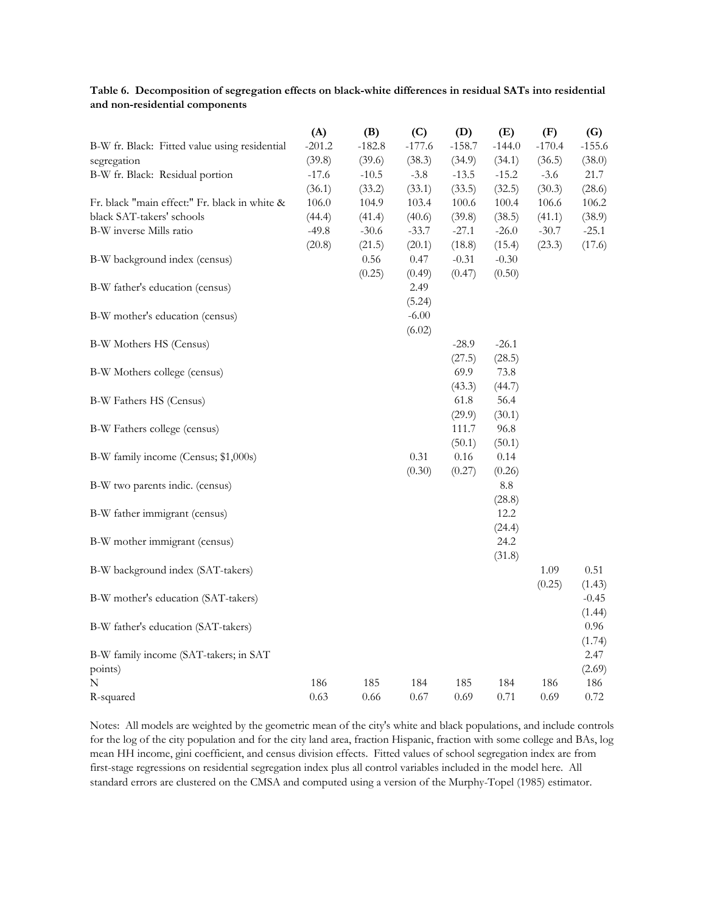**Table 6. Decomposition of segregation effects on black-white differences in residual SATs into residential and non-residential components**

| | (A) | (B) | (C) | (D) | (E) | (F) | (G) |
|---|---|---|---|---|---|---|---|
| B-W fr. Black: Fitted value using residential segregation | -201.2 | -182.8 | -177.6 | -158.7 | -144.0 | -170.4 | -155.6 |
| | (39.8) | (39.6) | (38.3) | (34.9) | (34.1) | (36.5) | (38.0) |
| B-W fr. Black: Residual portion | -17.6 | -10.5 | -3.8 | -13.5 | -15.2 | -3.6 | 21.7 |
| | (36.1) | (33.2) | (33.1) | (33.5) | (32.5) | (30.3) | (28.6) |
| Fr. black "main effect:" Fr. black in white & black SAT-takers' schools | 106.0 | 104.9 | 103.4 | 100.6 | 100.4 | 106.6 | 106.2 |
| | (44.4) | (41.4) | (40.6) | (39.8) | (38.5) | (41.1) | (38.9) |
| B-W inverse Mills ratio | -49.8 | -30.6 | -33.7 | -27.1 | -26.0 | -30.7 | -25.1 |
| | (20.8) | (21.5) | (20.1) | (18.8) | (15.4) | (23.3) | (17.6) |
| B-W background index (census) | | 0.56 | 0.47 | -0.31 | -0.30 | | |
| | | (0.25) | (0.49) | (0.47) | (0.50) | | |
| B-W father's education (census) | | | 2.49 | | | | |
| | | | (5.24) | | | | |
| B-W mother's education (census) | | | -6.00 | | | | |
| | | | (6.02) | | | | |
| B-W Mothers HS (Census) | | | | -28.9 | -26.1 | | |
| | | | | (27.5) | (28.5) | | |
| B-W Mothers college (census) | | | | 69.9 | 73.8 | | |
| | | | | (43.3) | (44.7) | | |
| B-W Fathers HS (Census) | | | | 61.8 | 56.4 | | |
| | | | | (29.9) | (30.1) | | |
| B-W Fathers college (census) | | | | 111.7 | 96.8 | | |
| | | | | (50.1) | (50.1) | | |
| B-W family income (Census; $1,000s) | | | 0.31 | 0.16 | 0.14 | | |
| | | | (0.30) | (0.27) | (0.26) | | |
| B-W two parents indic. (census) | | | | | 8.8 | | |
| | | | | | (28.8) | | |
| B-W father immigrant (census) | | | | | 12.2 | | |
| | | | | | (24.4) | | |
| B-W mother immigrant (census) | | | | | 24.2 | | |
| | | | | | (31.8) | | |
| B-W background index (SAT-takers) | | | | | | 1.09 | 0.51 |
| | | | | | | (0.25) | (1.43) |
| B-W mother's education (SAT-takers) | | | | | | | -0.45 |
| | | | | | | | (1.44) |
| B-W father's education (SAT-takers) | | | | | | | 0.96 |
| | | | | | | | (1.74) |
| B-W family income (SAT-takers; in SAT points) | | | | | | | 2.47 |
| | | | | | | | (2.69) |
| N | 186 | 185 | 184 | 185 | 184 | 186 | 186 |
| R-squared | 0.63 | 0.66 | 0.67 | 0.69 | 0.71 | 0.69 | 0.72 |

Notes: All models are weighted by the geometric mean of the city's white and black populations, and include controls for the log of the city population and for the city land area, fraction Hispanic, fraction with some college and BAs, log mean HH income, gini coefficient, and census division effects. Fitted values of school segregation index are from first-stage regressions on residential segregation index plus all control variables included in the model here. All standard errors are clustered on the CMSA and computed using a version of the Murphy-Topel (1985) estimator.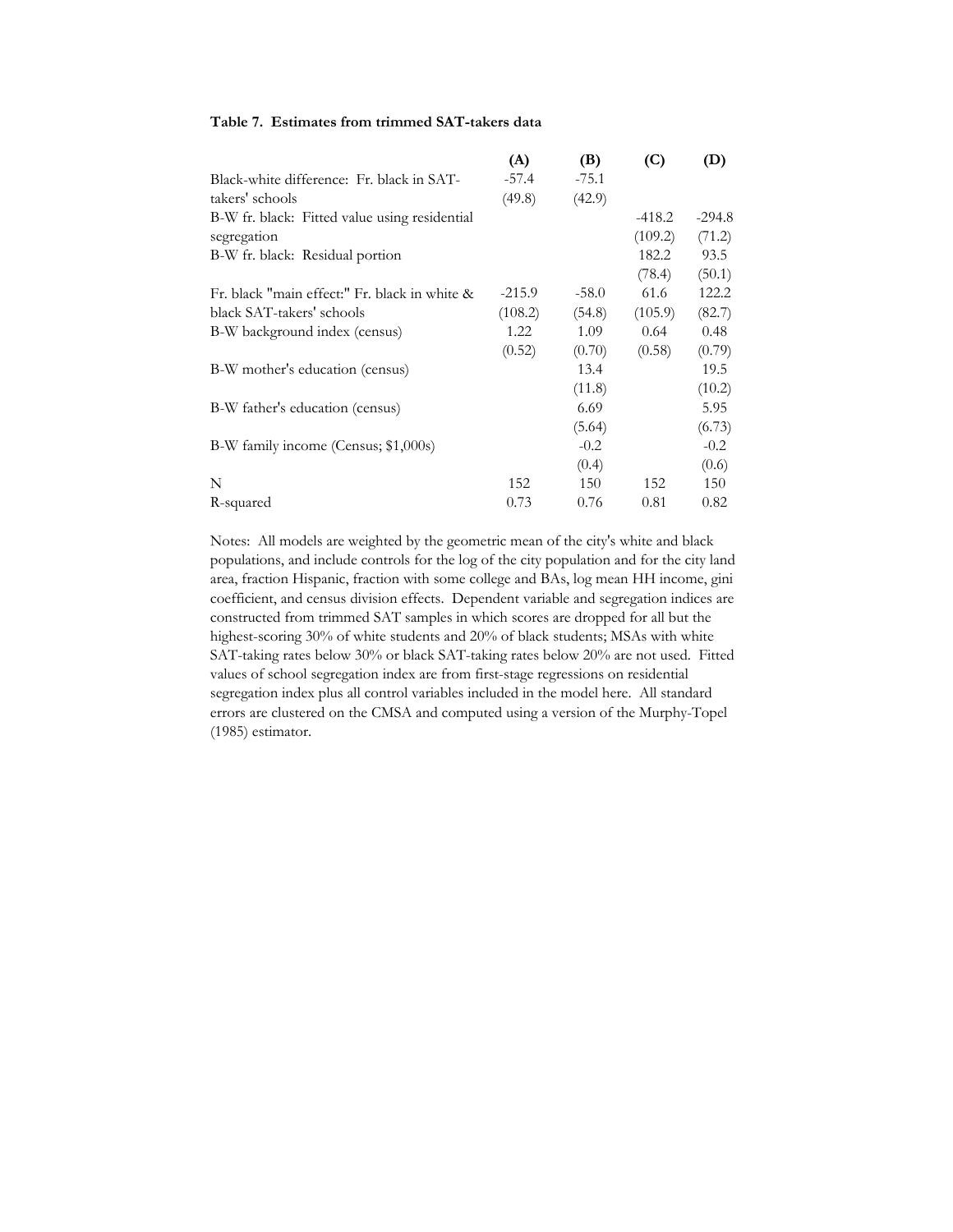**Table 7. Estimates from trimmed SAT-takers data**

| | (A) | (B) | (C) | (D) |
|---|---|---|---|---|
| Black-white difference: Fr. black in SAT-takers' schools | -57.4 | -75.1 | | |
| | (49.8) | (42.9) | | |
| B-W fr. black: Fitted value using residential segregation | | | -418.2 | -294.8 |
| | | | (109.2) | (71.2) |
| B-W fr. black: Residual portion | | | 182.2 | 93.5 |
| | | | (78.4) | (50.1) |
| Fr. black "main effect:" Fr. black in white & black SAT-takers' schools | -215.9 | -58.0 | 61.6 | 122.2 |
| | (108.2) | (54.8) | (105.9) | (82.7) |
| B-W background index (census) | 1.22 | 1.09 | 0.64 | 0.48 |
| | (0.52) | (0.70) | (0.58) | (0.79) |
| B-W mother's education (census) | | 13.4 | | 19.5 |
| | | (11.8) | | (10.2) |
| B-W father's education (census) | | 6.69 | | 5.95 |
| | | (5.64) | | (6.73) |
| B-W family income (Census; $1,000s) | | -0.2 | | -0.2 |
| | | (0.4) | | (0.6) |
| N | 152 | 150 | 152 | 150 |
| R-squared | 0.73 | 0.76 | 0.81 | 0.82 |

Notes: All models are weighted by the geometric mean of the city's white and black populations, and include controls for the log of the city population and for the city land area, fraction Hispanic, fraction with some college and BAs, log mean HH income, gini coefficient, and census division effects. Dependent variable and segregation indices are constructed from trimmed SAT samples in which scores are dropped for all but the highest-scoring 30% of white students and 20% of black students; MSAs with white SAT-taking rates below 30% or black SAT-taking rates below 20% are not used. Fitted values of school segregation index are from first-stage regressions on residential segregation index plus all control variables included in the model here. All standard errors are clustered on the CMSA and computed using a version of the Murphy-Topel (1985) estimator.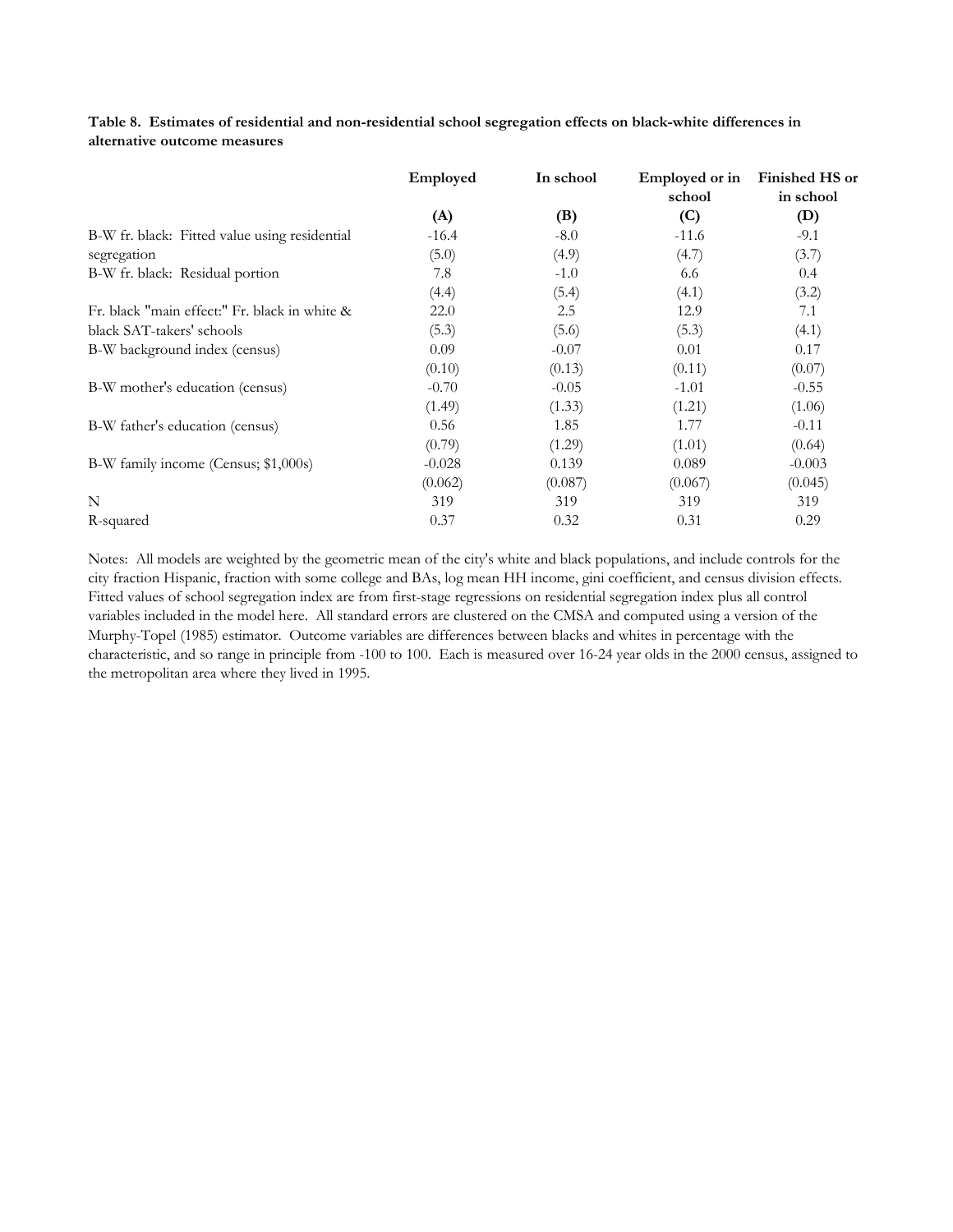**Table 8. Estimates of residential and non-residential school segregation effects on black-white differences in alternative outcome measures**

| | Employed | In school | Employed or in school | Finished HS or in school |
|---|---|---|---|---|
| | (A) | (B) | (C) | (D) |
| B-W fr. black: Fitted value using residential segregation | -16.4 | -8.0 | -11.6 | -9.1 |
| | (5.0) | (4.9) | (4.7) | (3.7) |
| B-W fr. black: Residual portion | 7.8 | -1.0 | 6.6 | 0.4 |
| | (4.4) | (5.4) | (4.1) | (3.2) |
| Fr. black "main effect:" Fr. black in white & black SAT-takers' schools | 22.0 | 2.5 | 12.9 | 7.1 |
| | (5.3) | (5.6) | (5.3) | (4.1) |
| B-W background index (census) | 0.09 | -0.07 | 0.01 | 0.17 |
| | (0.10) | (0.13) | (0.11) | (0.07) |
| B-W mother's education (census) | -0.70 | -0.05 | -1.01 | -0.55 |
| | (1.49) | (1.33) | (1.21) | (1.06) |
| B-W father's education (census) | 0.56 | 1.85 | 1.77 | -0.11 |
| | (0.79) | (1.29) | (1.01) | (0.64) |
| B-W family income (Census; $1,000s) | -0.028 | 0.139 | 0.089 | -0.003 |
| | (0.062) | (0.087) | (0.067) | (0.045) |
| N | 319 | 319 | 319 | 319 |
| R-squared | 0.37 | 0.32 | 0.31 | 0.29 |

Notes: All models are weighted by the geometric mean of the city's white and black populations, and include controls for the city fraction Hispanic, fraction with some college and BAs, log mean HH income, gini coefficient, and census division effects. Fitted values of school segregation index are from first-stage regressions on residential segregation index plus all control variables included in the model here. All standard errors are clustered on the CMSA and computed using a version of the Murphy-Topel (1985) estimator. Outcome variables are differences between blacks and whites in percentage with the characteristic, and so range in principle from -100 to 100. Each is measured over 16-24 year olds in the 2000 census, assigned to the metropolitan area where they lived in 1995.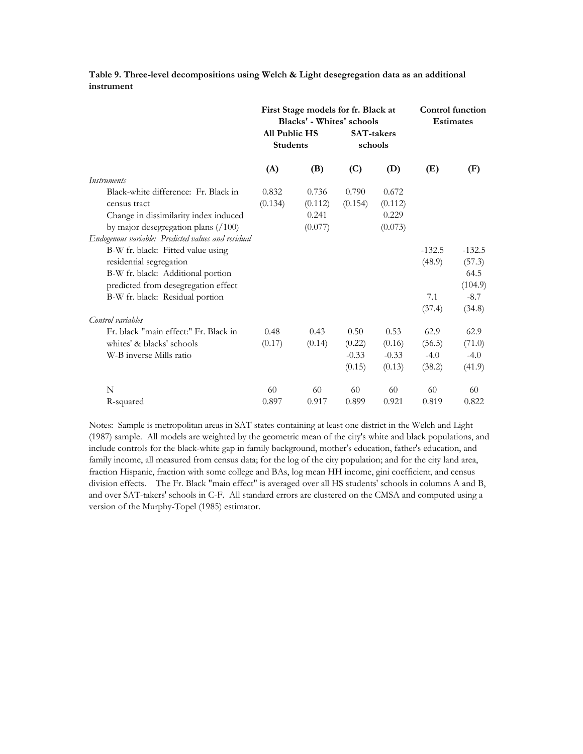**Table 9. Three-level decompositions using Welch & Light desegregation data as an additional instrument**

| | First Stage models for fr. Black at Blacks' - Whites' schools | | | | Control function Estimates | |
|---|---|---|---|---|---|---|
| | All Public HS Students | | SAT-takers schools | | | |
| | (A) | (B) | (C) | (D) | (E) | (F) |
| *Instruments* | | | | | | |
| Black-white difference: Fr. Black in census tract | 0.832 | 0.736 | 0.790 | 0.672 | | |
| | (0.134) | (0.112) | (0.154) | (0.112) | | |
| Change in dissimilarity index induced by major desegregation plans (/100) | | 0.241 | | 0.229 | | |
| | | (0.077) | | (0.073) | | |
| *Endogenous variable: Predicted values and residual* | | | | | | |
| B-W fr. black: Fitted value using residential segregation | | | | | -132.5 | -132.5 |
| | | | | | (48.9) | (57.3) |
| B-W fr. black: Additional portion predicted from desegregation effect | | | | | | 64.5 |
| | | | | | | (104.9) |
| B-W fr. black: Residual portion | | | | | 7.1 | -8.7 |
| | | | | | (37.4) | (34.8) |
| *Control variables* | | | | | | |
| Fr. black "main effect:" Fr. Black in whites' & blacks' schools | 0.48 | 0.43 | 0.50 | 0.53 | 62.9 | 62.9 |
| | (0.17) | (0.14) | (0.22) | (0.16) | (56.5) | (71.0) |
| W-B inverse Mills ratio | | | -0.33 | -0.33 | -4.0 | -4.0 |
| | | | (0.15) | (0.13) | (38.2) | (41.9) |
| N | 60 | 60 | 60 | 60 | 60 | 60 |
| R-squared | 0.897 | 0.917 | 0.899 | 0.921 | 0.819 | 0.822 |

Notes: Sample is metropolitan areas in SAT states containing at least one district in the Welch and Light (1987) sample. All models are weighted by the geometric mean of the city's white and black populations, and include controls for the black-white gap in family background, mother's education, father's education, and family income, all measured from census data; for the log of the city population; and for the city land area, fraction Hispanic, fraction with some college and BAs, log mean HH income, gini coefficient, and census division effects. The Fr. Black "main effect" is averaged over all HS students' schools in columns A and B, and over SAT-takers' schools in C-F. All standard errors are clustered on the CMSA and computed using a version of the Murphy-Topel (1985) estimator.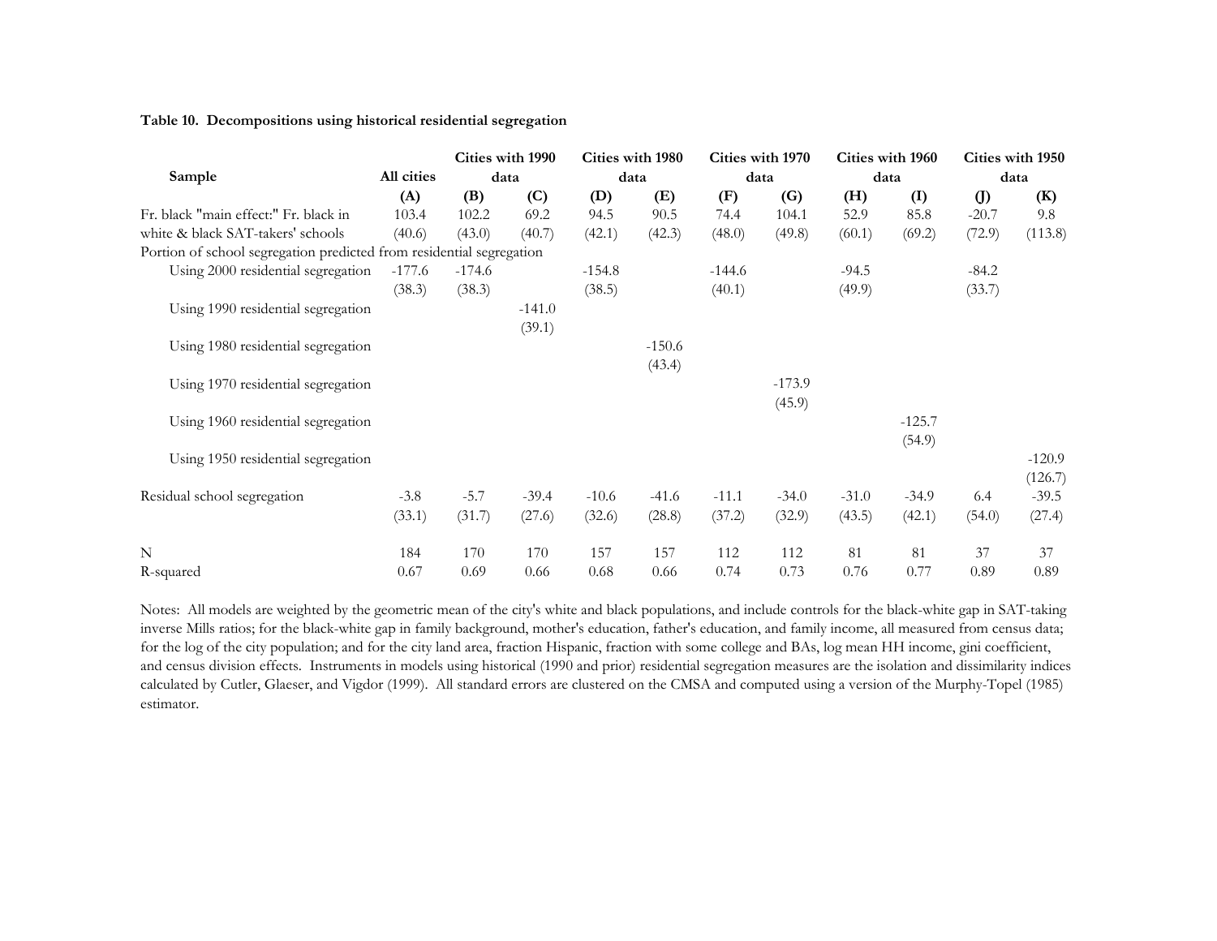**Table 10. Decompositions using historical residential segregation**

| Sample | All cities | Cities with 1990 data | | Cities with 1980 data | | Cities with 1970 data | | Cities with 1960 data | | Cities with 1950 data | |
|---|---|---|---|---|---|---|---|---|---|---|---|
| | (A) | (B) | (C) | (D) | (E) | (F) | (G) | (H) | (I) | (J) | (K) |
| Fr. black "main effect:" Fr. black in white & black SAT-takers' schools | 103.4 | 102.2 | 69.2 | 94.5 | 90.5 | 74.4 | 104.1 | 52.9 | 85.8 | -20.7 | 9.8 |
| | (40.6) | (43.0) | (40.7) | (42.1) | (42.3) | (48.0) | (49.8) | (60.1) | (69.2) | (72.9) | (113.8) |
| Portion of school segregation predicted from residential segregation | | | | | | | | | | | |
| Using 2000 residential segregation | -177.6 | -174.6 | | -154.8 | | -144.6 | | -94.5 | | -84.2 | |
| | (38.3) | (38.3) | | (38.5) | | (40.1) | | (49.9) | | (33.7) | |
| Using 1990 residential segregation | | | -141.0 | | | | | | | | |
| | | | (39.1) | | | | | | | | |
| Using 1980 residential segregation | | | | | -150.6 | | | | | | |
| | | | | | (43.4) | | | | | | |
| Using 1970 residential segregation | | | | | | | -173.9 | | | | |
| | | | | | | | (45.9) | | | | |
| Using 1960 residential segregation | | | | | | | | | -125.7 | | |
| | | | | | | | | | (54.9) | | |
| Using 1950 residential segregation | | | | | | | | | | | -120.9 |
| | | | | | | | | | | | (126.7) |
| Residual school segregation | -3.8 | -5.7 | -39.4 | -10.6 | -41.6 | -11.1 | -34.0 | -31.0 | -34.9 | 6.4 | -39.5 |
| | (33.1) | (31.7) | (27.6) | (32.6) | (28.8) | (37.2) | (32.9) | (43.5) | (42.1) | (54.0) | (27.4) |
| N | 184 | 170 | 170 | 157 | 157 | 112 | 112 | 81 | 81 | 37 | 37 |
| R-squared | 0.67 | 0.69 | 0.66 | 0.68 | 0.66 | 0.74 | 0.73 | 0.76 | 0.77 | 0.89 | 0.89 |

Notes: All models are weighted by the geometric mean of the city's white and black populations, and include controls for the black-white gap in SAT-taking inverse Mills ratios; for the black-white gap in family background, mother's education, father's education, and family income, all measured from census data; for the log of the city population; and for the city land area, fraction Hispanic, fraction with some college and BAs, log mean HH income, gini coefficient, and census division effects. Instruments in models using historical (1990 and prior) residential segregation measures are the isolation and dissimilarity indices calculated by Cutler, Glaeser, and Vigdor (1999). All standard errors are clustered on the CMSA and computed using a version of the Murphy-Topel (1985) estimator.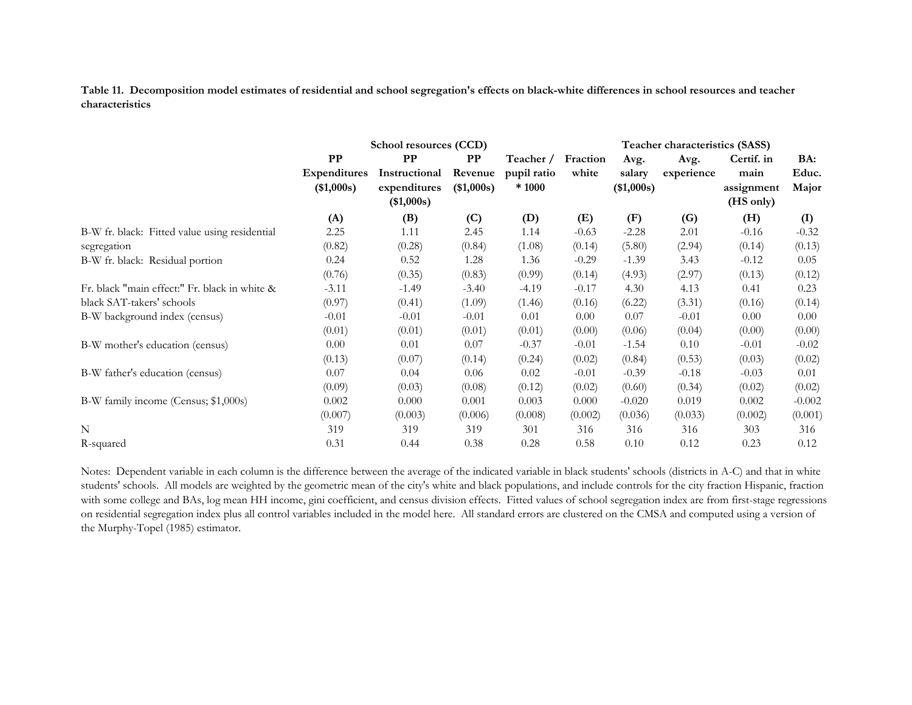**Table 11. Decomposition model estimates of residential and school segregation's effects on black-white differences in school resources and teacher characteristics**

| | School resources (CCD) | | | | | Teacher characteristics (SASS) | | | |
|---|---|---|---|---|---|---|---|---|---|
| | PP Expenditures ($1,000s) | PP Instructional expenditures ($1,000s) | PP Revenue ($1,000s) | Teacher / pupil ratio * 1000 | Fraction white | Avg. salary ($1,000s) | Avg. experience | Certif. in main assignment (HS only) | BA: Educ. Major |
| | (A) | (B) | (C) | (D) | (E) | (F) | (G) | (H) | (I) |
| B-W fr. black: Fitted value using residential segregation | 2.25 | 1.11 | 2.45 | 1.14 | -0.63 | -2.28 | 2.01 | -0.16 | -0.32 |
| | (0.82) | (0.28) | (0.84) | (1.08) | (0.14) | (5.80) | (2.94) | (0.14) | (0.13) |
| B-W fr. black: Residual portion | 0.24 | 0.52 | 1.28 | 1.36 | -0.29 | -1.39 | 3.43 | -0.12 | 0.05 |
| | (0.76) | (0.35) | (0.83) | (0.99) | (0.14) | (4.93) | (2.97) | (0.13) | (0.12) |
| Fr. black "main effect:" Fr. black in white & black SAT-takers' schools | -3.11 | -1.49 | -3.40 | -4.19 | -0.17 | 4.30 | 4.13 | 0.41 | 0.23 |
| | (0.97) | (0.41) | (1.09) | (1.46) | (0.16) | (6.22) | (3.31) | (0.16) | (0.14) |
| B-W background index (census) | -0.01 | -0.01 | -0.01 | 0.01 | 0.00 | 0.07 | -0.01 | 0.00 | 0.00 |
| | (0.01) | (0.01) | (0.01) | (0.01) | (0.00) | (0.06) | (0.04) | (0.00) | (0.00) |
| B-W mother's education (census) | 0.00 | 0.01 | 0.07 | -0.37 | -0.01 | -1.54 | 0.10 | -0.01 | -0.02 |
| | (0.13) | (0.07) | (0.14) | (0.24) | (0.02) | (0.84) | (0.53) | (0.03) | (0.02) |
| B-W father's education (census) | 0.07 | 0.04 | 0.06 | 0.02 | -0.01 | -0.39 | -0.18 | -0.03 | 0.01 |
| | (0.09) | (0.03) | (0.08) | (0.12) | (0.02) | (0.60) | (0.34) | (0.02) | (0.02) |
| B-W family income (Census; $1,000s) | 0.002 | 0.000 | 0.001 | 0.003 | 0.000 | -0.020 | 0.019 | 0.002 | -0.002 |
| | (0.007) | (0.003) | (0.006) | (0.008) | (0.002) | (0.036) | (0.033) | (0.002) | (0.001) |
| N | 319 | 319 | 319 | 301 | 316 | 316 | 316 | 303 | 316 |
| R-squared | 0.31 | 0.44 | 0.38 | 0.28 | 0.58 | 0.10 | 0.12 | 0.23 | 0.12 |

Notes: Dependent variable in each column is the difference between the average of the indicated variable in black students' schools (districts in A-C) and that in white students' schools. All models are weighted by the geometric mean of the city's white and black populations, and include controls for the city fraction Hispanic, fraction with some college and BAs, log mean HH income, gini coefficient, and census division effects. Fitted values of school segregation index are from first-stage regressions on residential segregation index plus all control variables included in the model here. All standard errors are clustered on the CMSA and computed using a version of the Murphy-Topel (1985) estimator.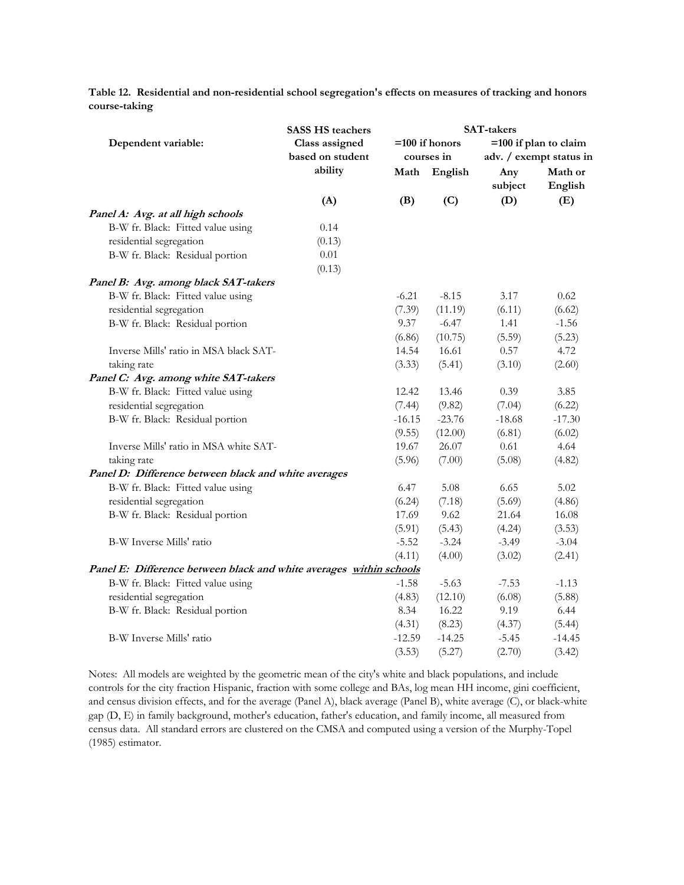**Table 12. Residential and non-residential school segregation's effects on measures of tracking and honors course-taking**

| Dependent variable: | SASS HS teachers Class assigned based on student ability | SAT-takers =100 if honors courses in Math | English | =100 if plan to claim adv. / exempt status in Any subject | Math or English |
|---|---|---|---|---|---|
| | (A) | (B) | (C) | (D) | (E) |
| ***Panel A: Avg. at all high schools*** | | | | | |
| B-W fr. Black: Fitted value using residential segregation | 0.14 | | | | |
| | (0.13) | | | | |
| B-W fr. Black: Residual portion | 0.01 | | | | |
| | (0.13) | | | | |
| ***Panel B: Avg. among black SAT-takers*** | | | | | |
| B-W fr. Black: Fitted value using residential segregation | | -6.21 | -8.15 | 3.17 | 0.62 |
| | | (7.39) | (11.19) | (6.11) | (6.62) |
| B-W fr. Black: Residual portion | | 9.37 | -6.47 | 1.41 | -1.56 |
| | | (6.86) | (10.75) | (5.59) | (5.23) |
| Inverse Mills' ratio in MSA black SAT-taking rate | | 14.54 | 16.61 | 0.57 | 4.72 |
| | | (3.33) | (5.41) | (3.10) | (2.60) |
| ***Panel C: Avg. among white SAT-takers*** | | | | | |
| B-W fr. Black: Fitted value using residential segregation | | 12.42 | 13.46 | 0.39 | 3.85 |
| | | (7.44) | (9.82) | (7.04) | (6.22) |
| B-W fr. Black: Residual portion | | -16.15 | -23.76 | -18.68 | -17.30 |
| | | (9.55) | (12.00) | (6.81) | (6.02) |
| Inverse Mills' ratio in MSA white SAT-taking rate | | 19.67 | 26.07 | 0.61 | 4.64 |
| | | (5.96) | (7.00) | (5.08) | (4.82) |
| ***Panel D: Difference between black and white averages*** | | | | | |
| B-W fr. Black: Fitted value using residential segregation | | 6.47 | 5.08 | 6.65 | 5.02 |
| | | (6.24) | (7.18) | (5.69) | (4.86) |
| B-W fr. Black: Residual portion | | 17.69 | 9.62 | 21.64 | 16.08 |
| | | (5.91) | (5.43) | (4.24) | (3.53) |
| B-W Inverse Mills' ratio | | -5.52 | -3.24 | -3.49 | -3.04 |
| | | (4.11) | (4.00) | (3.02) | (2.41) |
| ***Panel E: Difference between black and white averages within schools*** | | | | | |
| B-W fr. Black: Fitted value using residential segregation | | -1.58 | -5.63 | -7.53 | -1.13 |
| | | (4.83) | (12.10) | (6.08) | (5.88) |
| B-W fr. Black: Residual portion | | 8.34 | 16.22 | 9.19 | 6.44 |
| | | (4.31) | (8.23) | (4.37) | (5.44) |
| B-W Inverse Mills' ratio | | -12.59 | -14.25 | -5.45 | -14.45 |
| | | (3.53) | (5.27) | (2.70) | (3.42) |

Notes: All models are weighted by the geometric mean of the city's white and black populations, and include controls for the city fraction Hispanic, fraction with some college and BAs, log mean HH income, gini coefficient, and census division effects, and for the average (Panel A), black average (Panel B), white average (C), or black-white gap (D, E) in family background, mother's education, father's education, and family income, all measured from census data. All standard errors are clustered on the CMSA and computed using a version of the Murphy-Topel (1985) estimator.